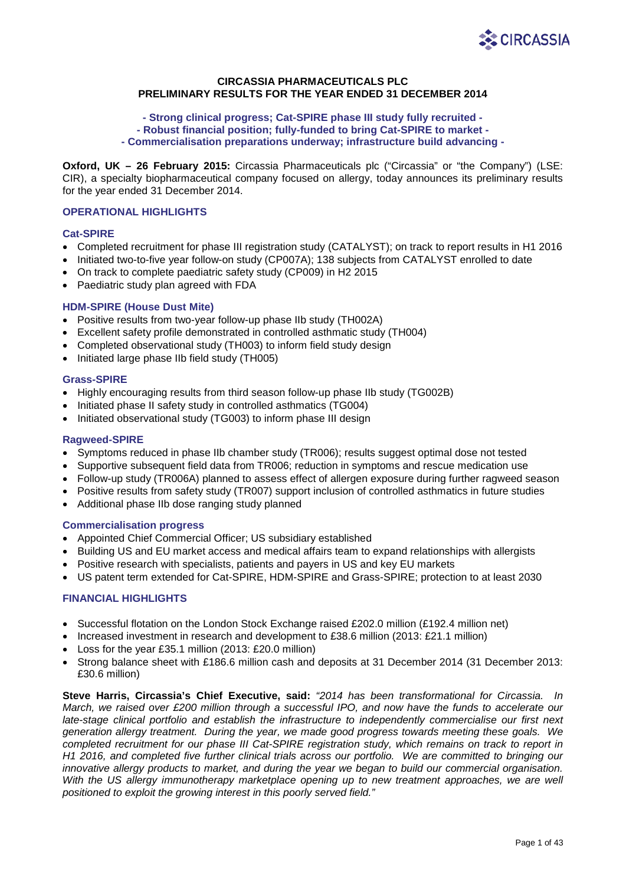# CIRCASSIA PHARMACEUTICALS PLC
# PRELIMINARY RESULTS FOR THE YEAR ENDED 31 DECEMBER 2014

**- Strong clinical progress; Cat-SPIRE phase III study fully recruited -**
**- Robust financial position; fully-funded to bring Cat-SPIRE to market -**
**- Commercialisation preparations underway; infrastructure build advancing -**

**Oxford, UK – 26 February 2015:** Circassia Pharmaceuticals plc ("Circassia" or "the Company") (LSE: CIR), a specialty biopharmaceutical company focused on allergy, today announces its preliminary results for the year ended 31 December 2014.

## OPERATIONAL HIGHLIGHTS

### Cat-SPIRE

- Completed recruitment for phase III registration study (CATALYST); on track to report results in H1 2016
- Initiated two-to-five year follow-on study (CP007A); 138 subjects from CATALYST enrolled to date
- On track to complete paediatric safety study (CP009) in H2 2015
- Paediatric study plan agreed with FDA

### HDM-SPIRE (House Dust Mite)

- Positive results from two-year follow-up phase IIb study (TH002A)
- Excellent safety profile demonstrated in controlled asthmatic study (TH004)
- Completed observational study (TH003) to inform field study design
- Initiated large phase IIb field study (TH005)

### Grass-SPIRE

- Highly encouraging results from third season follow-up phase IIb study (TG002B)
- Initiated phase II safety study in controlled asthmatics (TG004)
- Initiated observational study (TG003) to inform phase III design

### Ragweed-SPIRE

- Symptoms reduced in phase IIb chamber study (TR006); results suggest optimal dose not tested
- Supportive subsequent field data from TR006; reduction in symptoms and rescue medication use
- Follow-up study (TR006A) planned to assess effect of allergen exposure during further ragweed season
- Positive results from safety study (TR007) support inclusion of controlled asthmatics in future studies
- Additional phase IIb dose ranging study planned

### Commercialisation progress

- Appointed Chief Commercial Officer; US subsidiary established
- Building US and EU market access and medical affairs team to expand relationships with allergists
- Positive research with specialists, patients and payers in US and key EU markets
- US patent term extended for Cat-SPIRE, HDM-SPIRE and Grass-SPIRE; protection to at least 2030

## FINANCIAL HIGHLIGHTS

- Successful flotation on the London Stock Exchange raised £202.0 million (£192.4 million net)
- Increased investment in research and development to £38.6 million (2013: £21.1 million)
- Loss for the year £35.1 million (2013: £20.0 million)
- Strong balance sheet with £186.6 million cash and deposits at 31 December 2014 (31 December 2013: £30.6 million)

**Steve Harris, Circassia's Chief Executive, said:** *"2014 has been transformational for Circassia. In March, we raised over £200 million through a successful IPO, and now have the funds to accelerate our late-stage clinical portfolio and establish the infrastructure to independently commercialise our first next generation allergy treatment. During the year, we made good progress towards meeting these goals. We completed recruitment for our phase III Cat-SPIRE registration study, which remains on track to report in H1 2016, and completed five further clinical trials across our portfolio. We are committed to bringing our innovative allergy products to market, and during the year we began to build our commercial organisation. With the US allergy immunotherapy marketplace opening up to new treatment approaches, we are well positioned to exploit the growing interest in this poorly served field."*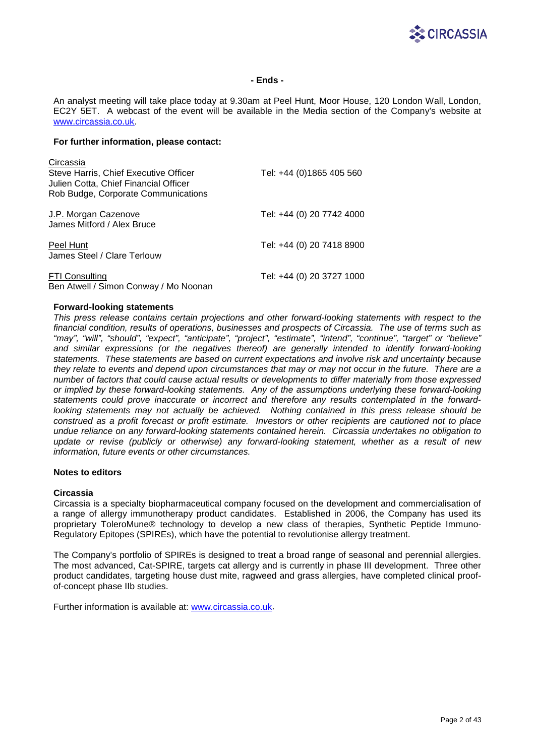**- Ends -**

An analyst meeting will take place today at 9.30am at Peel Hunt, Moor House, 120 London Wall, London, EC2Y 5ET. A webcast of the event will be available in the Media section of the Company's website at www.circassia.co.uk.

**For further information, please contact:**

| | |
|---|---|
| Circassia<br>Steve Harris, Chief Executive Officer<br>Julien Cotta, Chief Financial Officer<br>Rob Budge, Corporate Communications | Tel: +44 (0)1865 405 560 |
| J.P. Morgan Cazenove<br>James Mitford / Alex Bruce | Tel: +44 (0) 20 7742 4000 |
| Peel Hunt<br>James Steel / Clare Terlouw | Tel: +44 (0) 20 7418 8900 |
| FTI Consulting<br>Ben Atwell / Simon Conway / Mo Noonan | Tel: +44 (0) 20 3727 1000 |

**Forward-looking statements**

*This press release contains certain projections and other forward-looking statements with respect to the financial condition, results of operations, businesses and prospects of Circassia. The use of terms such as "may", "will", "should", "expect", "anticipate", "project", "estimate", "intend", "continue", "target" or "believe" and similar expressions (or the negatives thereof) are generally intended to identify forward-looking statements. These statements are based on current expectations and involve risk and uncertainty because they relate to events and depend upon circumstances that may or may not occur in the future. There are a number of factors that could cause actual results or developments to differ materially from those expressed or implied by these forward-looking statements. Any of the assumptions underlying these forward-looking statements could prove inaccurate or incorrect and therefore any results contemplated in the forward-looking statements may not actually be achieved. Nothing contained in this press release should be construed as a profit forecast or profit estimate. Investors or other recipients are cautioned not to place undue reliance on any forward-looking statements contained herein. Circassia undertakes no obligation to update or revise (publicly or otherwise) any forward-looking statement, whether as a result of new information, future events or other circumstances.*

**Notes to editors**

**Circassia**

Circassia is a specialty biopharmaceutical company focused on the development and commercialisation of a range of allergy immunotherapy product candidates. Established in 2006, the Company has used its proprietary ToleroMune® technology to develop a new class of therapies, Synthetic Peptide Immuno-Regulatory Epitopes (SPIREs), which have the potential to revolutionise allergy treatment.

The Company's portfolio of SPIREs is designed to treat a broad range of seasonal and perennial allergies. The most advanced, Cat-SPIRE, targets cat allergy and is currently in phase III development. Three other product candidates, targeting house dust mite, ragweed and grass allergies, have completed clinical proof-of-concept phase IIb studies.

Further information is available at: www.circassia.co.uk.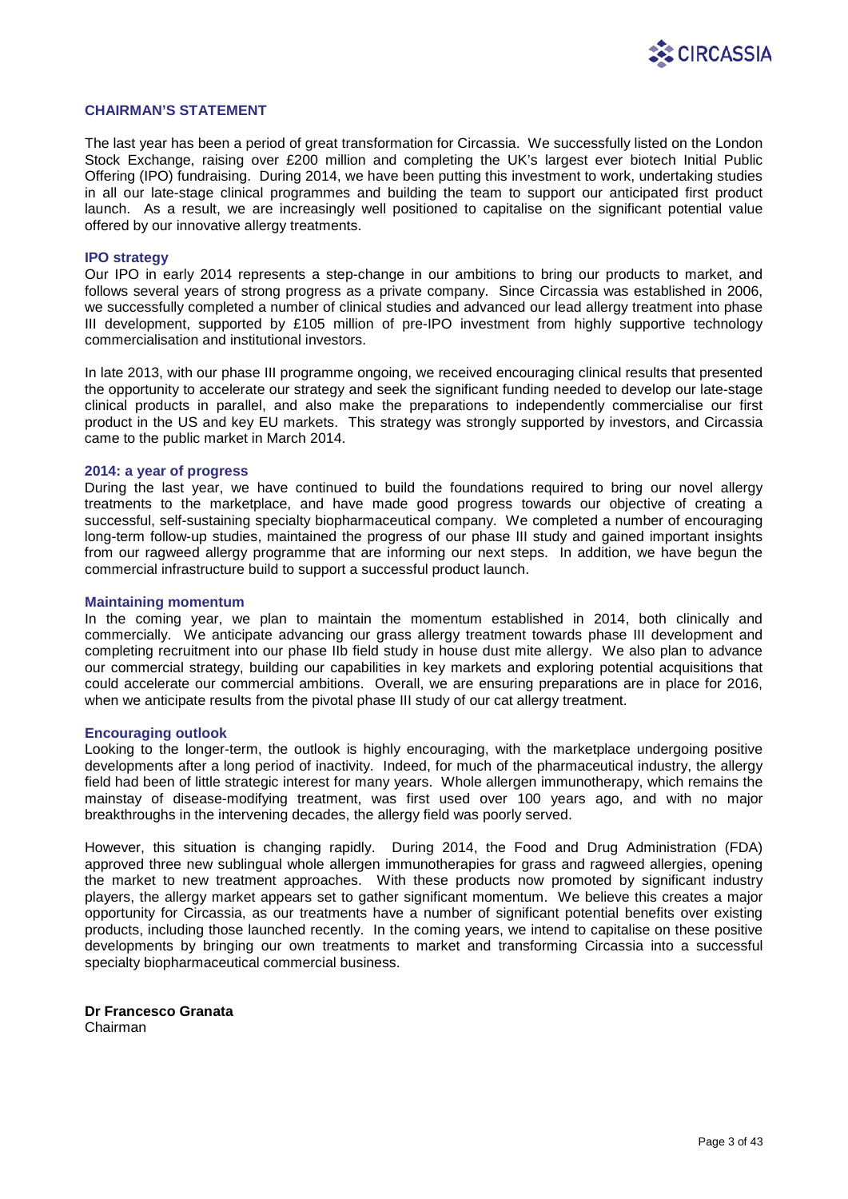## CHAIRMAN'S STATEMENT

The last year has been a period of great transformation for Circassia. We successfully listed on the London Stock Exchange, raising over £200 million and completing the UK's largest ever biotech Initial Public Offering (IPO) fundraising. During 2014, we have been putting this investment to work, undertaking studies in all our late-stage clinical programmes and building the team to support our anticipated first product launch. As a result, we are increasingly well positioned to capitalise on the significant potential value offered by our innovative allergy treatments.

### IPO strategy

Our IPO in early 2014 represents a step-change in our ambitions to bring our products to market, and follows several years of strong progress as a private company. Since Circassia was established in 2006, we successfully completed a number of clinical studies and advanced our lead allergy treatment into phase III development, supported by £105 million of pre-IPO investment from highly supportive technology commercialisation and institutional investors.

In late 2013, with our phase III programme ongoing, we received encouraging clinical results that presented the opportunity to accelerate our strategy and seek the significant funding needed to develop our late-stage clinical products in parallel, and also make the preparations to independently commercialise our first product in the US and key EU markets. This strategy was strongly supported by investors, and Circassia came to the public market in March 2014.

### 2014: a year of progress

During the last year, we have continued to build the foundations required to bring our novel allergy treatments to the marketplace, and have made good progress towards our objective of creating a successful, self-sustaining specialty biopharmaceutical company. We completed a number of encouraging long-term follow-up studies, maintained the progress of our phase III study and gained important insights from our ragweed allergy programme that are informing our next steps. In addition, we have begun the commercial infrastructure build to support a successful product launch.

### Maintaining momentum

In the coming year, we plan to maintain the momentum established in 2014, both clinically and commercially. We anticipate advancing our grass allergy treatment towards phase III development and completing recruitment into our phase IIb field study in house dust mite allergy. We also plan to advance our commercial strategy, building our capabilities in key markets and exploring potential acquisitions that could accelerate our commercial ambitions. Overall, we are ensuring preparations are in place for 2016, when we anticipate results from the pivotal phase III study of our cat allergy treatment.

### Encouraging outlook

Looking to the longer-term, the outlook is highly encouraging, with the marketplace undergoing positive developments after a long period of inactivity. Indeed, for much of the pharmaceutical industry, the allergy field had been of little strategic interest for many years. Whole allergen immunotherapy, which remains the mainstay of disease-modifying treatment, was first used over 100 years ago, and with no major breakthroughs in the intervening decades, the allergy field was poorly served.

However, this situation is changing rapidly. During 2014, the Food and Drug Administration (FDA) approved three new sublingual whole allergen immunotherapies for grass and ragweed allergies, opening the market to new treatment approaches. With these products now promoted by significant industry players, the allergy market appears set to gather significant momentum. We believe this creates a major opportunity for Circassia, as our treatments have a number of significant potential benefits over existing products, including those launched recently. In the coming years, we intend to capitalise on these positive developments by bringing our own treatments to market and transforming Circassia into a successful specialty biopharmaceutical commercial business.

**Dr Francesco Granata**
Chairman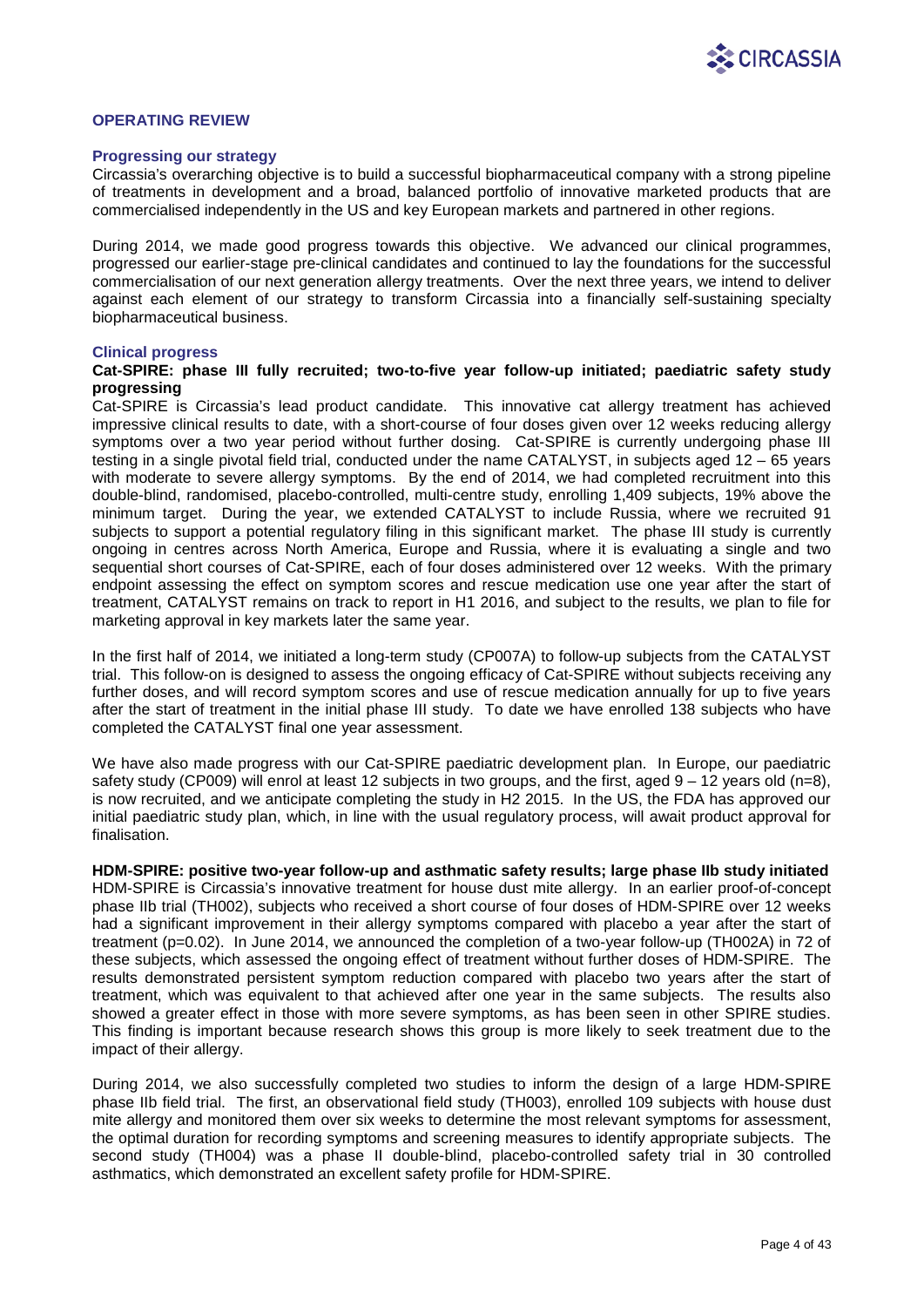## OPERATING REVIEW

### Progressing our strategy

Circassia's overarching objective is to build a successful biopharmaceutical company with a strong pipeline of treatments in development and a broad, balanced portfolio of innovative marketed products that are commercialised independently in the US and key European markets and partnered in other regions.

During 2014, we made good progress towards this objective. We advanced our clinical programmes, progressed our earlier-stage pre-clinical candidates and continued to lay the foundations for the successful commercialisation of our next generation allergy treatments. Over the next three years, we intend to deliver against each element of our strategy to transform Circassia into a financially self-sustaining specialty biopharmaceutical business.

### Clinical progress

**Cat-SPIRE: phase III fully recruited; two-to-five year follow-up initiated; paediatric safety study progressing**

Cat-SPIRE is Circassia's lead product candidate. This innovative cat allergy treatment has achieved impressive clinical results to date, with a short-course of four doses given over 12 weeks reducing allergy symptoms over a two year period without further dosing. Cat-SPIRE is currently undergoing phase III testing in a single pivotal field trial, conducted under the name CATALYST, in subjects aged 12 – 65 years with moderate to severe allergy symptoms. By the end of 2014, we had completed recruitment into this double-blind, randomised, placebo-controlled, multi-centre study, enrolling 1,409 subjects, 19% above the minimum target. During the year, we extended CATALYST to include Russia, where we recruited 91 subjects to support a potential regulatory filing in this significant market. The phase III study is currently ongoing in centres across North America, Europe and Russia, where it is evaluating a single and two sequential short courses of Cat-SPIRE, each of four doses administered over 12 weeks. With the primary endpoint assessing the effect on symptom scores and rescue medication use one year after the start of treatment, CATALYST remains on track to report in H1 2016, and subject to the results, we plan to file for marketing approval in key markets later the same year.

In the first half of 2014, we initiated a long-term study (CP007A) to follow-up subjects from the CATALYST trial. This follow-on is designed to assess the ongoing efficacy of Cat-SPIRE without subjects receiving any further doses, and will record symptom scores and use of rescue medication annually for up to five years after the start of treatment in the initial phase III study. To date we have enrolled 138 subjects who have completed the CATALYST final one year assessment.

We have also made progress with our Cat-SPIRE paediatric development plan. In Europe, our paediatric safety study (CP009) will enrol at least 12 subjects in two groups, and the first, aged 9 – 12 years old (n=8), is now recruited, and we anticipate completing the study in H2 2015. In the US, the FDA has approved our initial paediatric study plan, which, in line with the usual regulatory process, will await product approval for finalisation.

**HDM-SPIRE: positive two-year follow-up and asthmatic safety results; large phase IIb study initiated**

HDM-SPIRE is Circassia's innovative treatment for house dust mite allergy. In an earlier proof-of-concept phase IIb trial (TH002), subjects who received a short course of four doses of HDM-SPIRE over 12 weeks had a significant improvement in their allergy symptoms compared with placebo a year after the start of treatment ($p=0.02$). In June 2014, we announced the completion of a two-year follow-up (TH002A) in 72 of these subjects, which assessed the ongoing effect of treatment without further doses of HDM-SPIRE. The results demonstrated persistent symptom reduction compared with placebo two years after the start of treatment, which was equivalent to that achieved after one year in the same subjects. The results also showed a greater effect in those with more severe symptoms, as has been seen in other SPIRE studies. This finding is important because research shows this group is more likely to seek treatment due to the impact of their allergy.

During 2014, we also successfully completed two studies to inform the design of a large HDM-SPIRE phase IIb field trial. The first, an observational field study (TH003), enrolled 109 subjects with house dust mite allergy and monitored them over six weeks to determine the most relevant symptoms for assessment, the optimal duration for recording symptoms and screening measures to identify appropriate subjects. The second study (TH004) was a phase II double-blind, placebo-controlled safety trial in 30 controlled asthmatics, which demonstrated an excellent safety profile for HDM-SPIRE.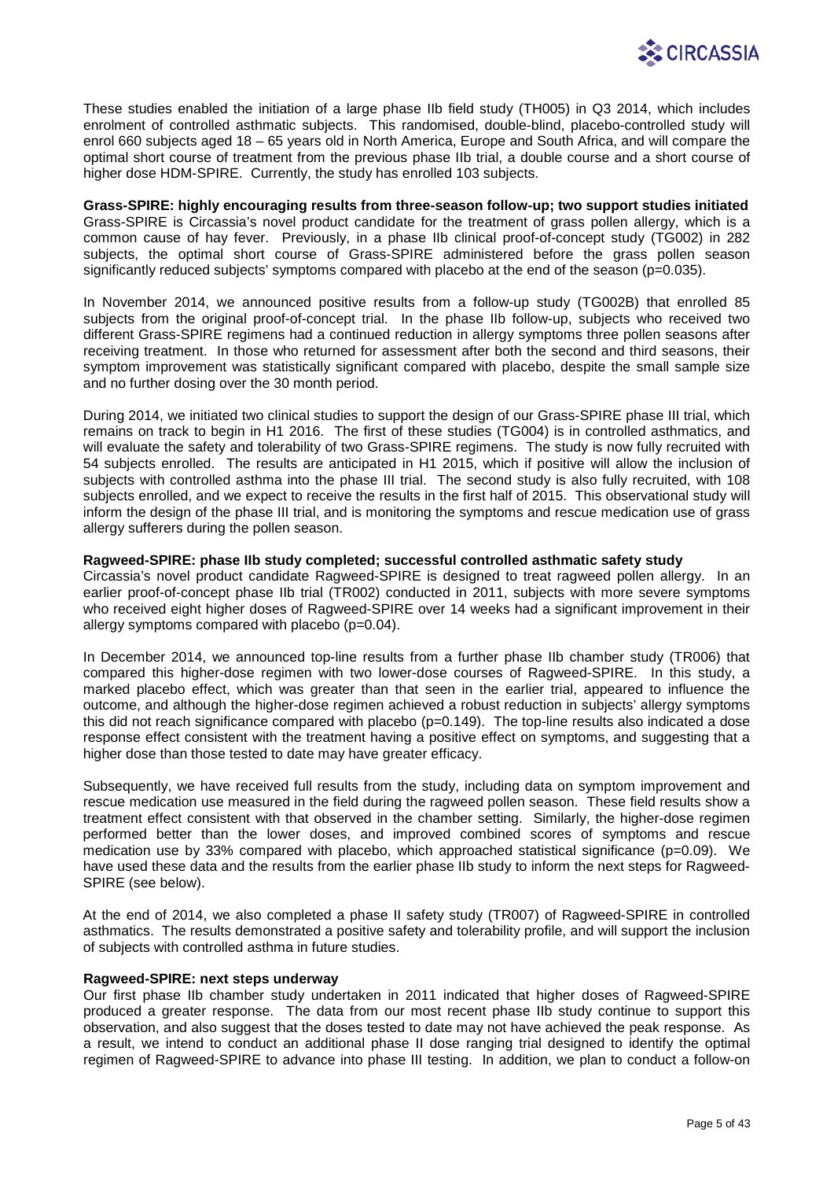These studies enabled the initiation of a large phase IIb field study (TH005) in Q3 2014, which includes enrolment of controlled asthmatic subjects. This randomised, double-blind, placebo-controlled study will enrol 660 subjects aged 18 – 65 years old in North America, Europe and South Africa, and will compare the optimal short course of treatment from the previous phase IIb trial, a double course and a short course of higher dose HDM-SPIRE. Currently, the study has enrolled 103 subjects.

**Grass-SPIRE: highly encouraging results from three-season follow-up; two support studies initiated**

Grass-SPIRE is Circassia's novel product candidate for the treatment of grass pollen allergy, which is a common cause of hay fever. Previously, in a phase IIb clinical proof-of-concept study (TG002) in 282 subjects, the optimal short course of Grass-SPIRE administered before the grass pollen season significantly reduced subjects' symptoms compared with placebo at the end of the season ($p=0.035$).

In November 2014, we announced positive results from a follow-up study (TG002B) that enrolled 85 subjects from the original proof-of-concept trial. In the phase IIb follow-up, subjects who received two different Grass-SPIRE regimens had a continued reduction in allergy symptoms three pollen seasons after receiving treatment. In those who returned for assessment after both the second and third seasons, their symptom improvement was statistically significant compared with placebo, despite the small sample size and no further dosing over the 30 month period.

During 2014, we initiated two clinical studies to support the design of our Grass-SPIRE phase III trial, which remains on track to begin in H1 2016. The first of these studies (TG004) is in controlled asthmatics, and will evaluate the safety and tolerability of two Grass-SPIRE regimens. The study is now fully recruited with 54 subjects enrolled. The results are anticipated in H1 2015, which if positive will allow the inclusion of subjects with controlled asthma into the phase III trial. The second study is also fully recruited, with 108 subjects enrolled, and we expect to receive the results in the first half of 2015. This observational study will inform the design of the phase III trial, and is monitoring the symptoms and rescue medication use of grass allergy sufferers during the pollen season.

**Ragweed-SPIRE: phase IIb study completed; successful controlled asthmatic safety study**

Circassia's novel product candidate Ragweed-SPIRE is designed to treat ragweed pollen allergy. In an earlier proof-of-concept phase IIb trial (TR002) conducted in 2011, subjects with more severe symptoms who received eight higher doses of Ragweed-SPIRE over 14 weeks had a significant improvement in their allergy symptoms compared with placebo ($p=0.04$).

In December 2014, we announced top-line results from a further phase IIb chamber study (TR006) that compared this higher-dose regimen with two lower-dose courses of Ragweed-SPIRE. In this study, a marked placebo effect, which was greater than that seen in the earlier trial, appeared to influence the outcome, and although the higher-dose regimen achieved a robust reduction in subjects' allergy symptoms this did not reach significance compared with placebo ($p=0.149$). The top-line results also indicated a dose response effect consistent with the treatment having a positive effect on symptoms, and suggesting that a higher dose than those tested to date may have greater efficacy.

Subsequently, we have received full results from the study, including data on symptom improvement and rescue medication use measured in the field during the ragweed pollen season. These field results show a treatment effect consistent with that observed in the chamber setting. Similarly, the higher-dose regimen performed better than the lower doses, and improved combined scores of symptoms and rescue medication use by 33% compared with placebo, which approached statistical significance ($p=0.09$). We have used these data and the results from the earlier phase IIb study to inform the next steps for Ragweed-SPIRE (see below).

At the end of 2014, we also completed a phase II safety study (TR007) of Ragweed-SPIRE in controlled asthmatics. The results demonstrated a positive safety and tolerability profile, and will support the inclusion of subjects with controlled asthma in future studies.

**Ragweed-SPIRE: next steps underway**

Our first phase IIb chamber study undertaken in 2011 indicated that higher doses of Ragweed-SPIRE produced a greater response. The data from our most recent phase IIb study continue to support this observation, and also suggest that the doses tested to date may not have achieved the peak response. As a result, we intend to conduct an additional phase II dose ranging trial designed to identify the optimal regimen of Ragweed-SPIRE to advance into phase III testing. In addition, we plan to conduct a follow-on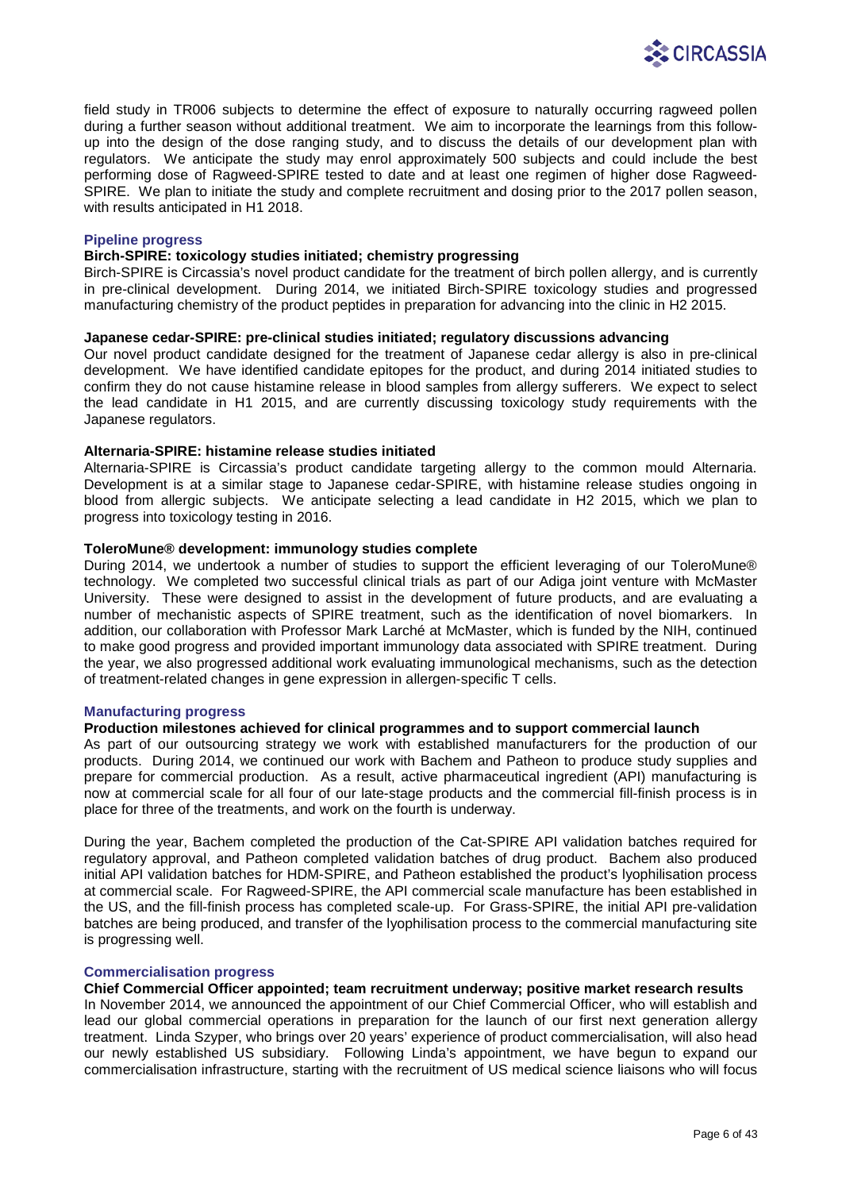field study in TR006 subjects to determine the effect of exposure to naturally occurring ragweed pollen during a further season without additional treatment. We aim to incorporate the learnings from this follow-up into the design of the dose ranging study, and to discuss the details of our development plan with regulators. We anticipate the study may enrol approximately 500 subjects and could include the best performing dose of Ragweed-SPIRE tested to date and at least one regimen of higher dose Ragweed-SPIRE. We plan to initiate the study and complete recruitment and dosing prior to the 2017 pollen season, with results anticipated in H1 2018.

## Pipeline progress

### Birch-SPIRE: toxicology studies initiated; chemistry progressing

Birch-SPIRE is Circassia's novel product candidate for the treatment of birch pollen allergy, and is currently in pre-clinical development. During 2014, we initiated Birch-SPIRE toxicology studies and progressed manufacturing chemistry of the product peptides in preparation for advancing into the clinic in H2 2015.

### Japanese cedar-SPIRE: pre-clinical studies initiated; regulatory discussions advancing

Our novel product candidate designed for the treatment of Japanese cedar allergy is also in pre-clinical development. We have identified candidate epitopes for the product, and during 2014 initiated studies to confirm they do not cause histamine release in blood samples from allergy sufferers. We expect to select the lead candidate in H1 2015, and are currently discussing toxicology study requirements with the Japanese regulators.

### Alternaria-SPIRE: histamine release studies initiated

Alternaria-SPIRE is Circassia's product candidate targeting allergy to the common mould Alternaria. Development is at a similar stage to Japanese cedar-SPIRE, with histamine release studies ongoing in blood from allergic subjects. We anticipate selecting a lead candidate in H2 2015, which we plan to progress into toxicology testing in 2016.

### ToleroMune® development: immunology studies complete

During 2014, we undertook a number of studies to support the efficient leveraging of our ToleroMune® technology. We completed two successful clinical trials as part of our Adiga joint venture with McMaster University. These were designed to assist in the development of future products, and are evaluating a number of mechanistic aspects of SPIRE treatment, such as the identification of novel biomarkers. In addition, our collaboration with Professor Mark Larché at McMaster, which is funded by the NIH, continued to make good progress and provided important immunology data associated with SPIRE treatment. During the year, we also progressed additional work evaluating immunological mechanisms, such as the detection of treatment-related changes in gene expression in allergen-specific T cells.

## Manufacturing progress

### Production milestones achieved for clinical programmes and to support commercial launch

As part of our outsourcing strategy we work with established manufacturers for the production of our products. During 2014, we continued our work with Bachem and Patheon to produce study supplies and prepare for commercial production. As a result, active pharmaceutical ingredient (API) manufacturing is now at commercial scale for all four of our late-stage products and the commercial fill-finish process is in place for three of the treatments, and work on the fourth is underway.

During the year, Bachem completed the production of the Cat-SPIRE API validation batches required for regulatory approval, and Patheon completed validation batches of drug product. Bachem also produced initial API validation batches for HDM-SPIRE, and Patheon established the product's lyophilisation process at commercial scale. For Ragweed-SPIRE, the API commercial scale manufacture has been established in the US, and the fill-finish process has completed scale-up. For Grass-SPIRE, the initial API pre-validation batches are being produced, and transfer of the lyophilisation process to the commercial manufacturing site is progressing well.

## Commercialisation progress

### Chief Commercial Officer appointed; team recruitment underway; positive market research results

In November 2014, we announced the appointment of our Chief Commercial Officer, who will establish and lead our global commercial operations in preparation for the launch of our first next generation allergy treatment. Linda Szyper, who brings over 20 years' experience of product commercialisation, will also head our newly established US subsidiary. Following Linda's appointment, we have begun to expand our commercialisation infrastructure, starting with the recruitment of US medical science liaisons who will focus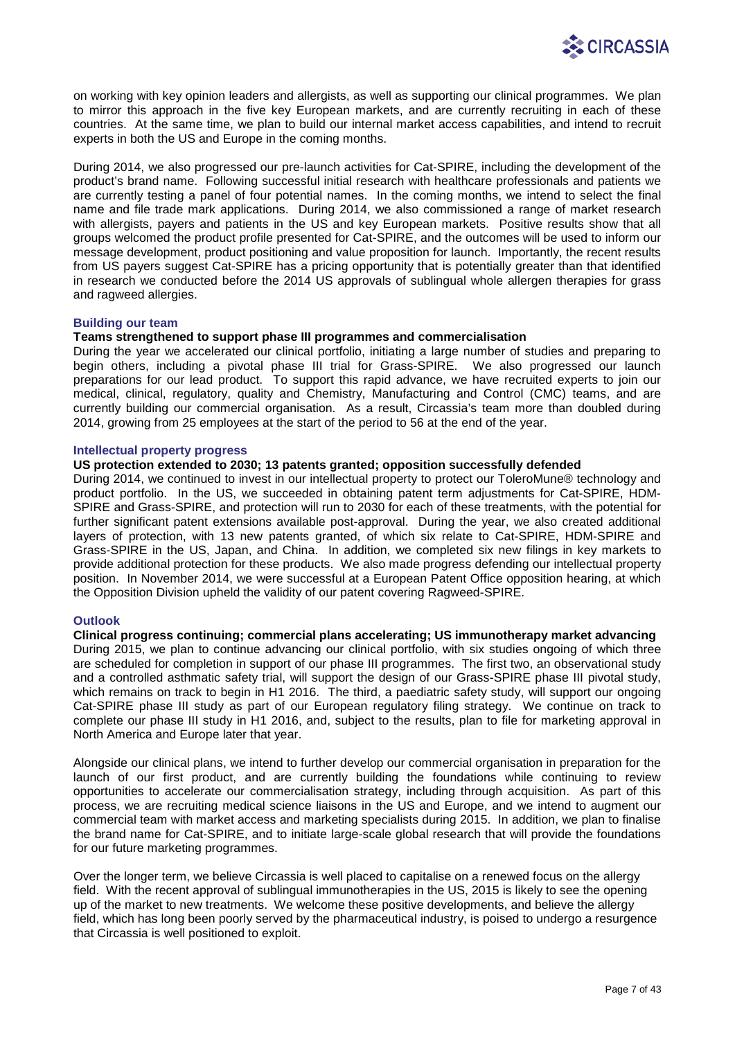on working with key opinion leaders and allergists, as well as supporting our clinical programmes. We plan to mirror this approach in the five key European markets, and are currently recruiting in each of these countries. At the same time, we plan to build our internal market access capabilities, and intend to recruit experts in both the US and Europe in the coming months.

During 2014, we also progressed our pre-launch activities for Cat-SPIRE, including the development of the product's brand name. Following successful initial research with healthcare professionals and patients we are currently testing a panel of four potential names. In the coming months, we intend to select the final name and file trade mark applications. During 2014, we also commissioned a range of market research with allergists, payers and patients in the US and key European markets. Positive results show that all groups welcomed the product profile presented for Cat-SPIRE, and the outcomes will be used to inform our message development, product positioning and value proposition for launch. Importantly, the recent results from US payers suggest Cat-SPIRE has a pricing opportunity that is potentially greater than that identified in research we conducted before the 2014 US approvals of sublingual whole allergen therapies for grass and ragweed allergies.

### Building our team

**Teams strengthened to support phase III programmes and commercialisation**

During the year we accelerated our clinical portfolio, initiating a large number of studies and preparing to begin others, including a pivotal phase III trial for Grass-SPIRE. We also progressed our launch preparations for our lead product. To support this rapid advance, we have recruited experts to join our medical, clinical, regulatory, quality and Chemistry, Manufacturing and Control (CMC) teams, and are currently building our commercial organisation. As a result, Circassia's team more than doubled during 2014, growing from 25 employees at the start of the period to 56 at the end of the year.

### Intellectual property progress

**US protection extended to 2030; 13 patents granted; opposition successfully defended**

During 2014, we continued to invest in our intellectual property to protect our ToleroMune® technology and product portfolio. In the US, we succeeded in obtaining patent term adjustments for Cat-SPIRE, HDM-SPIRE and Grass-SPIRE, and protection will run to 2030 for each of these treatments, with the potential for further significant patent extensions available post-approval. During the year, we also created additional layers of protection, with 13 new patents granted, of which six relate to Cat-SPIRE, HDM-SPIRE and Grass-SPIRE in the US, Japan, and China. In addition, we completed six new filings in key markets to provide additional protection for these products. We also made progress defending our intellectual property position. In November 2014, we were successful at a European Patent Office opposition hearing, at which the Opposition Division upheld the validity of our patent covering Ragweed-SPIRE.

### Outlook

**Clinical progress continuing; commercial plans accelerating; US immunotherapy market advancing**

During 2015, we plan to continue advancing our clinical portfolio, with six studies ongoing of which three are scheduled for completion in support of our phase III programmes. The first two, an observational study and a controlled asthmatic safety trial, will support the design of our Grass-SPIRE phase III pivotal study, which remains on track to begin in H1 2016. The third, a paediatric safety study, will support our ongoing Cat-SPIRE phase III study as part of our European regulatory filing strategy. We continue on track to complete our phase III study in H1 2016, and, subject to the results, plan to file for marketing approval in North America and Europe later that year.

Alongside our clinical plans, we intend to further develop our commercial organisation in preparation for the launch of our first product, and are currently building the foundations while continuing to review opportunities to accelerate our commercialisation strategy, including through acquisition. As part of this process, we are recruiting medical science liaisons in the US and Europe, and we intend to augment our commercial team with market access and marketing specialists during 2015. In addition, we plan to finalise the brand name for Cat-SPIRE, and to initiate large-scale global research that will provide the foundations for our future marketing programmes.

Over the longer term, we believe Circassia is well placed to capitalise on a renewed focus on the allergy field. With the recent approval of sublingual immunotherapies in the US, 2015 is likely to see the opening up of the market to new treatments. We welcome these positive developments, and believe the allergy field, which has long been poorly served by the pharmaceutical industry, is poised to undergo a resurgence that Circassia is well positioned to exploit.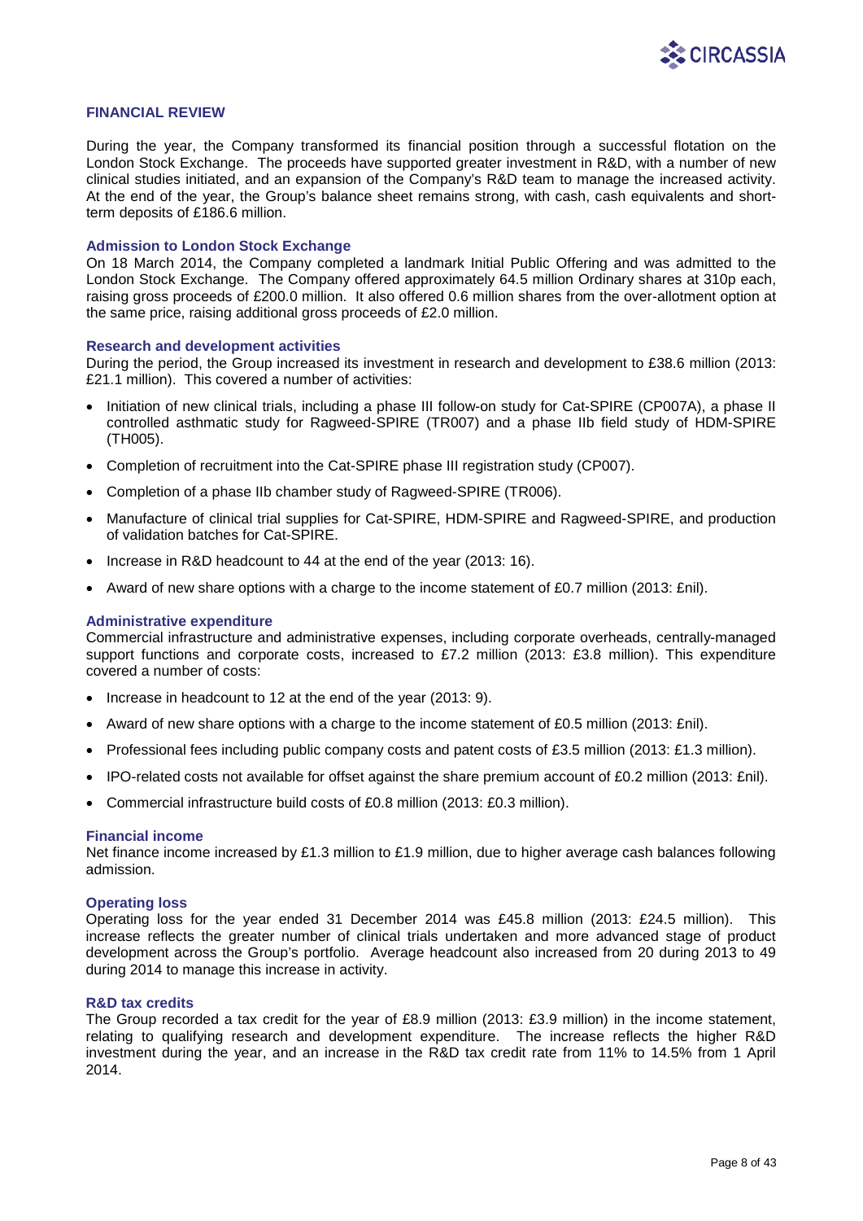## FINANCIAL REVIEW

During the year, the Company transformed its financial position through a successful flotation on the London Stock Exchange. The proceeds have supported greater investment in R&D, with a number of new clinical studies initiated, and an expansion of the Company's R&D team to manage the increased activity. At the end of the year, the Group's balance sheet remains strong, with cash, cash equivalents and short-term deposits of £186.6 million.

### Admission to London Stock Exchange

On 18 March 2014, the Company completed a landmark Initial Public Offering and was admitted to the London Stock Exchange. The Company offered approximately 64.5 million Ordinary shares at 310p each, raising gross proceeds of £200.0 million. It also offered 0.6 million shares from the over-allotment option at the same price, raising additional gross proceeds of £2.0 million.

### Research and development activities

During the period, the Group increased its investment in research and development to £38.6 million (2013: £21.1 million). This covered a number of activities:

- Initiation of new clinical trials, including a phase III follow-on study for Cat-SPIRE (CP007A), a phase II controlled asthmatic study for Ragweed-SPIRE (TR007) and a phase IIb field study of HDM-SPIRE (TH005).
- Completion of recruitment into the Cat-SPIRE phase III registration study (CP007).
- Completion of a phase IIb chamber study of Ragweed-SPIRE (TR006).
- Manufacture of clinical trial supplies for Cat-SPIRE, HDM-SPIRE and Ragweed-SPIRE, and production of validation batches for Cat-SPIRE.
- Increase in R&D headcount to 44 at the end of the year (2013: 16).
- Award of new share options with a charge to the income statement of £0.7 million (2013: £nil).

### Administrative expenditure

Commercial infrastructure and administrative expenses, including corporate overheads, centrally-managed support functions and corporate costs, increased to £7.2 million (2013: £3.8 million). This expenditure covered a number of costs:

- Increase in headcount to 12 at the end of the year (2013: 9).
- Award of new share options with a charge to the income statement of £0.5 million (2013: £nil).
- Professional fees including public company costs and patent costs of £3.5 million (2013: £1.3 million).
- IPO-related costs not available for offset against the share premium account of £0.2 million (2013: £nil).
- Commercial infrastructure build costs of £0.8 million (2013: £0.3 million).

### Financial income

Net finance income increased by £1.3 million to £1.9 million, due to higher average cash balances following admission.

### Operating loss

Operating loss for the year ended 31 December 2014 was £45.8 million (2013: £24.5 million). This increase reflects the greater number of clinical trials undertaken and more advanced stage of product development across the Group's portfolio. Average headcount also increased from 20 during 2013 to 49 during 2014 to manage this increase in activity.

### R&D tax credits

The Group recorded a tax credit for the year of £8.9 million (2013: £3.9 million) in the income statement, relating to qualifying research and development expenditure. The increase reflects the higher R&D investment during the year, and an increase in the R&D tax credit rate from 11% to 14.5% from 1 April 2014.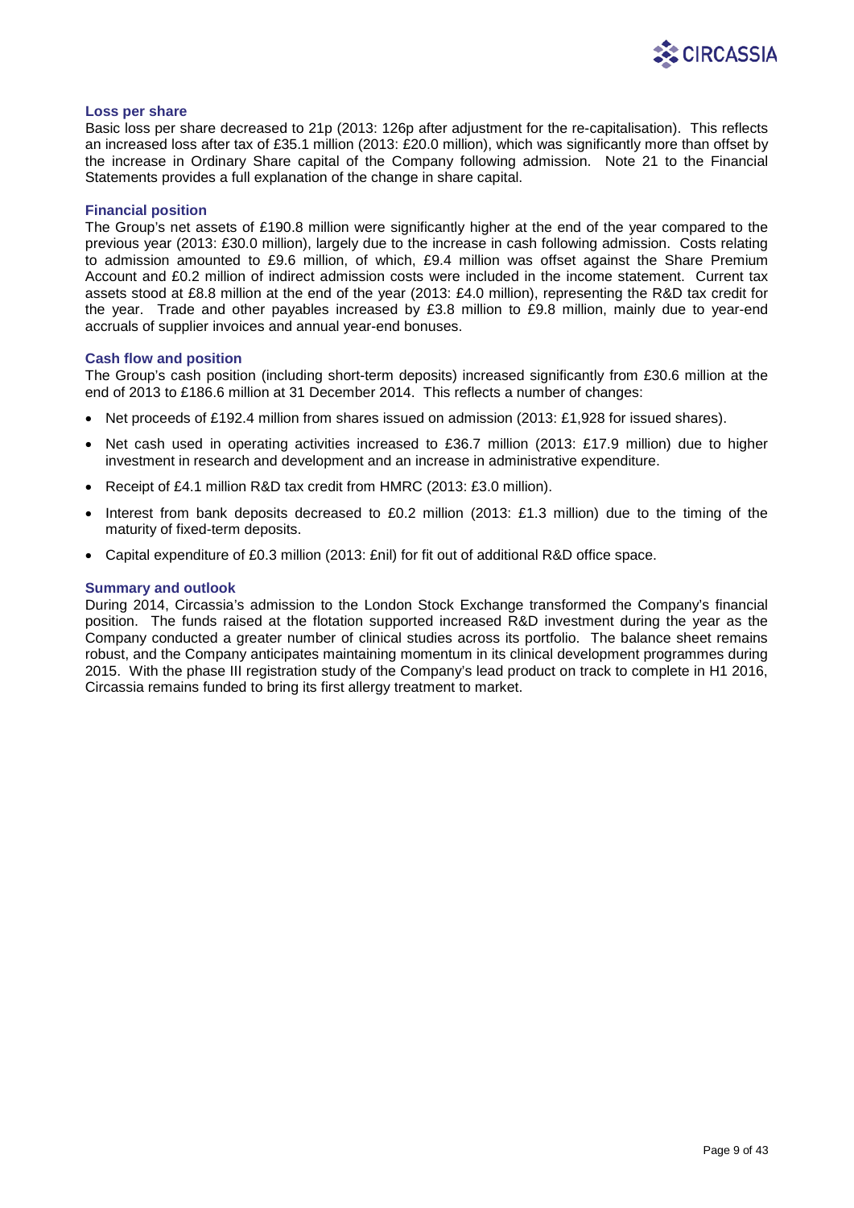### Loss per share

Basic loss per share decreased to 21p (2013: 126p after adjustment for the re-capitalisation). This reflects an increased loss after tax of £35.1 million (2013: £20.0 million), which was significantly more than offset by the increase in Ordinary Share capital of the Company following admission. Note 21 to the Financial Statements provides a full explanation of the change in share capital.

### Financial position

The Group's net assets of £190.8 million were significantly higher at the end of the year compared to the previous year (2013: £30.0 million), largely due to the increase in cash following admission. Costs relating to admission amounted to £9.6 million, of which, £9.4 million was offset against the Share Premium Account and £0.2 million of indirect admission costs were included in the income statement. Current tax assets stood at £8.8 million at the end of the year (2013: £4.0 million), representing the R&D tax credit for the year. Trade and other payables increased by £3.8 million to £9.8 million, mainly due to year-end accruals of supplier invoices and annual year-end bonuses.

### Cash flow and position

The Group's cash position (including short-term deposits) increased significantly from £30.6 million at the end of 2013 to £186.6 million at 31 December 2014. This reflects a number of changes:

- Net proceeds of £192.4 million from shares issued on admission (2013: £1,928 for issued shares).
- Net cash used in operating activities increased to £36.7 million (2013: £17.9 million) due to higher investment in research and development and an increase in administrative expenditure.
- Receipt of £4.1 million R&D tax credit from HMRC (2013: £3.0 million).
- Interest from bank deposits decreased to £0.2 million (2013: £1.3 million) due to the timing of the maturity of fixed-term deposits.
- Capital expenditure of £0.3 million (2013: £nil) for fit out of additional R&D office space.

### Summary and outlook

During 2014, Circassia's admission to the London Stock Exchange transformed the Company's financial position. The funds raised at the flotation supported increased R&D investment during the year as the Company conducted a greater number of clinical studies across its portfolio. The balance sheet remains robust, and the Company anticipates maintaining momentum in its clinical development programmes during 2015. With the phase III registration study of the Company's lead product on track to complete in H1 2016, Circassia remains funded to bring its first allergy treatment to market.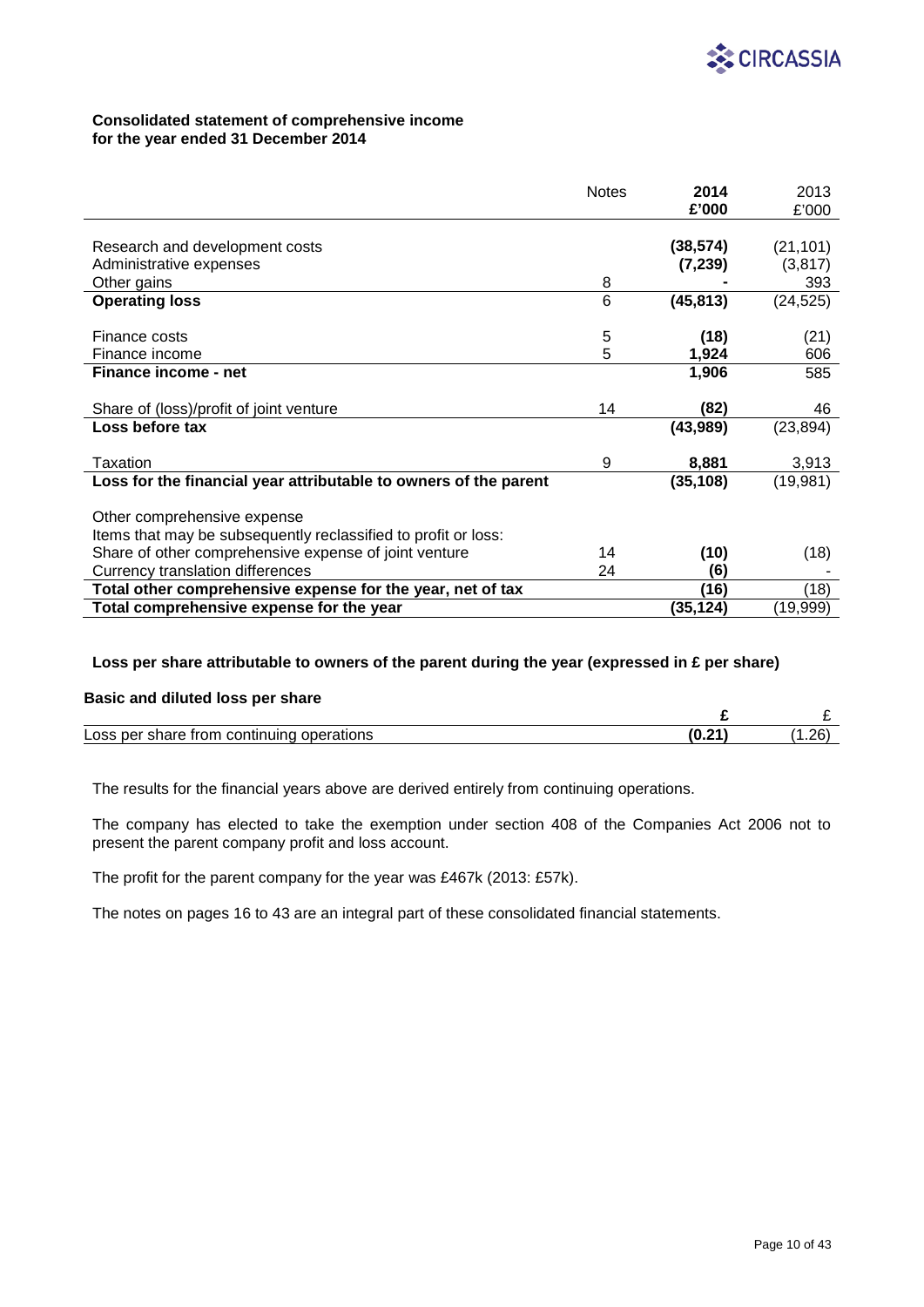**Consolidated statement of comprehensive income**
**for the year ended 31 December 2014**

| | Notes | 2014 £'000 | 2013 £'000 |
|---|---|---|---|
| Research and development costs | | **(38,574)** | (21,101) |
| Administrative expenses | | **(7,239)** | (3,817) |
| Other gains | 8 | **-** | 393 |
| **Operating loss** | 6 | **(45,813)** | (24,525) |
| Finance costs | 5 | **(18)** | (21) |
| Finance income | 5 | **1,924** | 606 |
| **Finance income - net** | | **1,906** | 585 |
| Share of (loss)/profit of joint venture | 14 | **(82)** | 46 |
| **Loss before tax** | | **(43,989)** | (23,894) |
| Taxation | 9 | **8,881** | 3,913 |
| **Loss for the financial year attributable to owners of the parent** | | **(35,108)** | (19,981) |
| Other comprehensive expense | | | |
| Items that may be subsequently reclassified to profit or loss: | | | |
| Share of other comprehensive expense of joint venture | 14 | **(10)** | (18) |
| Currency translation differences | 24 | **(6)** | - |
| **Total other comprehensive expense for the year, net of tax** | | **(16)** | (18) |
| **Total comprehensive expense for the year** | | **(35,124)** | (19,999) |

**Loss per share attributable to owners of the parent during the year (expressed in £ per share)**

**Basic and diluted loss per share**

| | **£** | £ |
|---|---|---|
| Loss per share from continuing operations | **(0.21)** | (1.26) |

The results for the financial years above are derived entirely from continuing operations.

The company has elected to take the exemption under section 408 of the Companies Act 2006 not to present the parent company profit and loss account.

The profit for the parent company for the year was £467k (2013: £57k).

The notes on pages 16 to 43 are an integral part of these consolidated financial statements.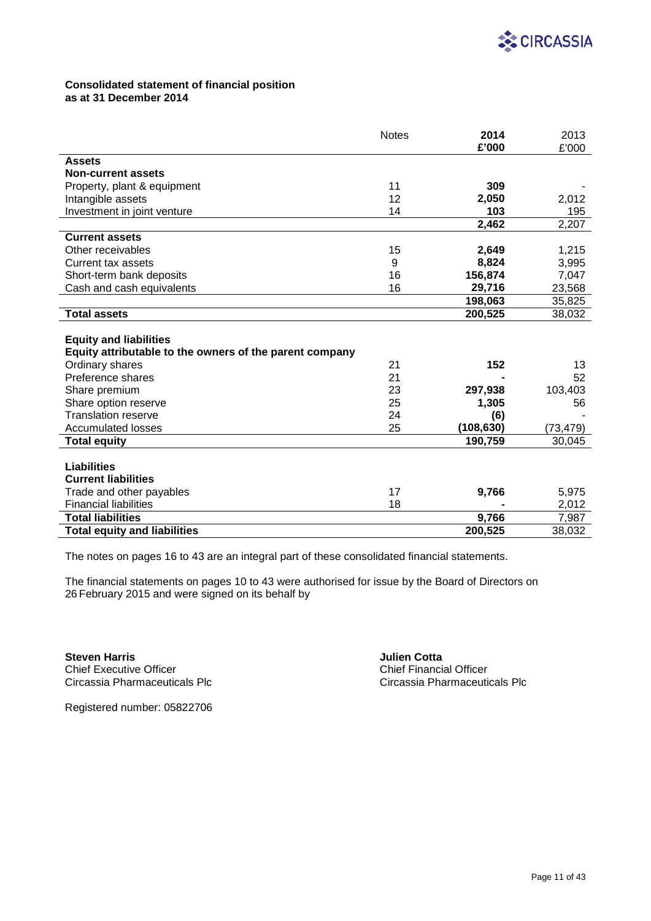**Consolidated statement of financial position**
**as at 31 December 2014**

| | Notes | **2014** **£'000** | 2013 £'000 |
|---|---|---|---|
| **Assets** | | | |
| **Non-current assets** | | | |
| Property, plant & equipment | 11 | **309** | - |
| Intangible assets | 12 | **2,050** | 2,012 |
| Investment in joint venture | 14 | **103** | 195 |
| | | **2,462** | 2,207 |
| **Current assets** | | | |
| Other receivables | 15 | **2,649** | 1,215 |
| Current tax assets | 9 | **8,824** | 3,995 |
| Short-term bank deposits | 16 | **156,874** | 7,047 |
| Cash and cash equivalents | 16 | **29,716** | 23,568 |
| | | **198,063** | 35,825 |
| **Total assets** | | **200,525** | 38,032 |
| | | | |
| **Equity and liabilities** | | | |
| **Equity attributable to the owners of the parent company** | | | |
| Ordinary shares | 21 | **152** | 13 |
| Preference shares | 21 | **-** | 52 |
| Share premium | 23 | **297,938** | 103,403 |
| Share option reserve | 25 | **1,305** | 56 |
| Translation reserve | 24 | **(6)** | - |
| Accumulated losses | 25 | **(108,630)** | (73,479) |
| **Total equity** | | **190,759** | 30,045 |
| | | | |
| **Liabilities** | | | |
| **Current liabilities** | | | |
| Trade and other payables | 17 | **9,766** | 5,975 |
| Financial liabilities | 18 | **-** | 2,012 |
| **Total liabilities** | | **9,766** | 7,987 |
| **Total equity and liabilities** | | **200,525** | 38,032 |

The notes on pages 16 to 43 are an integral part of these consolidated financial statements.

The financial statements on pages 10 to 43 were authorised for issue by the Board of Directors on 26 February 2015 and were signed on its behalf by

**Steven Harris**
Chief Executive Officer
Circassia Pharmaceuticals Plc

**Julien Cotta**
Chief Financial Officer
Circassia Pharmaceuticals Plc

Registered number: 05822706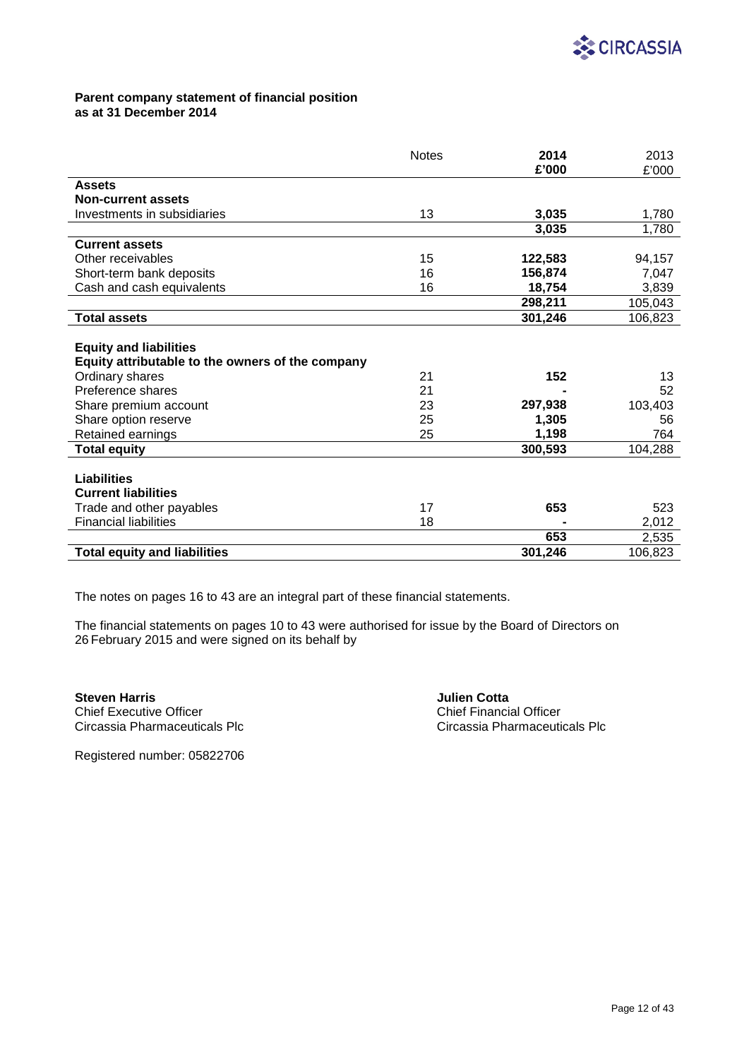## Parent company statement of financial position
## as at 31 December 2014

| | Notes | 2014 £'000 | 2013 £'000 |
|---|---|---|---|
| **Assets** | | | |
| **Non-current assets** | | | |
| Investments in subsidiaries | 13 | **3,035** | 1,780 |
| | | **3,035** | 1,780 |
| **Current assets** | | | |
| Other receivables | 15 | **122,583** | 94,157 |
| Short-term bank deposits | 16 | **156,874** | 7,047 |
| Cash and cash equivalents | 16 | **18,754** | 3,839 |
| | | **298,211** | 105,043 |
| **Total assets** | | **301,246** | 106,823 |
| | | | |
| **Equity and liabilities** | | | |
| **Equity attributable to the owners of the company** | | | |
| Ordinary shares | 21 | **152** | 13 |
| Preference shares | 21 | **-** | 52 |
| Share premium account | 23 | **297,938** | 103,403 |
| Share option reserve | 25 | **1,305** | 56 |
| Retained earnings | 25 | **1,198** | 764 |
| **Total equity** | | **300,593** | 104,288 |
| | | | |
| **Liabilities** | | | |
| **Current liabilities** | | | |
| Trade and other payables | 17 | **653** | 523 |
| Financial liabilities | 18 | **-** | 2,012 |
| | | **653** | 2,535 |
| **Total equity and liabilities** | | **301,246** | 106,823 |

The notes on pages 16 to 43 are an integral part of these financial statements.

The financial statements on pages 10 to 43 were authorised for issue by the Board of Directors on 26 February 2015 and were signed on its behalf by

**Steven Harris**
Chief Executive Officer
Circassia Pharmaceuticals Plc

**Julien Cotta**
Chief Financial Officer
Circassia Pharmaceuticals Plc

Registered number: 05822706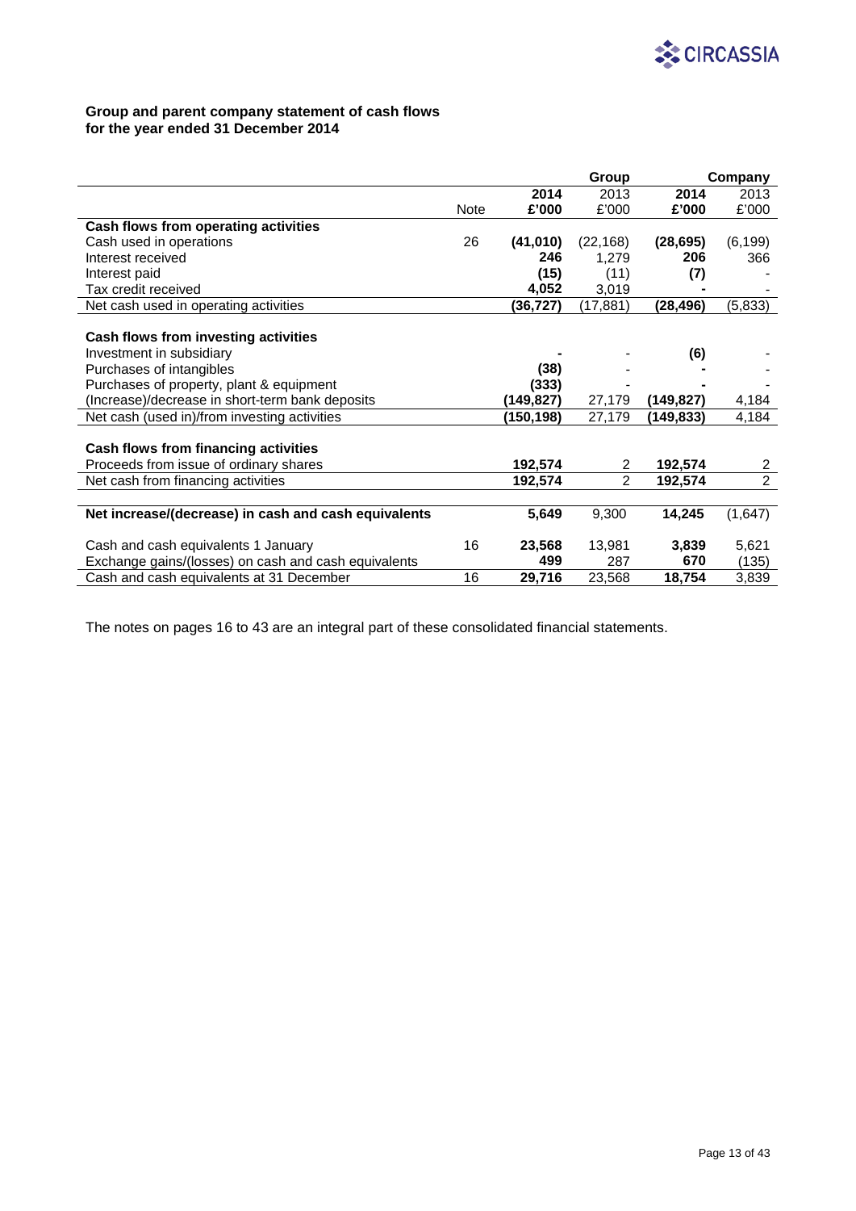**Group and parent company statement of cash flows**
**for the year ended 31 December 2014**

| | | Group | | Company | |
|---|---|---|---|---|---|
| | | **2014** | 2013 | **2014** | 2013 |
| | Note | **£'000** | £'000 | **£'000** | £'000 |
| **Cash flows from operating activities** | | | | | |
| Cash used in operations | 26 | **(41,010)** | (22,168) | **(28,695)** | (6,199) |
| Interest received | | **246** | 1,279 | **206** | 366 |
| Interest paid | | **(15)** | (11) | **(7)** | - |
| Tax credit received | | **4,052** | 3,019 | **-** | - |
| Net cash used in operating activities | | **(36,727)** | (17,881) | **(28,496)** | (5,833) |
| | | | | | |
| **Cash flows from investing activities** | | | | | |
| Investment in subsidiary | | **-** | - | **(6)** | - |
| Purchases of intangibles | | **(38)** | - | **-** | - |
| Purchases of property, plant & equipment | | **(333)** | - | **-** | - |
| (Increase)/decrease in short-term bank deposits | | **(149,827)** | 27,179 | **(149,827)** | 4,184 |
| Net cash (used in)/from investing activities | | **(150,198)** | 27,179 | **(149,833)** | 4,184 |
| | | | | | |
| **Cash flows from financing activities** | | | | | |
| Proceeds from issue of ordinary shares | | **192,574** | 2 | **192,574** | 2 |
| Net cash from financing activities | | **192,574** | 2 | **192,574** | 2 |
| | | | | | |
| **Net increase/(decrease) in cash and cash equivalents** | | **5,649** | 9,300 | **14,245** | (1,647) |
| | | | | | |
| Cash and cash equivalents 1 January | 16 | **23,568** | 13,981 | **3,839** | 5,621 |
| Exchange gains/(losses) on cash and cash equivalents | | **499** | 287 | **670** | (135) |
| Cash and cash equivalents at 31 December | 16 | **29,716** | 23,568 | **18,754** | 3,839 |

The notes on pages 16 to 43 are an integral part of these consolidated financial statements.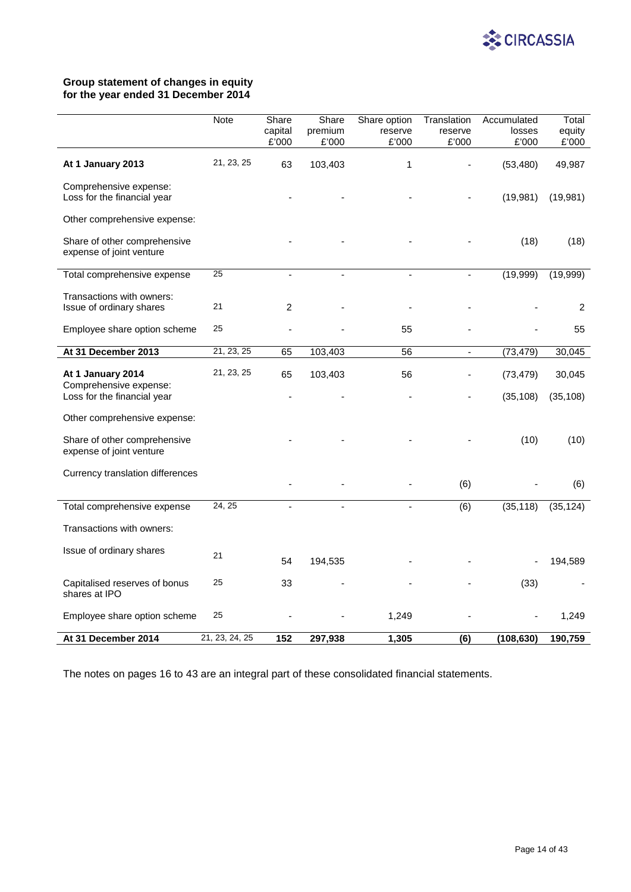## Group statement of changes in equity for the year ended 31 December 2014

| | Note | Share capital £'000 | Share premium £'000 | Share option reserve £'000 | Translation reserve £'000 | Accumulated losses £'000 | Total equity £'000 |
|---|---|---|---|---|---|---|---|
| **At 1 January 2013** | 21, 23, 25 | 63 | 103,403 | 1 | - | (53,480) | 49,987 |
| Comprehensive expense: Loss for the financial year | | - | - | - | - | (19,981) | (19,981) |
| Other comprehensive expense: | | | | | | | |
| Share of other comprehensive expense of joint venture | | - | - | - | - | (18) | (18) |
| Total comprehensive expense | 25 | - | - | - | - | (19,999) | (19,999) |
| Transactions with owners: Issue of ordinary shares | 21 | 2 | - | - | - | - | 2 |
| Employee share option scheme | 25 | - | - | 55 | - | - | 55 |
| **At 31 December 2013** | 21, 23, 25 | 65 | 103,403 | 56 | - | (73,479) | 30,045 |
| **At 1 January 2014** | 21, 23, 25 | 65 | 103,403 | 56 | - | (73,479) | 30,045 |
| Comprehensive expense: Loss for the financial year | | - | - | - | - | (35,108) | (35,108) |
| Other comprehensive expense: | | | | | | | |
| Share of other comprehensive expense of joint venture | | - | - | - | - | (10) | (10) |
| Currency translation differences | | - | - | - | (6) | - | (6) |
| Total comprehensive expense | 24, 25 | - | - | - | (6) | (35,118) | (35,124) |
| Transactions with owners: | | | | | | | |
| Issue of ordinary shares | 21 | 54 | 194,535 | - | - | - | 194,589 |
| Capitalised reserves of bonus shares at IPO | 25 | 33 | - | - | - | (33) | - |
| Employee share option scheme | 25 | - | - | 1,249 | - | - | 1,249 |
| **At 31 December 2014** | 21, 23, 24, 25 | **152** | **297,938** | **1,305** | **(6)** | **(108,630)** | **190,759** |

The notes on pages 16 to 43 are an integral part of these consolidated financial statements.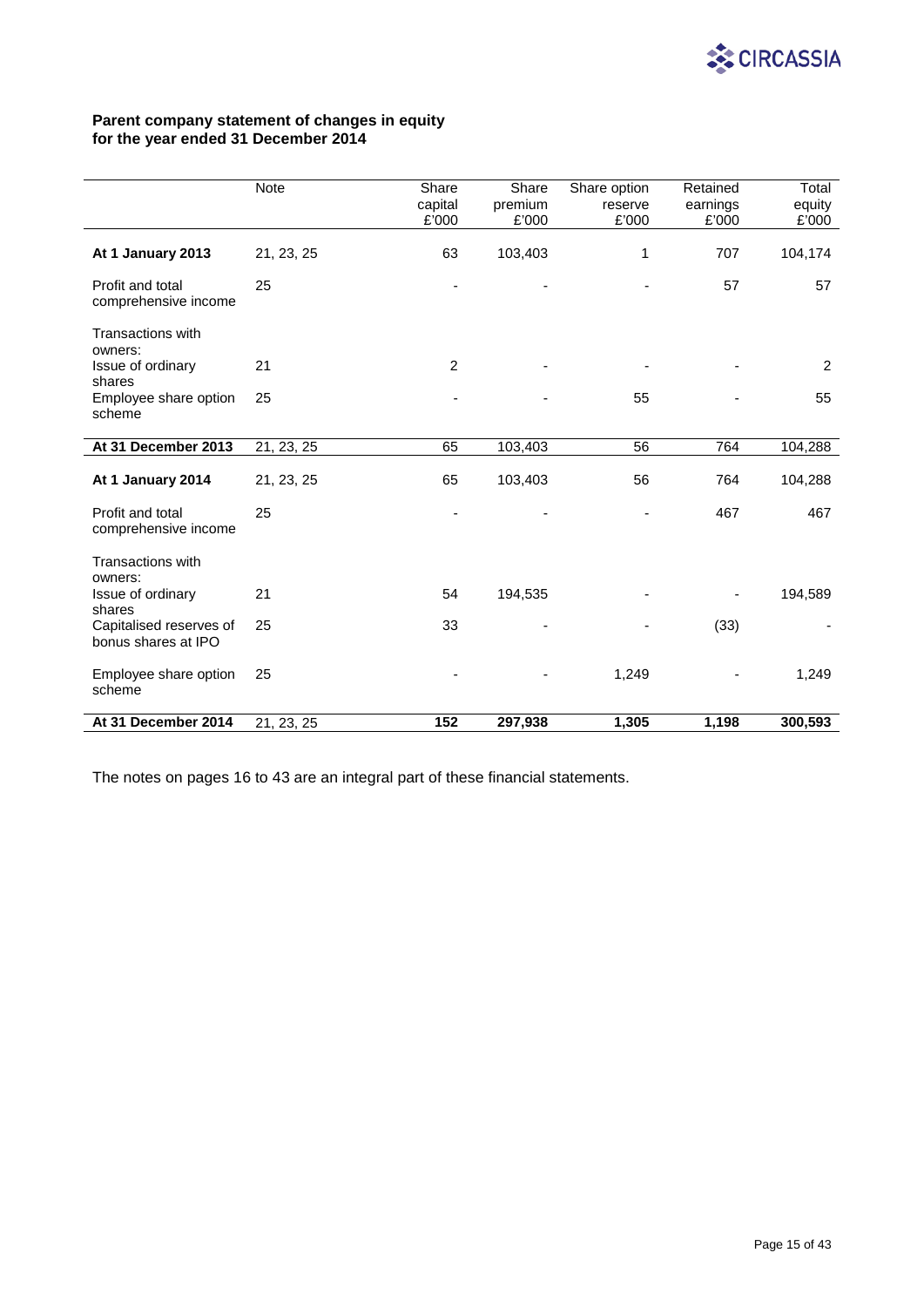**Parent company statement of changes in equity**
**for the year ended 31 December 2014**

| | Note | Share capital £'000 | Share premium £'000 | Share option reserve £'000 | Retained earnings £'000 | Total equity £'000 |
|---|---|---|---|---|---|---|
| **At 1 January 2013** | 21, 23, 25 | 63 | 103,403 | 1 | 707 | 104,174 |
| Profit and total comprehensive income | 25 | - | - | - | 57 | 57 |
| Transactions with owners: | | | | | | |
| Issue of ordinary shares | 21 | 2 | - | - | - | 2 |
| Employee share option scheme | 25 | - | - | 55 | - | 55 |
| **At 31 December 2013** | 21, 23, 25 | 65 | 103,403 | 56 | 764 | 104,288 |
| **At 1 January 2014** | 21, 23, 25 | 65 | 103,403 | 56 | 764 | 104,288 |
| Profit and total comprehensive income | 25 | - | - | - | 467 | 467 |
| Transactions with owners: | | | | | | |
| Issue of ordinary shares | 21 | 54 | 194,535 | - | - | 194,589 |
| Capitalised reserves of bonus shares at IPO | 25 | 33 | - | - | (33) | - |
| Employee share option scheme | 25 | - | - | 1,249 | - | 1,249 |
| **At 31 December 2014** | 21, 23, 25 | **152** | **297,938** | **1,305** | **1,198** | **300,593** |

The notes on pages 16 to 43 are an integral part of these financial statements.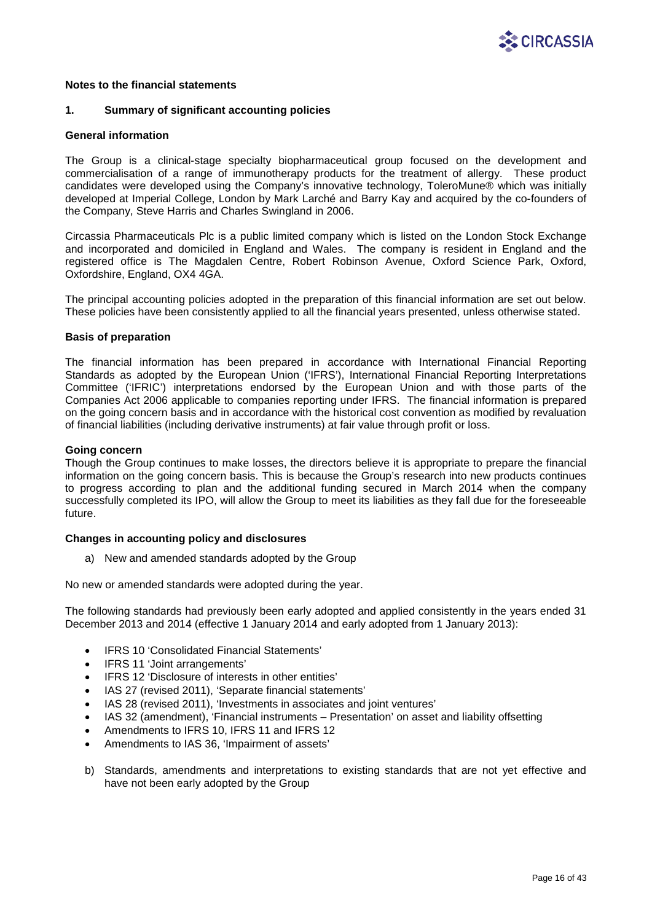## Notes to the financial statements

### 1. Summary of significant accounting policies

#### General information

The Group is a clinical-stage specialty biopharmaceutical group focused on the development and commercialisation of a range of immunotherapy products for the treatment of allergy. These product candidates were developed using the Company's innovative technology, ToleroMune® which was initially developed at Imperial College, London by Mark Larché and Barry Kay and acquired by the co-founders of the Company, Steve Harris and Charles Swingland in 2006.

Circassia Pharmaceuticals Plc is a public limited company which is listed on the London Stock Exchange and incorporated and domiciled in England and Wales. The company is resident in England and the registered office is The Magdalen Centre, Robert Robinson Avenue, Oxford Science Park, Oxford, Oxfordshire, England, OX4 4GA.

The principal accounting policies adopted in the preparation of this financial information are set out below. These policies have been consistently applied to all the financial years presented, unless otherwise stated.

#### Basis of preparation

The financial information has been prepared in accordance with International Financial Reporting Standards as adopted by the European Union ('IFRS'), International Financial Reporting Interpretations Committee ('IFRIC') interpretations endorsed by the European Union and with those parts of the Companies Act 2006 applicable to companies reporting under IFRS. The financial information is prepared on the going concern basis and in accordance with the historical cost convention as modified by revaluation of financial liabilities (including derivative instruments) at fair value through profit or loss.

#### Going concern

Though the Group continues to make losses, the directors believe it is appropriate to prepare the financial information on the going concern basis. This is because the Group's research into new products continues to progress according to plan and the additional funding secured in March 2014 when the company successfully completed its IPO, will allow the Group to meet its liabilities as they fall due for the foreseeable future.

#### Changes in accounting policy and disclosures

a) New and amended standards adopted by the Group

No new or amended standards were adopted during the year.

The following standards had previously been early adopted and applied consistently in the years ended 31 December 2013 and 2014 (effective 1 January 2014 and early adopted from 1 January 2013):

- IFRS 10 'Consolidated Financial Statements'
- IFRS 11 'Joint arrangements'
- IFRS 12 'Disclosure of interests in other entities'
- IAS 27 (revised 2011), 'Separate financial statements'
- IAS 28 (revised 2011), 'Investments in associates and joint ventures'
- IAS 32 (amendment), 'Financial instruments – Presentation' on asset and liability offsetting
- Amendments to IFRS 10, IFRS 11 and IFRS 12
- Amendments to IAS 36, 'Impairment of assets'

b) Standards, amendments and interpretations to existing standards that are not yet effective and have not been early adopted by the Group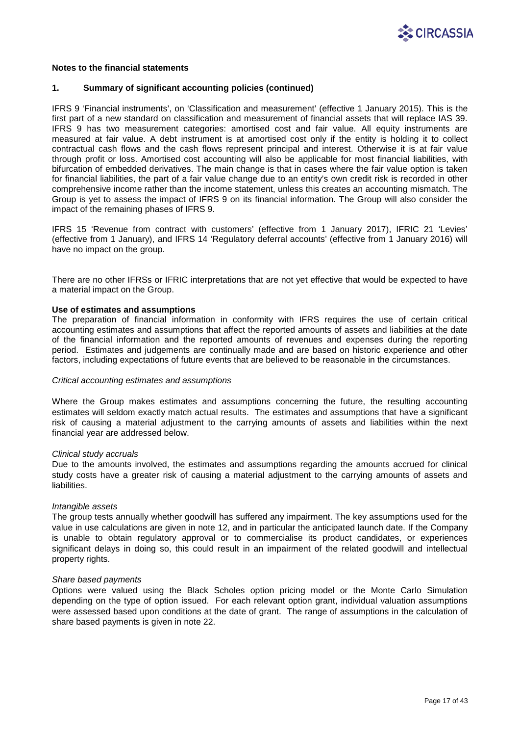**Notes to the financial statements**

**1. Summary of significant accounting policies (continued)**

IFRS 9 'Financial instruments', on 'Classification and measurement' (effective 1 January 2015). This is the first part of a new standard on classification and measurement of financial assets that will replace IAS 39. IFRS 9 has two measurement categories: amortised cost and fair value. All equity instruments are measured at fair value. A debt instrument is at amortised cost only if the entity is holding it to collect contractual cash flows and the cash flows represent principal and interest. Otherwise it is at fair value through profit or loss. Amortised cost accounting will also be applicable for most financial liabilities, with bifurcation of embedded derivatives. The main change is that in cases where the fair value option is taken for financial liabilities, the part of a fair value change due to an entity's own credit risk is recorded in other comprehensive income rather than the income statement, unless this creates an accounting mismatch. The Group is yet to assess the impact of IFRS 9 on its financial information. The Group will also consider the impact of the remaining phases of IFRS 9.

IFRS 15 'Revenue from contract with customers' (effective from 1 January 2017), IFRIC 21 'Levies' (effective from 1 January), and IFRS 14 'Regulatory deferral accounts' (effective from 1 January 2016) will have no impact on the group.

There are no other IFRSs or IFRIC interpretations that are not yet effective that would be expected to have a material impact on the Group.

**Use of estimates and assumptions**

The preparation of financial information in conformity with IFRS requires the use of certain critical accounting estimates and assumptions that affect the reported amounts of assets and liabilities at the date of the financial information and the reported amounts of revenues and expenses during the reporting period. Estimates and judgements are continually made and are based on historic experience and other factors, including expectations of future events that are believed to be reasonable in the circumstances.

*Critical accounting estimates and assumptions*

Where the Group makes estimates and assumptions concerning the future, the resulting accounting estimates will seldom exactly match actual results. The estimates and assumptions that have a significant risk of causing a material adjustment to the carrying amounts of assets and liabilities within the next financial year are addressed below.

*Clinical study accruals*

Due to the amounts involved, the estimates and assumptions regarding the amounts accrued for clinical study costs have a greater risk of causing a material adjustment to the carrying amounts of assets and liabilities.

*Intangible assets*

The group tests annually whether goodwill has suffered any impairment. The key assumptions used for the value in use calculations are given in note 12, and in particular the anticipated launch date. If the Company is unable to obtain regulatory approval or to commercialise its product candidates, or experiences significant delays in doing so, this could result in an impairment of the related goodwill and intellectual property rights.

*Share based payments*

Options were valued using the Black Scholes option pricing model or the Monte Carlo Simulation depending on the type of option issued. For each relevant option grant, individual valuation assumptions were assessed based upon conditions at the date of grant. The range of assumptions in the calculation of share based payments is given in note 22.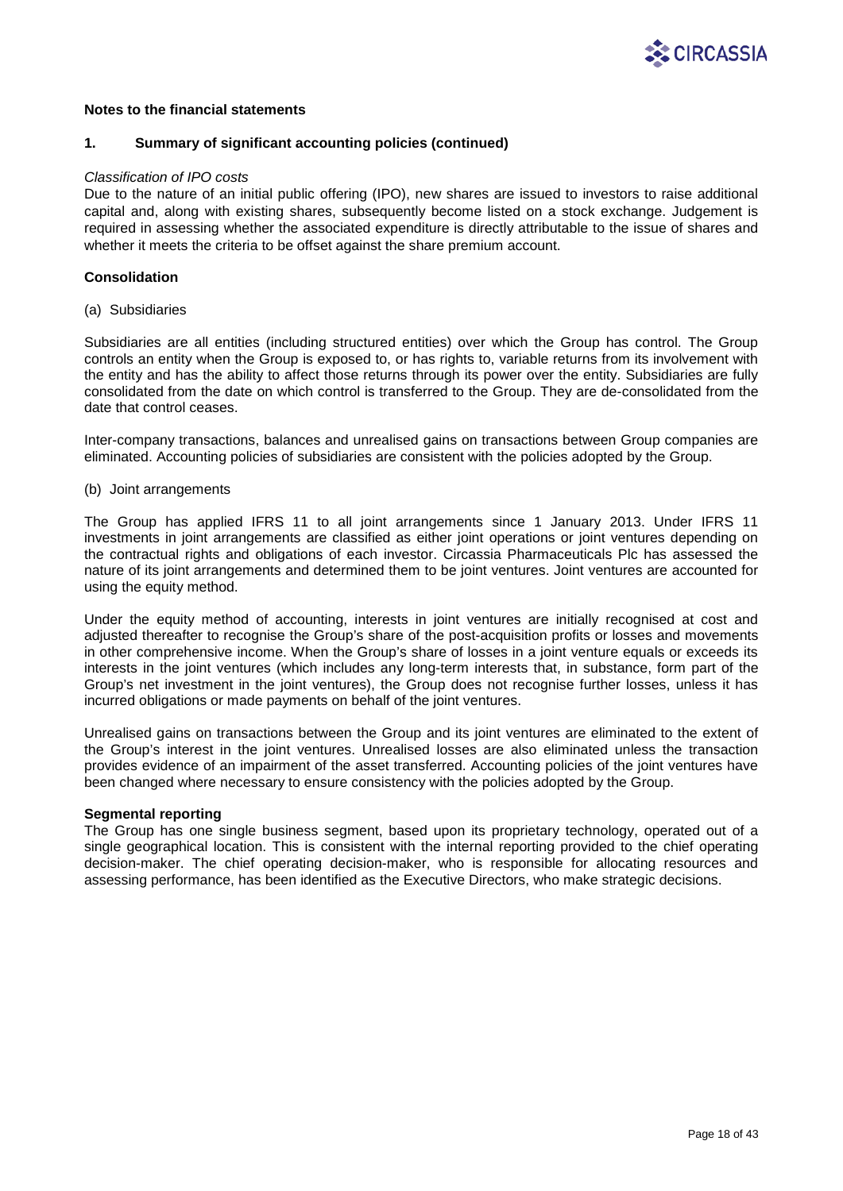**Notes to the financial statements**

**1. Summary of significant accounting policies (continued)**

*Classification of IPO costs*

Due to the nature of an initial public offering (IPO), new shares are issued to investors to raise additional capital and, along with existing shares, subsequently become listed on a stock exchange. Judgement is required in assessing whether the associated expenditure is directly attributable to the issue of shares and whether it meets the criteria to be offset against the share premium account.

**Consolidation**

(a) Subsidiaries

Subsidiaries are all entities (including structured entities) over which the Group has control. The Group controls an entity when the Group is exposed to, or has rights to, variable returns from its involvement with the entity and has the ability to affect those returns through its power over the entity. Subsidiaries are fully consolidated from the date on which control is transferred to the Group. They are de-consolidated from the date that control ceases.

Inter-company transactions, balances and unrealised gains on transactions between Group companies are eliminated. Accounting policies of subsidiaries are consistent with the policies adopted by the Group.

(b) Joint arrangements

The Group has applied IFRS 11 to all joint arrangements since 1 January 2013. Under IFRS 11 investments in joint arrangements are classified as either joint operations or joint ventures depending on the contractual rights and obligations of each investor. Circassia Pharmaceuticals Plc has assessed the nature of its joint arrangements and determined them to be joint ventures. Joint ventures are accounted for using the equity method.

Under the equity method of accounting, interests in joint ventures are initially recognised at cost and adjusted thereafter to recognise the Group's share of the post-acquisition profits or losses and movements in other comprehensive income. When the Group's share of losses in a joint venture equals or exceeds its interests in the joint ventures (which includes any long-term interests that, in substance, form part of the Group's net investment in the joint ventures), the Group does not recognise further losses, unless it has incurred obligations or made payments on behalf of the joint ventures.

Unrealised gains on transactions between the Group and its joint ventures are eliminated to the extent of the Group's interest in the joint ventures. Unrealised losses are also eliminated unless the transaction provides evidence of an impairment of the asset transferred. Accounting policies of the joint ventures have been changed where necessary to ensure consistency with the policies adopted by the Group.

**Segmental reporting**

The Group has one single business segment, based upon its proprietary technology, operated out of a single geographical location. This is consistent with the internal reporting provided to the chief operating decision-maker. The chief operating decision-maker, who is responsible for allocating resources and assessing performance, has been identified as the Executive Directors, who make strategic decisions.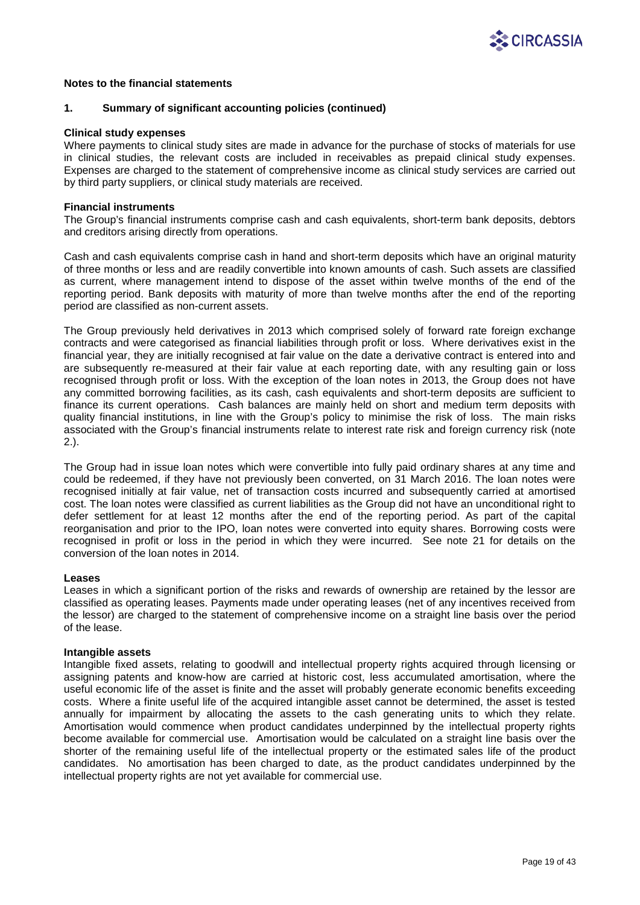**Notes to the financial statements**

**1. Summary of significant accounting policies (continued)**

**Clinical study expenses**

Where payments to clinical study sites are made in advance for the purchase of stocks of materials for use in clinical studies, the relevant costs are included in receivables as prepaid clinical study expenses. Expenses are charged to the statement of comprehensive income as clinical study services are carried out by third party suppliers, or clinical study materials are received.

**Financial instruments**

The Group's financial instruments comprise cash and cash equivalents, short-term bank deposits, debtors and creditors arising directly from operations.

Cash and cash equivalents comprise cash in hand and short-term deposits which have an original maturity of three months or less and are readily convertible into known amounts of cash. Such assets are classified as current, where management intend to dispose of the asset within twelve months of the end of the reporting period. Bank deposits with maturity of more than twelve months after the end of the reporting period are classified as non-current assets.

The Group previously held derivatives in 2013 which comprised solely of forward rate foreign exchange contracts and were categorised as financial liabilities through profit or loss. Where derivatives exist in the financial year, they are initially recognised at fair value on the date a derivative contract is entered into and are subsequently re-measured at their fair value at each reporting date, with any resulting gain or loss recognised through profit or loss. With the exception of the loan notes in 2013, the Group does not have any committed borrowing facilities, as its cash, cash equivalents and short-term deposits are sufficient to finance its current operations. Cash balances are mainly held on short and medium term deposits with quality financial institutions, in line with the Group's policy to minimise the risk of loss. The main risks associated with the Group's financial instruments relate to interest rate risk and foreign currency risk (note 2.).

The Group had in issue loan notes which were convertible into fully paid ordinary shares at any time and could be redeemed, if they have not previously been converted, on 31 March 2016. The loan notes were recognised initially at fair value, net of transaction costs incurred and subsequently carried at amortised cost. The loan notes were classified as current liabilities as the Group did not have an unconditional right to defer settlement for at least 12 months after the end of the reporting period. As part of the capital reorganisation and prior to the IPO, loan notes were converted into equity shares. Borrowing costs were recognised in profit or loss in the period in which they were incurred. See note 21 for details on the conversion of the loan notes in 2014.

**Leases**

Leases in which a significant portion of the risks and rewards of ownership are retained by the lessor are classified as operating leases. Payments made under operating leases (net of any incentives received from the lessor) are charged to the statement of comprehensive income on a straight line basis over the period of the lease.

**Intangible assets**

Intangible fixed assets, relating to goodwill and intellectual property rights acquired through licensing or assigning patents and know-how are carried at historic cost, less accumulated amortisation, where the useful economic life of the asset is finite and the asset will probably generate economic benefits exceeding costs. Where a finite useful life of the acquired intangible asset cannot be determined, the asset is tested annually for impairment by allocating the assets to the cash generating units to which they relate. Amortisation would commence when product candidates underpinned by the intellectual property rights become available for commercial use. Amortisation would be calculated on a straight line basis over the shorter of the remaining useful life of the intellectual property or the estimated sales life of the product candidates. No amortisation has been charged to date, as the product candidates underpinned by the intellectual property rights are not yet available for commercial use.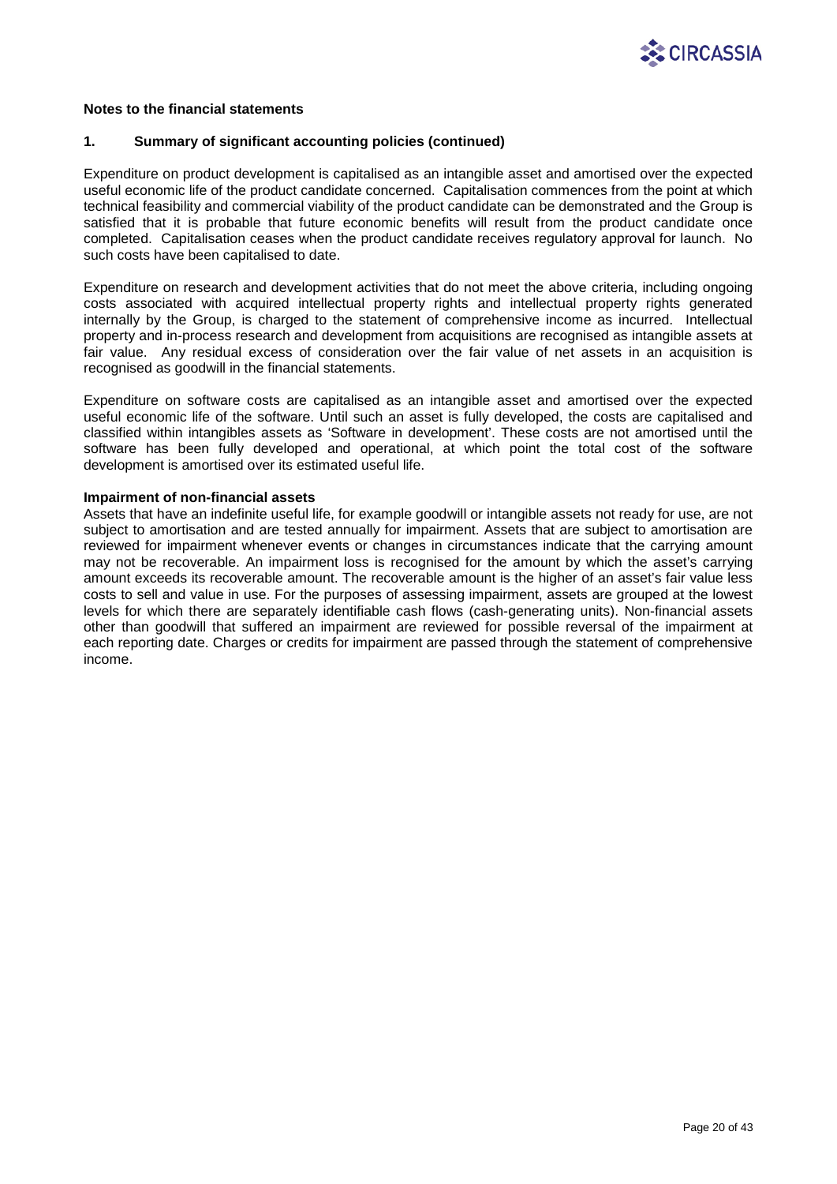**Notes to the financial statements**

**1. Summary of significant accounting policies (continued)**

Expenditure on product development is capitalised as an intangible asset and amortised over the expected useful economic life of the product candidate concerned. Capitalisation commences from the point at which technical feasibility and commercial viability of the product candidate can be demonstrated and the Group is satisfied that it is probable that future economic benefits will result from the product candidate once completed. Capitalisation ceases when the product candidate receives regulatory approval for launch. No such costs have been capitalised to date.

Expenditure on research and development activities that do not meet the above criteria, including ongoing costs associated with acquired intellectual property rights and intellectual property rights generated internally by the Group, is charged to the statement of comprehensive income as incurred. Intellectual property and in-process research and development from acquisitions are recognised as intangible assets at fair value. Any residual excess of consideration over the fair value of net assets in an acquisition is recognised as goodwill in the financial statements.

Expenditure on software costs are capitalised as an intangible asset and amortised over the expected useful economic life of the software. Until such an asset is fully developed, the costs are capitalised and classified within intangibles assets as 'Software in development'. These costs are not amortised until the software has been fully developed and operational, at which point the total cost of the software development is amortised over its estimated useful life.

**Impairment of non-financial assets**

Assets that have an indefinite useful life, for example goodwill or intangible assets not ready for use, are not subject to amortisation and are tested annually for impairment. Assets that are subject to amortisation are reviewed for impairment whenever events or changes in circumstances indicate that the carrying amount may not be recoverable. An impairment loss is recognised for the amount by which the asset's carrying amount exceeds its recoverable amount. The recoverable amount is the higher of an asset's fair value less costs to sell and value in use. For the purposes of assessing impairment, assets are grouped at the lowest levels for which there are separately identifiable cash flows (cash-generating units). Non-financial assets other than goodwill that suffered an impairment are reviewed for possible reversal of the impairment at each reporting date. Charges or credits for impairment are passed through the statement of comprehensive income.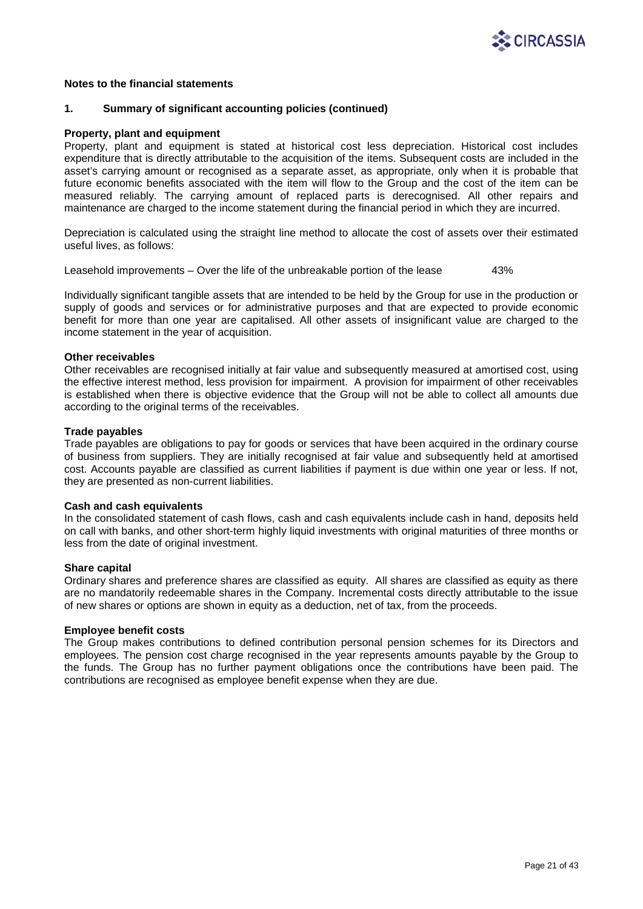**Notes to the financial statements**

**1. Summary of significant accounting policies (continued)**

**Property, plant and equipment**

Property, plant and equipment is stated at historical cost less depreciation. Historical cost includes expenditure that is directly attributable to the acquisition of the items. Subsequent costs are included in the asset's carrying amount or recognised as a separate asset, as appropriate, only when it is probable that future economic benefits associated with the item will flow to the Group and the cost of the item can be measured reliably. The carrying amount of replaced parts is derecognised. All other repairs and maintenance are charged to the income statement during the financial period in which they are incurred.

Depreciation is calculated using the straight line method to allocate the cost of assets over their estimated useful lives, as follows:

Leasehold improvements – Over the life of the unbreakable portion of the lease 43%

Individually significant tangible assets that are intended to be held by the Group for use in the production or supply of goods and services or for administrative purposes and that are expected to provide economic benefit for more than one year are capitalised. All other assets of insignificant value are charged to the income statement in the year of acquisition.

**Other receivables**

Other receivables are recognised initially at fair value and subsequently measured at amortised cost, using the effective interest method, less provision for impairment. A provision for impairment of other receivables is established when there is objective evidence that the Group will not be able to collect all amounts due according to the original terms of the receivables.

**Trade payables**

Trade payables are obligations to pay for goods or services that have been acquired in the ordinary course of business from suppliers. They are initially recognised at fair value and subsequently held at amortised cost. Accounts payable are classified as current liabilities if payment is due within one year or less. If not, they are presented as non-current liabilities.

**Cash and cash equivalents**

In the consolidated statement of cash flows, cash and cash equivalents include cash in hand, deposits held on call with banks, and other short-term highly liquid investments with original maturities of three months or less from the date of original investment.

**Share capital**

Ordinary shares and preference shares are classified as equity. All shares are classified as equity as there are no mandatorily redeemable shares in the Company. Incremental costs directly attributable to the issue of new shares or options are shown in equity as a deduction, net of tax, from the proceeds.

**Employee benefit costs**

The Group makes contributions to defined contribution personal pension schemes for its Directors and employees. The pension cost charge recognised in the year represents amounts payable by the Group to the funds. The Group has no further payment obligations once the contributions have been paid. The contributions are recognised as employee benefit expense when they are due.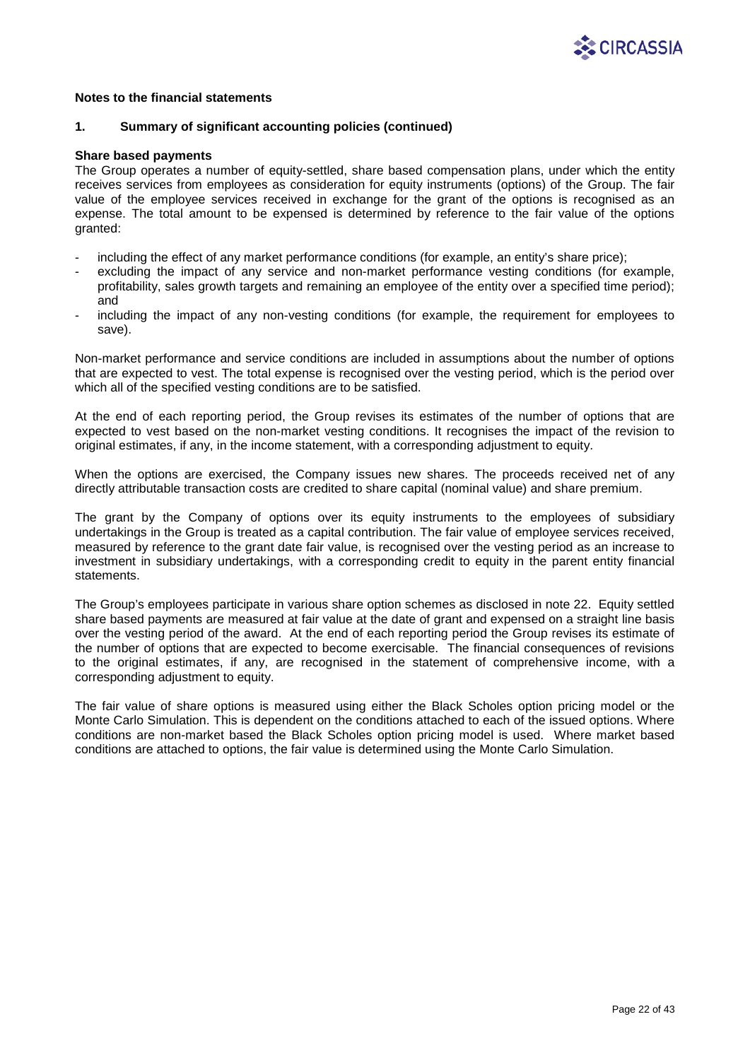**Notes to the financial statements**

**1. Summary of significant accounting policies (continued)**

**Share based payments**

The Group operates a number of equity-settled, share based compensation plans, under which the entity receives services from employees as consideration for equity instruments (options) of the Group. The fair value of the employee services received in exchange for the grant of the options is recognised as an expense. The total amount to be expensed is determined by reference to the fair value of the options granted:

- including the effect of any market performance conditions (for example, an entity's share price);
- excluding the impact of any service and non-market performance vesting conditions (for example, profitability, sales growth targets and remaining an employee of the entity over a specified time period); and
- including the impact of any non-vesting conditions (for example, the requirement for employees to save).

Non-market performance and service conditions are included in assumptions about the number of options that are expected to vest. The total expense is recognised over the vesting period, which is the period over which all of the specified vesting conditions are to be satisfied.

At the end of each reporting period, the Group revises its estimates of the number of options that are expected to vest based on the non-market vesting conditions. It recognises the impact of the revision to original estimates, if any, in the income statement, with a corresponding adjustment to equity.

When the options are exercised, the Company issues new shares. The proceeds received net of any directly attributable transaction costs are credited to share capital (nominal value) and share premium.

The grant by the Company of options over its equity instruments to the employees of subsidiary undertakings in the Group is treated as a capital contribution. The fair value of employee services received, measured by reference to the grant date fair value, is recognised over the vesting period as an increase to investment in subsidiary undertakings, with a corresponding credit to equity in the parent entity financial statements.

The Group's employees participate in various share option schemes as disclosed in note 22. Equity settled share based payments are measured at fair value at the date of grant and expensed on a straight line basis over the vesting period of the award. At the end of each reporting period the Group revises its estimate of the number of options that are expected to become exercisable. The financial consequences of revisions to the original estimates, if any, are recognised in the statement of comprehensive income, with a corresponding adjustment to equity.

The fair value of share options is measured using either the Black Scholes option pricing model or the Monte Carlo Simulation. This is dependent on the conditions attached to each of the issued options. Where conditions are non-market based the Black Scholes option pricing model is used. Where market based conditions are attached to options, the fair value is determined using the Monte Carlo Simulation.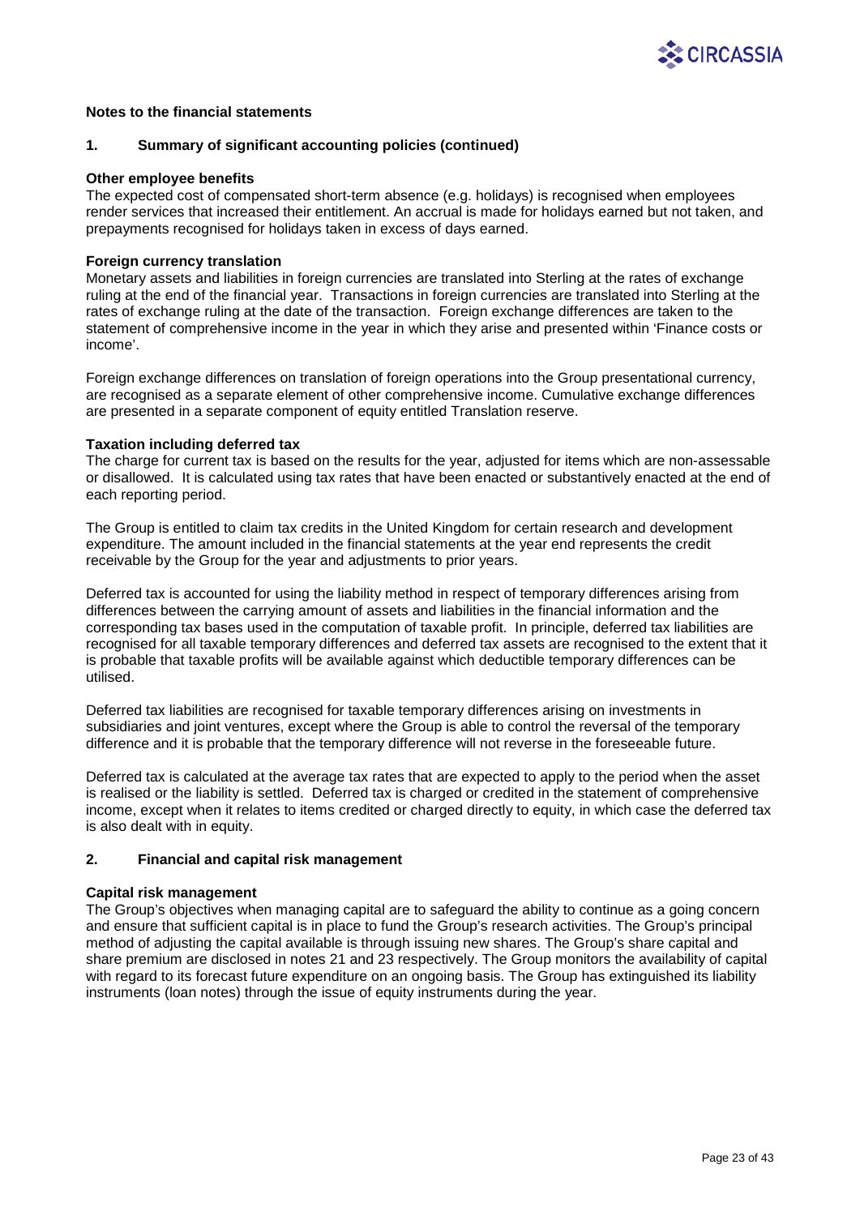**Notes to the financial statements**

## 1. Summary of significant accounting policies (continued)

**Other employee benefits**

The expected cost of compensated short-term absence (e.g. holidays) is recognised when employees render services that increased their entitlement. An accrual is made for holidays earned but not taken, and prepayments recognised for holidays taken in excess of days earned.

**Foreign currency translation**

Monetary assets and liabilities in foreign currencies are translated into Sterling at the rates of exchange ruling at the end of the financial year. Transactions in foreign currencies are translated into Sterling at the rates of exchange ruling at the date of the transaction. Foreign exchange differences are taken to the statement of comprehensive income in the year in which they arise and presented within 'Finance costs or income'.

Foreign exchange differences on translation of foreign operations into the Group presentational currency, are recognised as a separate element of other comprehensive income. Cumulative exchange differences are presented in a separate component of equity entitled Translation reserve.

**Taxation including deferred tax**

The charge for current tax is based on the results for the year, adjusted for items which are non-assessable or disallowed. It is calculated using tax rates that have been enacted or substantively enacted at the end of each reporting period.

The Group is entitled to claim tax credits in the United Kingdom for certain research and development expenditure. The amount included in the financial statements at the year end represents the credit receivable by the Group for the year and adjustments to prior years.

Deferred tax is accounted for using the liability method in respect of temporary differences arising from differences between the carrying amount of assets and liabilities in the financial information and the corresponding tax bases used in the computation of taxable profit. In principle, deferred tax liabilities are recognised for all taxable temporary differences and deferred tax assets are recognised to the extent that it is probable that taxable profits will be available against which deductible temporary differences can be utilised.

Deferred tax liabilities are recognised for taxable temporary differences arising on investments in subsidiaries and joint ventures, except where the Group is able to control the reversal of the temporary difference and it is probable that the temporary difference will not reverse in the foreseeable future.

Deferred tax is calculated at the average tax rates that are expected to apply to the period when the asset is realised or the liability is settled. Deferred tax is charged or credited in the statement of comprehensive income, except when it relates to items credited or charged directly to equity, in which case the deferred tax is also dealt with in equity.

## 2. Financial and capital risk management

**Capital risk management**

The Group's objectives when managing capital are to safeguard the ability to continue as a going concern and ensure that sufficient capital is in place to fund the Group's research activities. The Group's principal method of adjusting the capital available is through issuing new shares. The Group's share capital and share premium are disclosed in notes 21 and 23 respectively. The Group monitors the availability of capital with regard to its forecast future expenditure on an ongoing basis. The Group has extinguished its liability instruments (loan notes) through the issue of equity instruments during the year.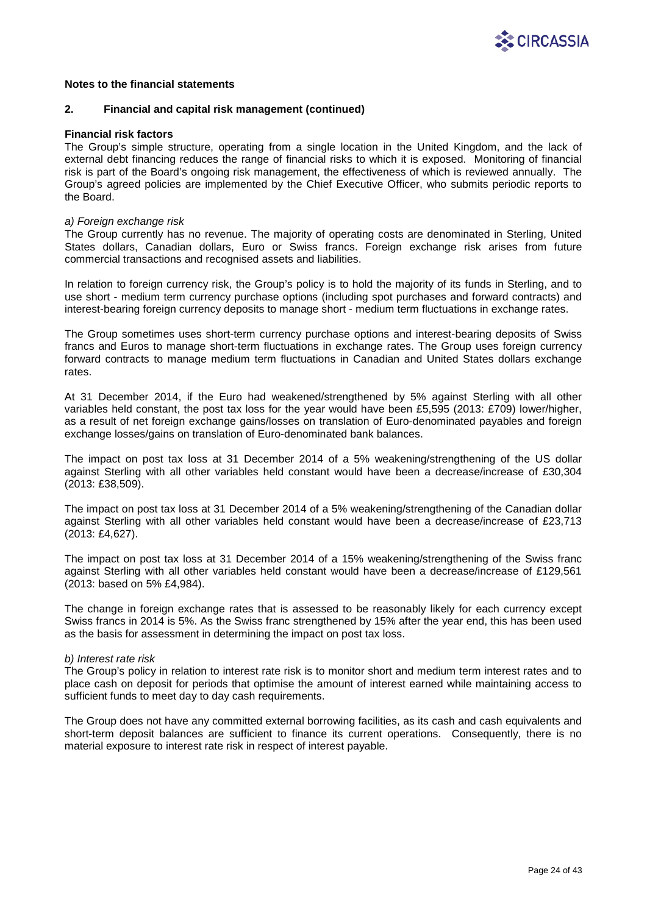**Notes to the financial statements**

**2. Financial and capital risk management (continued)**

**Financial risk factors**

The Group's simple structure, operating from a single location in the United Kingdom, and the lack of external debt financing reduces the range of financial risks to which it is exposed. Monitoring of financial risk is part of the Board's ongoing risk management, the effectiveness of which is reviewed annually. The Group's agreed policies are implemented by the Chief Executive Officer, who submits periodic reports to the Board.

*a) Foreign exchange risk*

The Group currently has no revenue. The majority of operating costs are denominated in Sterling, United States dollars, Canadian dollars, Euro or Swiss francs. Foreign exchange risk arises from future commercial transactions and recognised assets and liabilities.

In relation to foreign currency risk, the Group's policy is to hold the majority of its funds in Sterling, and to use short - medium term currency purchase options (including spot purchases and forward contracts) and interest-bearing foreign currency deposits to manage short - medium term fluctuations in exchange rates.

The Group sometimes uses short-term currency purchase options and interest-bearing deposits of Swiss francs and Euros to manage short-term fluctuations in exchange rates. The Group uses foreign currency forward contracts to manage medium term fluctuations in Canadian and United States dollars exchange rates.

At 31 December 2014, if the Euro had weakened/strengthened by 5% against Sterling with all other variables held constant, the post tax loss for the year would have been £5,595 (2013: £709) lower/higher, as a result of net foreign exchange gains/losses on translation of Euro-denominated payables and foreign exchange losses/gains on translation of Euro-denominated bank balances.

The impact on post tax loss at 31 December 2014 of a 5% weakening/strengthening of the US dollar against Sterling with all other variables held constant would have been a decrease/increase of £30,304 (2013: £38,509).

The impact on post tax loss at 31 December 2014 of a 5% weakening/strengthening of the Canadian dollar against Sterling with all other variables held constant would have been a decrease/increase of £23,713 (2013: £4,627).

The impact on post tax loss at 31 December 2014 of a 15% weakening/strengthening of the Swiss franc against Sterling with all other variables held constant would have been a decrease/increase of £129,561 (2013: based on 5% £4,984).

The change in foreign exchange rates that is assessed to be reasonably likely for each currency except Swiss francs in 2014 is 5%. As the Swiss franc strengthened by 15% after the year end, this has been used as the basis for assessment in determining the impact on post tax loss.

*b) Interest rate risk*

The Group's policy in relation to interest rate risk is to monitor short and medium term interest rates and to place cash on deposit for periods that optimise the amount of interest earned while maintaining access to sufficient funds to meet day to day cash requirements.

The Group does not have any committed external borrowing facilities, as its cash and cash equivalents and short-term deposit balances are sufficient to finance its current operations. Consequently, there is no material exposure to interest rate risk in respect of interest payable.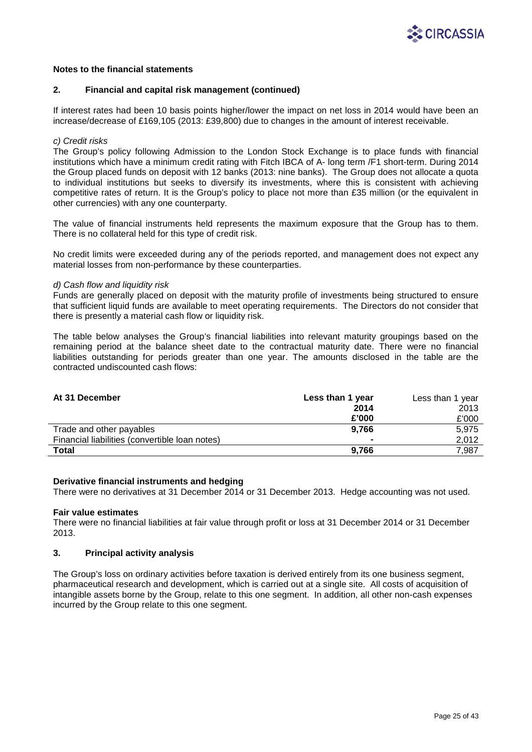**Notes to the financial statements**

## 2. Financial and capital risk management (continued)

If interest rates had been 10 basis points higher/lower the impact on net loss in 2014 would have been an increase/decrease of £169,105 (2013: £39,800) due to changes in the amount of interest receivable.

*c) Credit risks*

The Group's policy following Admission to the London Stock Exchange is to place funds with financial institutions which have a minimum credit rating with Fitch IBCA of A- long term /F1 short-term. During 2014 the Group placed funds on deposit with 12 banks (2013: nine banks). The Group does not allocate a quota to individual institutions but seeks to diversify its investments, where this is consistent with achieving competitive rates of return. It is the Group's policy to place not more than £35 million (or the equivalent in other currencies) with any one counterparty.

The value of financial instruments held represents the maximum exposure that the Group has to them. There is no collateral held for this type of credit risk.

No credit limits were exceeded during any of the periods reported, and management does not expect any material losses from non-performance by these counterparties.

*d) Cash flow and liquidity risk*

Funds are generally placed on deposit with the maturity profile of investments being structured to ensure that sufficient liquid funds are available to meet operating requirements. The Directors do not consider that there is presently a material cash flow or liquidity risk.

The table below analyses the Group's financial liabilities into relevant maturity groupings based on the remaining period at the balance sheet date to the contractual maturity date. There were no financial liabilities outstanding for periods greater than one year. The amounts disclosed in the table are the contracted undiscounted cash flows:

| At 31 December | Less than 1 year 2014 £'000 | Less than 1 year 2013 £'000 |
|---|---|---|
| Trade and other payables | **9,766** | 5,975 |
| Financial liabilities (convertible loan notes) | **-** | 2,012 |
| **Total** | **9,766** | 7,987 |

**Derivative financial instruments and hedging**

There were no derivatives at 31 December 2014 or 31 December 2013. Hedge accounting was not used.

**Fair value estimates**

There were no financial liabilities at fair value through profit or loss at 31 December 2014 or 31 December 2013.

## 3. Principal activity analysis

The Group's loss on ordinary activities before taxation is derived entirely from its one business segment, pharmaceutical research and development, which is carried out at a single site. All costs of acquisition of intangible assets borne by the Group, relate to this one segment. In addition, all other non-cash expenses incurred by the Group relate to this one segment.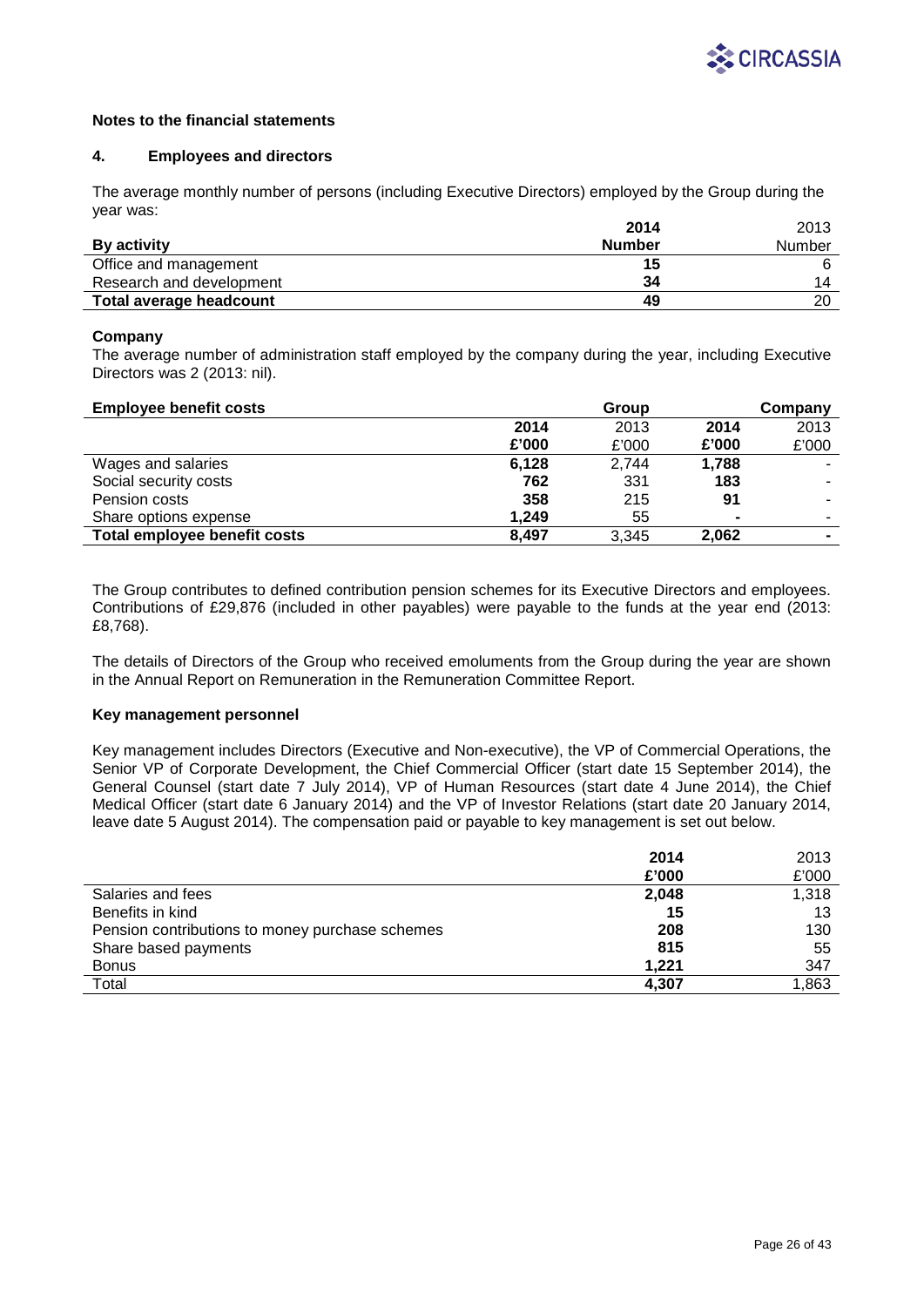**Notes to the financial statements**

## 4. Employees and directors

The average monthly number of persons (including Executive Directors) employed by the Group during the year was:

| By activity | **2014 Number** | 2013 Number |
|---|---|---|
| Office and management | **15** | 6 |
| Research and development | **34** | 14 |
| **Total average headcount** | **49** | 20 |

**Company**

The average number of administration staff employed by the company during the year, including Executive Directors was 2 (2013: nil).

| **Employee benefit costs** | | Group | | Company |
|---|---|---|---|---|
| | **2014 £'000** | 2013 £'000 | **2014 £'000** | 2013 £'000 |
| Wages and salaries | **6,128** | 2,744 | **1,788** | - |
| Social security costs | **762** | 331 | **183** | - |
| Pension costs | **358** | 215 | **91** | - |
| Share options expense | **1,249** | 55 | **-** | - |
| **Total employee benefit costs** | **8,497** | 3,345 | **2,062** | **-** |

The Group contributes to defined contribution pension schemes for its Executive Directors and employees. Contributions of £29,876 (included in other payables) were payable to the funds at the year end (2013: £8,768).

The details of Directors of the Group who received emoluments from the Group during the year are shown in the Annual Report on Remuneration in the Remuneration Committee Report.

**Key management personnel**

Key management includes Directors (Executive and Non-executive), the VP of Commercial Operations, the Senior VP of Corporate Development, the Chief Commercial Officer (start date 15 September 2014), the General Counsel (start date 7 July 2014), VP of Human Resources (start date 4 June 2014), the Chief Medical Officer (start date 6 January 2014) and the VP of Investor Relations (start date 20 January 2014, leave date 5 August 2014). The compensation paid or payable to key management is set out below.

| | **2014 £'000** | 2013 £'000 |
|---|---|---|
| Salaries and fees | **2,048** | 1,318 |
| Benefits in kind | **15** | 13 |
| Pension contributions to money purchase schemes | **208** | 130 |
| Share based payments | **815** | 55 |
| Bonus | **1,221** | 347 |
| Total | **4,307** | 1,863 |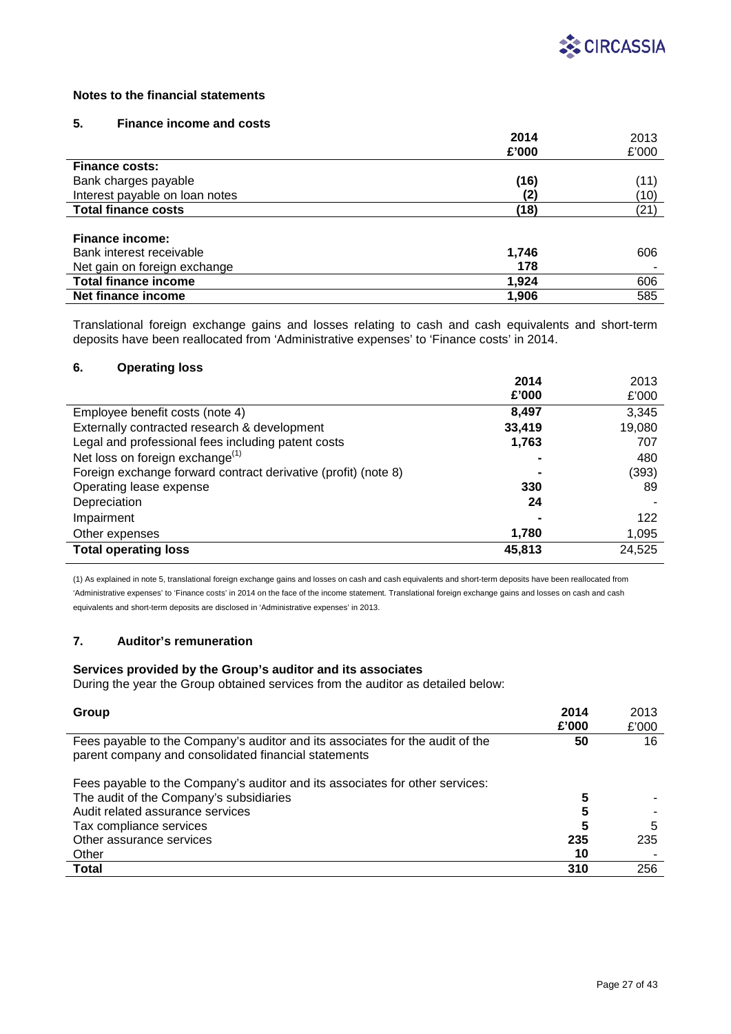## Notes to the financial statements

### 5. Finance income and costs

| | 2014 £'000 | 2013 £'000 |
|---|---|---|
| **Finance costs:** | | |
| Bank charges payable | **(16)** | (11) |
| Interest payable on loan notes | **(2)** | (10) |
| **Total finance costs** | **(18)** | (21) |
| | | |
| **Finance income:** | | |
| Bank interest receivable | **1,746** | 606 |
| Net gain on foreign exchange | **178** | - |
| **Total finance income** | **1,924** | 606 |
| **Net finance income** | **1,906** | 585 |

Translational foreign exchange gains and losses relating to cash and cash equivalents and short-term deposits have been reallocated from 'Administrative expenses' to 'Finance costs' in 2014.

### 6. Operating loss

| | 2014 £'000 | 2013 £'000 |
|---|---|---|
| Employee benefit costs (note 4) | **8,497** | 3,345 |
| Externally contracted research & development | **33,419** | 19,080 |
| Legal and professional fees including patent costs | **1,763** | 707 |
| Net loss on foreign exchange[(1)] | **-** | 480 |
| Foreign exchange forward contract derivative (profit) (note 8) | **-** | (393) |
| Operating lease expense | **330** | 89 |
| Depreciation | **24** | - |
| Impairment | **-** | 122 |
| Other expenses | **1,780** | 1,095 |
| **Total operating loss** | **45,813** | 24,525 |

(1) As explained in note 5, translational foreign exchange gains and losses on cash and cash equivalents and short-term deposits have been reallocated from 'Administrative expenses' to 'Finance costs' in 2014 on the face of the income statement. Translational foreign exchange gains and losses on cash and cash equivalents and short-term deposits are disclosed in 'Administrative expenses' in 2013.

### 7. Auditor's remuneration

**Services provided by the Group's auditor and its associates**

During the year the Group obtained services from the auditor as detailed below:

| **Group** | 2014 £'000 | 2013 £'000 |
|---|---|---|
| Fees payable to the Company's auditor and its associates for the audit of the parent company and consolidated financial statements | **50** | 16 |
| | | |
| Fees payable to the Company's auditor and its associates for other services: | | |
| The audit of the Company's subsidiaries | **5** | - |
| Audit related assurance services | **5** | - |
| Tax compliance services | **5** | 5 |
| Other assurance services | **235** | 235 |
| Other | **10** | - |
| **Total** | **310** | 256 |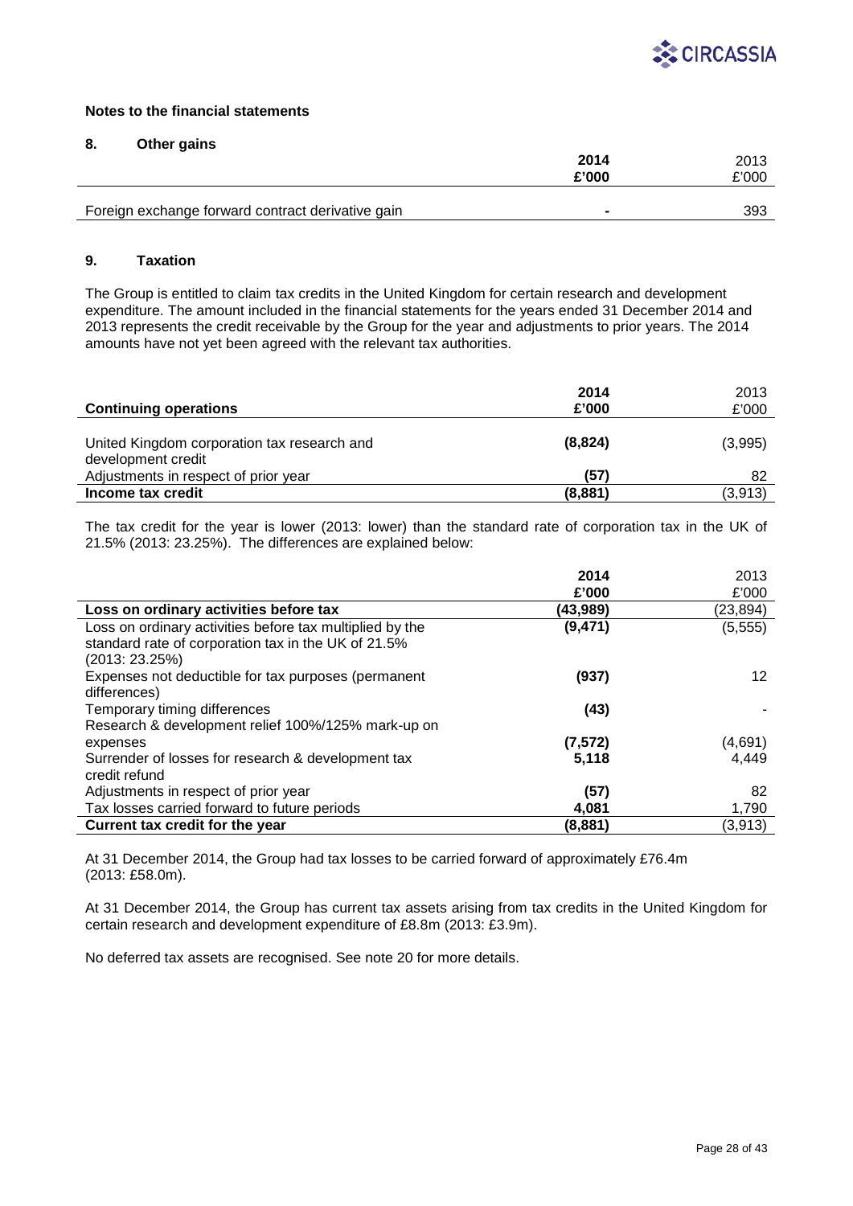## Notes to the financial statements

### 8. Other gains

| | **2014** | 2013 |
|---|---|---|
| | **£'000** | £'000 |
| Foreign exchange forward contract derivative gain | **-** | 393 |

### 9. Taxation

The Group is entitled to claim tax credits in the United Kingdom for certain research and development expenditure. The amount included in the financial statements for the years ended 31 December 2014 and 2013 represents the credit receivable by the Group for the year and adjustments to prior years. The 2014 amounts have not yet been agreed with the relevant tax authorities.

| **Continuing operations** | **2014 £'000** | 2013 £'000 |
|---|---|---|
| United Kingdom corporation tax research and development credit | **(8,824)** | (3,995) |
| Adjustments in respect of prior year | **(57)** | 82 |
| **Income tax credit** | **(8,881)** | (3,913) |

The tax credit for the year is lower (2013: lower) than the standard rate of corporation tax in the UK of 21.5% (2013: 23.25%). The differences are explained below:

| | **2014** | 2013 |
|---|---|---|
| | **£'000** | £'000 |
| **Loss on ordinary activities before tax** | **(43,989)** | (23,894) |
| Loss on ordinary activities before tax multiplied by the standard rate of corporation tax in the UK of 21.5% (2013: 23.25%) | **(9,471)** | (5,555) |
| Expenses not deductible for tax purposes (permanent differences) | **(937)** | 12 |
| Temporary timing differences | **(43)** | - |
| Research & development relief 100%/125% mark-up on expenses | **(7,572)** | (4,691) |
| Surrender of losses for research & development tax credit refund | **5,118** | 4,449 |
| Adjustments in respect of prior year | **(57)** | 82 |
| Tax losses carried forward to future periods | **4,081** | 1,790 |
| **Current tax credit for the year** | **(8,881)** | (3,913) |

At 31 December 2014, the Group had tax losses to be carried forward of approximately £76.4m (2013: £58.0m).

At 31 December 2014, the Group has current tax assets arising from tax credits in the United Kingdom for certain research and development expenditure of £8.8m (2013: £3.9m).

No deferred tax assets are recognised. See note 20 for more details.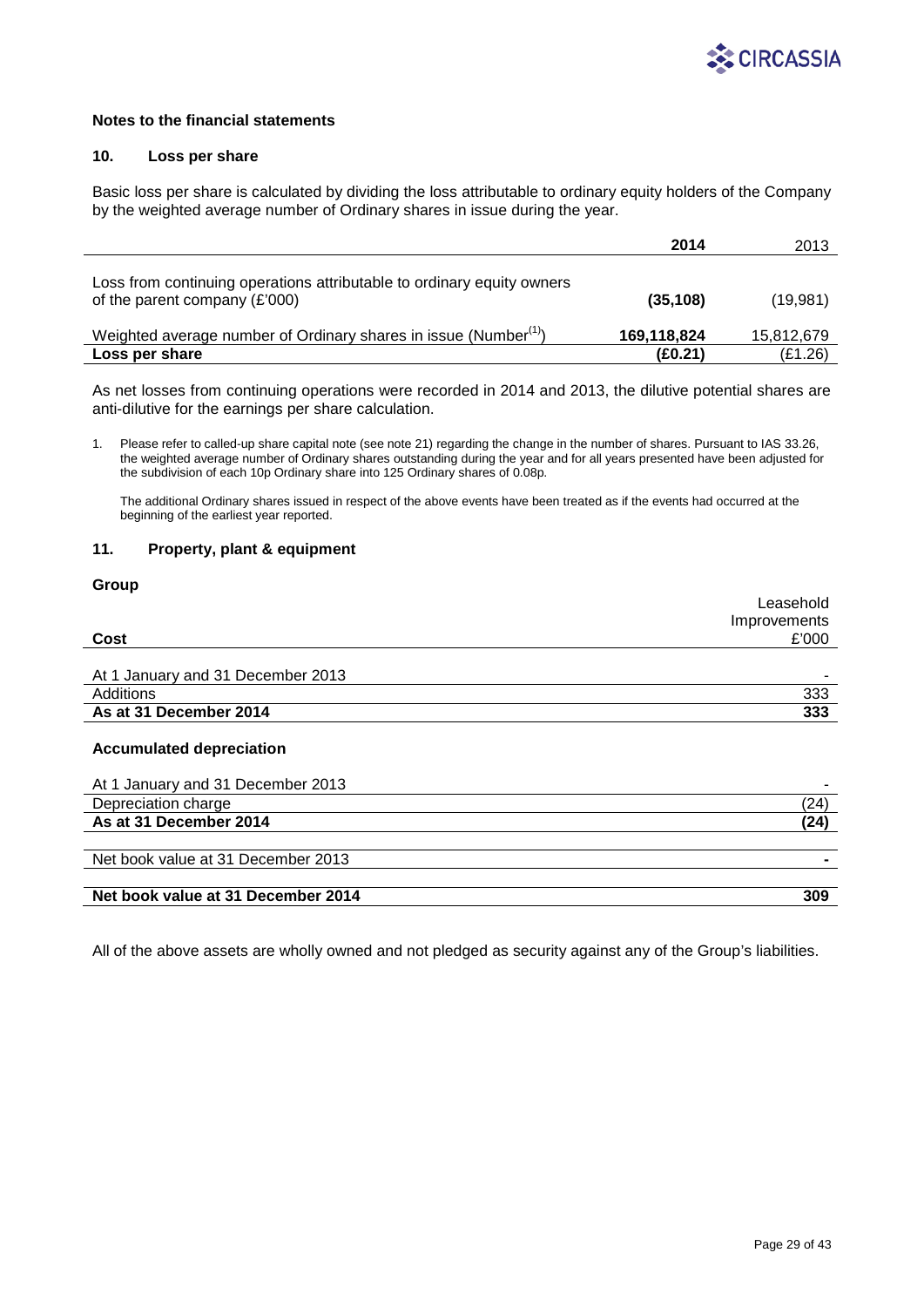## Notes to the financial statements

### 10. Loss per share

Basic loss per share is calculated by dividing the loss attributable to ordinary equity holders of the Company by the weighted average number of Ordinary shares in issue during the year.

| | **2014** | 2013 |
|---|---|---|
| Loss from continuing operations attributable to ordinary equity owners of the parent company (£'000) | **(35,108)** | (19,981) |
| Weighted average number of Ordinary shares in issue (Number[(1)]) | **169,118,824** | 15,812,679 |
| **Loss per share** | **(£0.21)** | (£1.26) |

As net losses from continuing operations were recorded in 2014 and 2013, the dilutive potential shares are anti-dilutive for the earnings per share calculation.

1. Please refer to called-up share capital note (see note 21) regarding the change in the number of shares. Pursuant to IAS 33.26, the weighted average number of Ordinary shares outstanding during the year and for all years presented have been adjusted for the subdivision of each 10p Ordinary share into 125 Ordinary shares of 0.08p.

   The additional Ordinary shares issued in respect of the above events have been treated as if the events had occurred at the beginning of the earliest year reported.

### 11. Property, plant & equipment

**Group**

| **Cost** | Leasehold Improvements £'000 |
|---|---|
| At 1 January and 31 December 2013 | - |
| Additions | 333 |
| **As at 31 December 2014** | **333** |
| **Accumulated depreciation** | |
| At 1 January and 31 December 2013 | - |
| Depreciation charge | (24) |
| **As at 31 December 2014** | **(24)** |
| Net book value at 31 December 2013 | **-** |
| **Net book value at 31 December 2014** | **309** |

All of the above assets are wholly owned and not pledged as security against any of the Group's liabilities.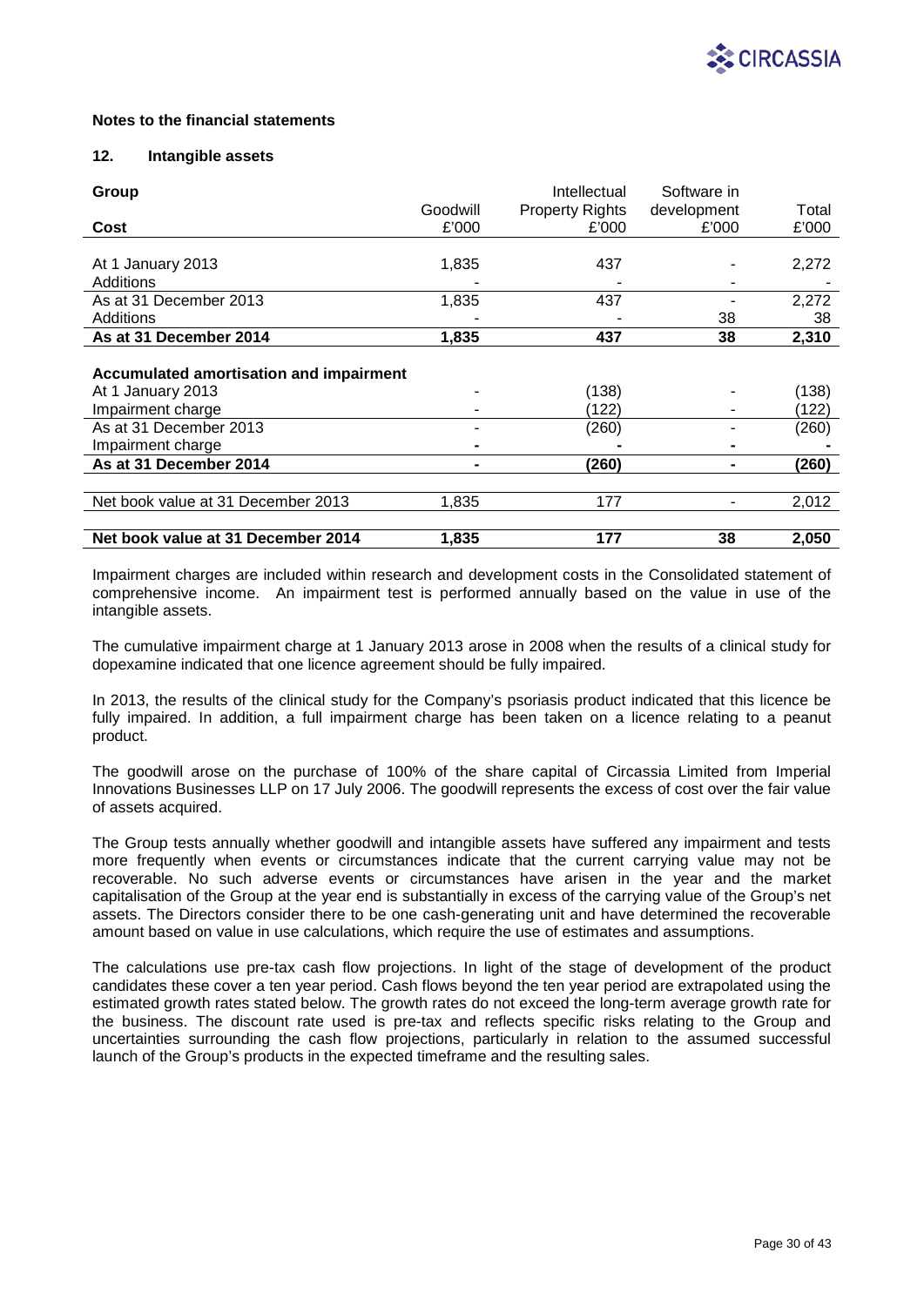**Notes to the financial statements**

**12. Intangible assets**

| **Group** | Goodwill | Intellectual Property Rights | Software in development | Total |
|---|---|---|---|---|
| **Cost** | £'000 | £'000 | £'000 | £'000 |
| At 1 January 2013 | 1,835 | 437 | - | 2,272 |
| Additions | - | - | - | - |
| As at 31 December 2013 | 1,835 | 437 | - | 2,272 |
| Additions | - | - | 38 | 38 |
| **As at 31 December 2014** | **1,835** | **437** | **38** | **2,310** |
| | | | | |
| **Accumulated amortisation and impairment** | | | | |
| At 1 January 2013 | - | (138) | - | (138) |
| Impairment charge | - | (122) | - | (122) |
| As at 31 December 2013 | - | (260) | - | (260) |
| Impairment charge | **-** | **-** | **-** | **-** |
| **As at 31 December 2014** | **-** | **(260)** | **-** | **(260)** |
| | | | | |
| Net book value at 31 December 2013 | 1,835 | 177 | - | 2,012 |
| | | | | |
| **Net book value at 31 December 2014** | **1,835** | **177** | **38** | **2,050** |

Impairment charges are included within research and development costs in the Consolidated statement of comprehensive income. An impairment test is performed annually based on the value in use of the intangible assets.

The cumulative impairment charge at 1 January 2013 arose in 2008 when the results of a clinical study for dopexamine indicated that one licence agreement should be fully impaired.

In 2013, the results of the clinical study for the Company's psoriasis product indicated that this licence be fully impaired. In addition, a full impairment charge has been taken on a licence relating to a peanut product.

The goodwill arose on the purchase of 100% of the share capital of Circassia Limited from Imperial Innovations Businesses LLP on 17 July 2006. The goodwill represents the excess of cost over the fair value of assets acquired.

The Group tests annually whether goodwill and intangible assets have suffered any impairment and tests more frequently when events or circumstances indicate that the current carrying value may not be recoverable. No such adverse events or circumstances have arisen in the year and the market capitalisation of the Group at the year end is substantially in excess of the carrying value of the Group's net assets. The Directors consider there to be one cash-generating unit and have determined the recoverable amount based on value in use calculations, which require the use of estimates and assumptions.

The calculations use pre-tax cash flow projections. In light of the stage of development of the product candidates these cover a ten year period. Cash flows beyond the ten year period are extrapolated using the estimated growth rates stated below. The growth rates do not exceed the long-term average growth rate for the business. The discount rate used is pre-tax and reflects specific risks relating to the Group and uncertainties surrounding the cash flow projections, particularly in relation to the assumed successful launch of the Group's products in the expected timeframe and the resulting sales.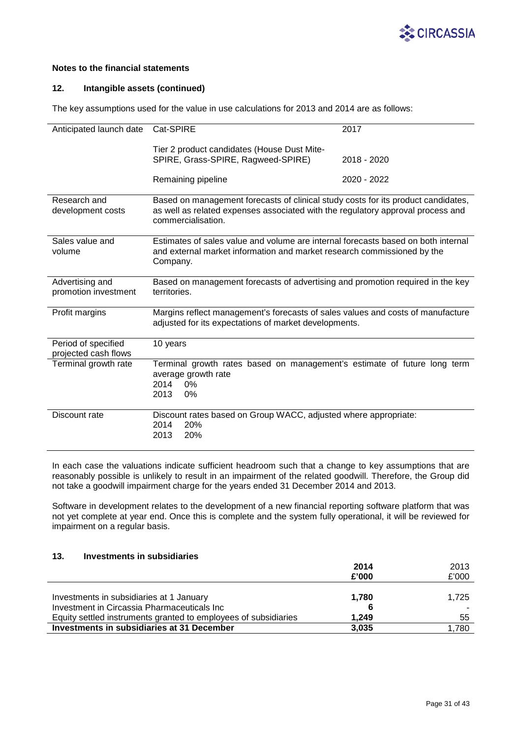**Notes to the financial statements**

### 12. Intangible assets (continued)

The key assumptions used for the value in use calculations for 2013 and 2014 are as follows:

| | | |
|---|---|---|
| Anticipated launch date | Cat-SPIRE | 2017 |
| | Tier 2 product candidates (House Dust Mite-SPIRE, Grass-SPIRE, Ragweed-SPIRE) | 2018 - 2020 |
| | Remaining pipeline | 2020 - 2022 |
| Research and development costs | Based on management forecasts of clinical study costs for its product candidates, as well as related expenses associated with the regulatory approval process and commercialisation. | |
| Sales value and volume | Estimates of sales value and volume are internal forecasts based on both internal and external market information and market research commissioned by the Company. | |
| Advertising and promotion investment | Based on management forecasts of advertising and promotion required in the key territories. | |
| Profit margins | Margins reflect management's forecasts of sales values and costs of manufacture adjusted for its expectations of market developments. | |
| Period of specified projected cash flows | 10 years | |
| Terminal growth rate | Terminal growth rates based on management's estimate of future long term average growth rate<br>2014 0%<br>2013 0% | |
| Discount rate | Discount rates based on Group WACC, adjusted where appropriate:<br>2014 20%<br>2013 20% | |

In each case the valuations indicate sufficient headroom such that a change to key assumptions that are reasonably possible is unlikely to result in an impairment of the related goodwill. Therefore, the Group did not take a goodwill impairment charge for the years ended 31 December 2014 and 2013.

Software in development relates to the development of a new financial reporting software platform that was not yet complete at year end. Once this is complete and the system fully operational, it will be reviewed for impairment on a regular basis.

### 13. Investments in subsidiaries

| | **2014**<br>**£'000** | 2013<br>£'000 |
|---|---|---|
| Investments in subsidiaries at 1 January | **1,780** | 1,725 |
| Investment in Circassia Pharmaceuticals Inc | **6** | - |
| Equity settled instruments granted to employees of subsidiaries | **1,249** | 55 |
| **Investments in subsidiaries at 31 December** | **3,035** | 1,780 |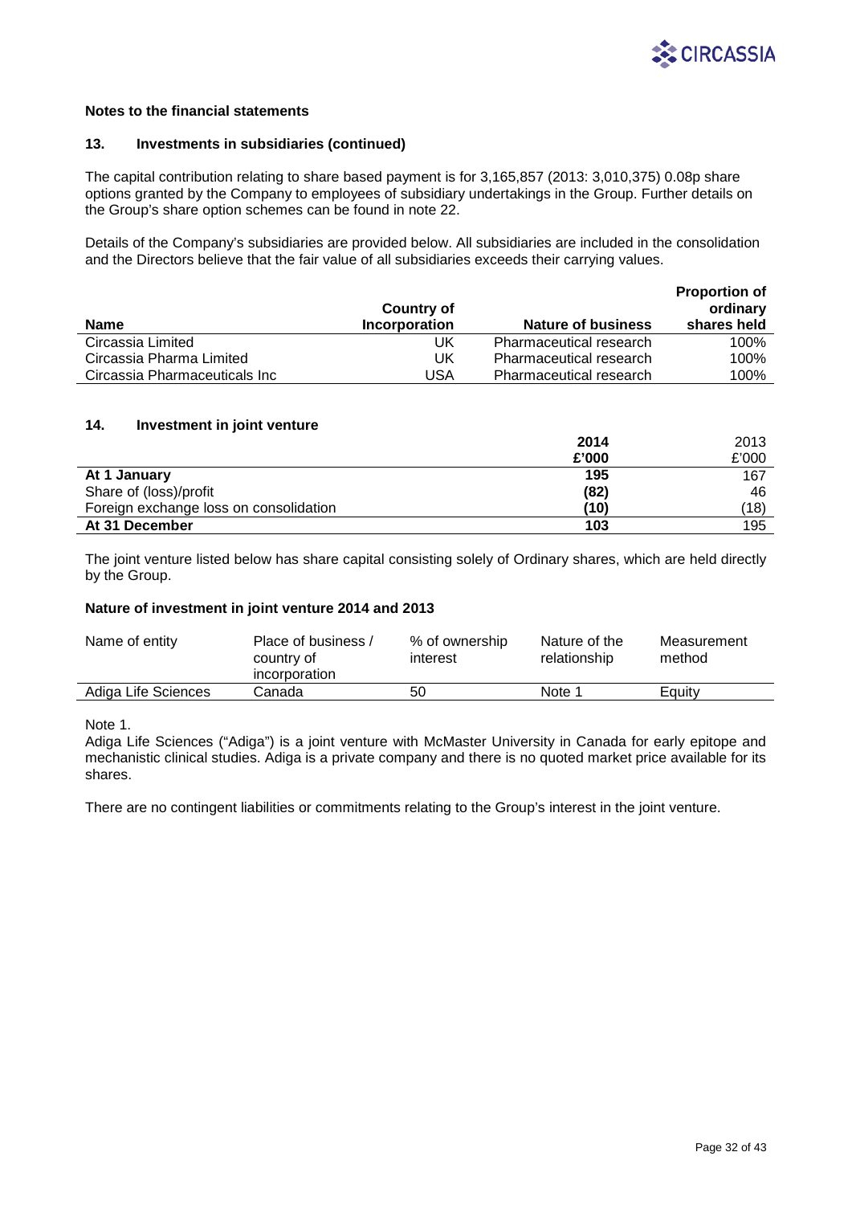**Notes to the financial statements**

### 13. Investments in subsidiaries (continued)

The capital contribution relating to share based payment is for 3,165,857 (2013: 3,010,375) 0.08p share options granted by the Company to employees of subsidiary undertakings in the Group. Further details on the Group's share option schemes can be found in note 22.

Details of the Company's subsidiaries are provided below. All subsidiaries are included in the consolidation and the Directors believe that the fair value of all subsidiaries exceeds their carrying values.

| Name | Country of Incorporation | Nature of business | Proportion of ordinary shares held |
|---|---|---|---|
| Circassia Limited | UK | Pharmaceutical research | 100% |
| Circassia Pharma Limited | UK | Pharmaceutical research | 100% |
| Circassia Pharmaceuticals Inc | USA | Pharmaceutical research | 100% |

### 14. Investment in joint venture

| | 2014 £'000 | 2013 £'000 |
|---|---|---|
| **At 1 January** | **195** | 167 |
| Share of (loss)/profit | **(82)** | 46 |
| Foreign exchange loss on consolidation | **(10)** | (18) |
| **At 31 December** | **103** | 195 |

The joint venture listed below has share capital consisting solely of Ordinary shares, which are held directly by the Group.

**Nature of investment in joint venture 2014 and 2013**

| Name of entity | Place of business / country of incorporation | % of ownership interest | Nature of the relationship | Measurement method |
|---|---|---|---|---|
| Adiga Life Sciences | Canada | 50 | Note 1 | Equity |

Note 1.
Adiga Life Sciences ("Adiga") is a joint venture with McMaster University in Canada for early epitope and mechanistic clinical studies. Adiga is a private company and there is no quoted market price available for its shares.

There are no contingent liabilities or commitments relating to the Group's interest in the joint venture.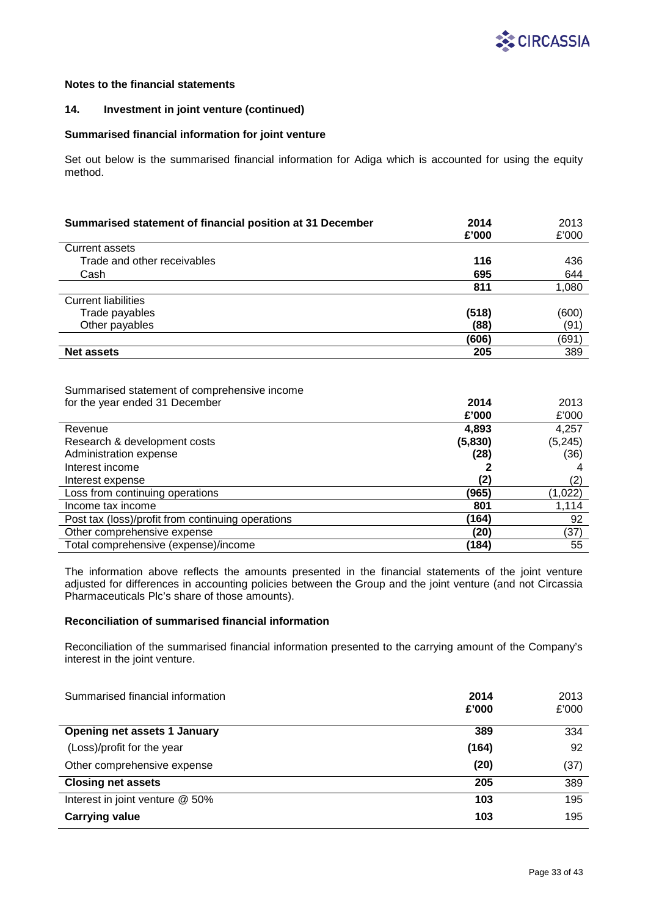**Notes to the financial statements**

**14. Investment in joint venture (continued)**

**Summarised financial information for joint venture**

Set out below is the summarised financial information for Adiga which is accounted for using the equity method.

| **Summarised statement of financial position at 31 December** | **2014 £'000** | 2013 £'000 |
|---|---|---|
| Current assets | | |
| Trade and other receivables | **116** | 436 |
| Cash | **695** | 644 |
| | **811** | 1,080 |
| Current liabilities | | |
| Trade payables | **(518)** | (600) |
| Other payables | **(88)** | (91) |
| | **(606)** | (691) |
| **Net assets** | **205** | 389 |

| Summarised statement of comprehensive income for the year ended 31 December | **2014 £'000** | 2013 £'000 |
|---|---|---|
| Revenue | **4,893** | 4,257 |
| Research & development costs | **(5,830)** | (5,245) |
| Administration expense | **(28)** | (36) |
| Interest income | **2** | 4 |
| Interest expense | **(2)** | (2) |
| Loss from continuing operations | **(965)** | (1,022) |
| Income tax income | **801** | 1,114 |
| Post tax (loss)/profit from continuing operations | **(164)** | 92 |
| Other comprehensive expense | **(20)** | (37) |
| Total comprehensive (expense)/income | **(184)** | 55 |

The information above reflects the amounts presented in the financial statements of the joint venture adjusted for differences in accounting policies between the Group and the joint venture (and not Circassia Pharmaceuticals Plc's share of those amounts).

**Reconciliation of summarised financial information**

Reconciliation of the summarised financial information presented to the carrying amount of the Company's interest in the joint venture.

| Summarised financial information | **2014 £'000** | 2013 £'000 |
|---|---|---|
| **Opening net assets 1 January** | **389** | 334 |
| (Loss)/profit for the year | **(164)** | 92 |
| Other comprehensive expense | **(20)** | (37) |
| **Closing net assets** | **205** | 389 |
| Interest in joint venture @ 50% | **103** | 195 |
| **Carrying value** | **103** | 195 |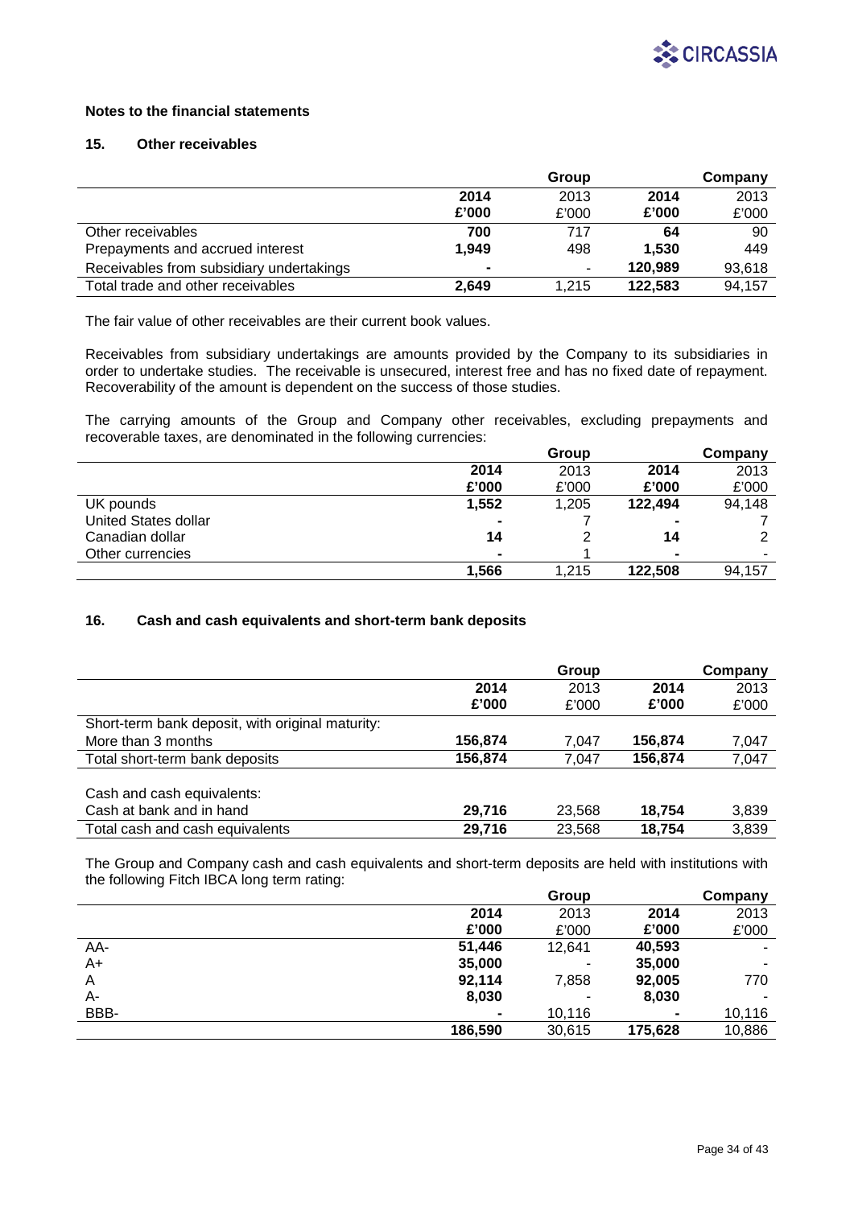**Notes to the financial statements**

## 15. Other receivables

| | Group | | Company | |
|---|---|---|---|---|
| | **2014** | 2013 | **2014** | 2013 |
| | **£'000** | £'000 | **£'000** | £'000 |
| Other receivables | **700** | 717 | **64** | 90 |
| Prepayments and accrued interest | **1,949** | 498 | **1,530** | 449 |
| Receivables from subsidiary undertakings | **-** | - | **120,989** | 93,618 |
| Total trade and other receivables | **2,649** | 1,215 | **122,583** | 94,157 |

The fair value of other receivables are their current book values.

Receivables from subsidiary undertakings are amounts provided by the Company to its subsidiaries in order to undertake studies. The receivable is unsecured, interest free and has no fixed date of repayment. Recoverability of the amount is dependent on the success of those studies.

The carrying amounts of the Group and Company other receivables, excluding prepayments and recoverable taxes, are denominated in the following currencies:

| | Group | | Company | |
|---|---|---|---|---|
| | **2014** | 2013 | **2014** | 2013 |
| | **£'000** | £'000 | **£'000** | £'000 |
| UK pounds | **1,552** | 1,205 | **122,494** | 94,148 |
| United States dollar | **-** | 7 | **-** | 7 |
| Canadian dollar | **14** | 2 | **14** | 2 |
| Other currencies | **-** | 1 | **-** | - |
| | **1,566** | 1,215 | **122,508** | 94,157 |

## 16. Cash and cash equivalents and short-term bank deposits

| | Group | | Company | |
|---|---|---|---|---|
| | **2014** | 2013 | **2014** | 2013 |
| | **£'000** | £'000 | **£'000** | £'000 |
| Short-term bank deposit, with original maturity: | | | | |
| More than 3 months | **156,874** | 7,047 | **156,874** | 7,047 |
| Total short-term bank deposits | **156,874** | 7,047 | **156,874** | 7,047 |
| | | | | |
| Cash and cash equivalents: | | | | |
| Cash at bank and in hand | **29,716** | 23,568 | **18,754** | 3,839 |
| Total cash and cash equivalents | **29,716** | 23,568 | **18,754** | 3,839 |

The Group and Company cash and cash equivalents and short-term deposits are held with institutions with the following Fitch IBCA long term rating:

| | Group | | Company | |
|---|---|---|---|---|
| | **2014** | 2013 | **2014** | 2013 |
| | **£'000** | £'000 | **£'000** | £'000 |
| AA- | **51,446** | 12,641 | **40,593** | - |
| A+ | **35,000** | - | **35,000** | - |
| A | **92,114** | 7,858 | **92,005** | 770 |
| A- | **8,030** | - | **8,030** | - |
| BBB- | **-** | 10,116 | **-** | 10,116 |
| | **186,590** | 30,615 | **175,628** | 10,886 |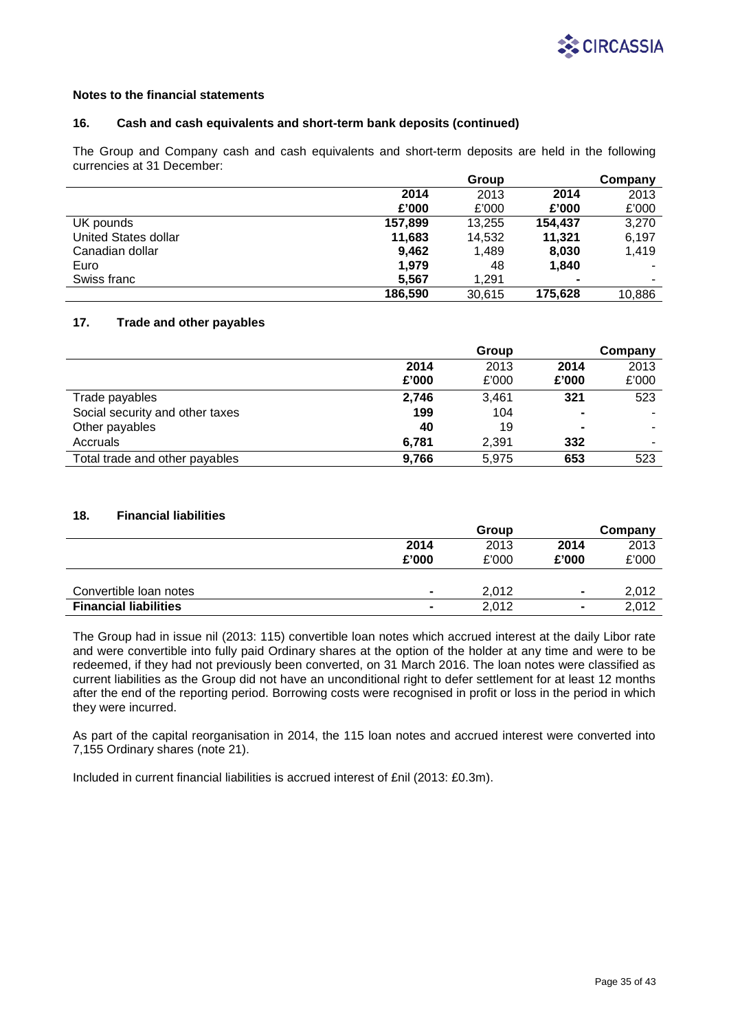## Notes to the financial statements

### 16. Cash and cash equivalents and short-term bank deposits (continued)

The Group and Company cash and cash equivalents and short-term deposits are held in the following currencies at 31 December:

| | Group | | Company | |
|---|---|---|---|---|
| | **2014** | 2013 | **2014** | 2013 |
| | **£'000** | £'000 | **£'000** | £'000 |
| UK pounds | **157,899** | 13,255 | **154,437** | 3,270 |
| United States dollar | **11,683** | 14,532 | **11,321** | 6,197 |
| Canadian dollar | **9,462** | 1,489 | **8,030** | 1,419 |
| Euro | **1,979** | 48 | **1,840** | - |
| Swiss franc | **5,567** | 1,291 | **-** | - |
| | **186,590** | 30,615 | **175,628** | 10,886 |

### 17. Trade and other payables

| | Group | | Company | |
|---|---|---|---|---|
| | **2014** | 2013 | **2014** | 2013 |
| | **£'000** | £'000 | **£'000** | £'000 |
| Trade payables | **2,746** | 3,461 | **321** | 523 |
| Social security and other taxes | **199** | 104 | **-** | - |
| Other payables | **40** | 19 | **-** | - |
| Accruals | **6,781** | 2,391 | **332** | - |
| Total trade and other payables | **9,766** | 5,975 | **653** | 523 |

### 18. Financial liabilities

| | Group | | Company | |
|---|---|---|---|---|
| | **2014** | 2013 | **2014** | 2013 |
| | **£'000** | £'000 | **£'000** | £'000 |
| Convertible loan notes | **-** | 2,012 | **-** | 2,012 |
| **Financial liabilities** | **-** | 2,012 | **-** | 2,012 |

The Group had in issue nil (2013: 115) convertible loan notes which accrued interest at the daily Libor rate and were convertible into fully paid Ordinary shares at the option of the holder at any time and were to be redeemed, if they had not previously been converted, on 31 March 2016. The loan notes were classified as current liabilities as the Group did not have an unconditional right to defer settlement for at least 12 months after the end of the reporting period. Borrowing costs were recognised in profit or loss in the period in which they were incurred.

As part of the capital reorganisation in 2014, the 115 loan notes and accrued interest were converted into 7,155 Ordinary shares (note 21).

Included in current financial liabilities is accrued interest of £nil (2013: £0.3m).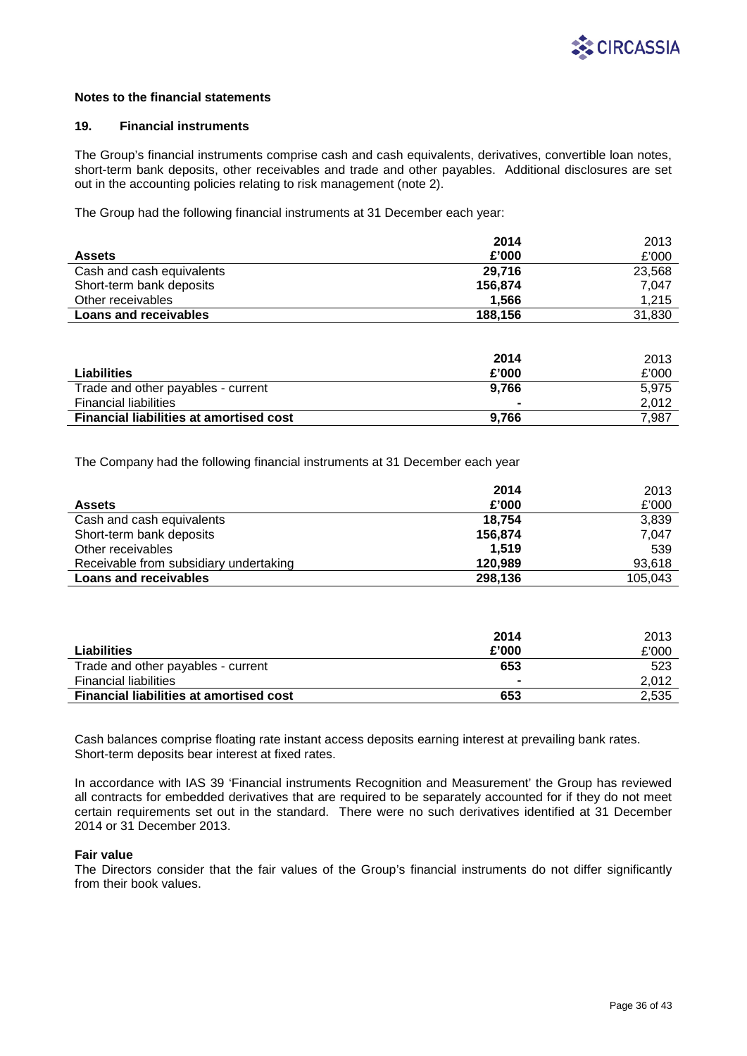## Notes to the financial statements

### 19. Financial instruments

The Group's financial instruments comprise cash and cash equivalents, derivatives, convertible loan notes, short-term bank deposits, other receivables and trade and other payables. Additional disclosures are set out in the accounting policies relating to risk management (note 2).

The Group had the following financial instruments at 31 December each year:

| Assets | 2014 £'000 | 2013 £'000 |
|---|---|---|
| Cash and cash equivalents | **29,716** | 23,568 |
| Short-term bank deposits | **156,874** | 7,047 |
| Other receivables | **1,566** | 1,215 |
| **Loans and receivables** | **188,156** | 31,830 |

| Liabilities | 2014 £'000 | 2013 £'000 |
|---|---|---|
| Trade and other payables - current | **9,766** | 5,975 |
| Financial liabilities | **-** | 2,012 |
| **Financial liabilities at amortised cost** | **9,766** | 7,987 |

The Company had the following financial instruments at 31 December each year

| Assets | 2014 £'000 | 2013 £'000 |
|---|---|---|
| Cash and cash equivalents | **18,754** | 3,839 |
| Short-term bank deposits | **156,874** | 7,047 |
| Other receivables | **1,519** | 539 |
| Receivable from subsidiary undertaking | **120,989** | 93,618 |
| **Loans and receivables** | **298,136** | 105,043 |

| Liabilities | 2014 £'000 | 2013 £'000 |
|---|---|---|
| Trade and other payables - current | **653** | 523 |
| Financial liabilities | **-** | 2,012 |
| **Financial liabilities at amortised cost** | **653** | 2,535 |

Cash balances comprise floating rate instant access deposits earning interest at prevailing bank rates. Short-term deposits bear interest at fixed rates.

In accordance with IAS 39 'Financial instruments Recognition and Measurement' the Group has reviewed all contracts for embedded derivatives that are required to be separately accounted for if they do not meet certain requirements set out in the standard. There were no such derivatives identified at 31 December 2014 or 31 December 2013.

**Fair value**

The Directors consider that the fair values of the Group's financial instruments do not differ significantly from their book values.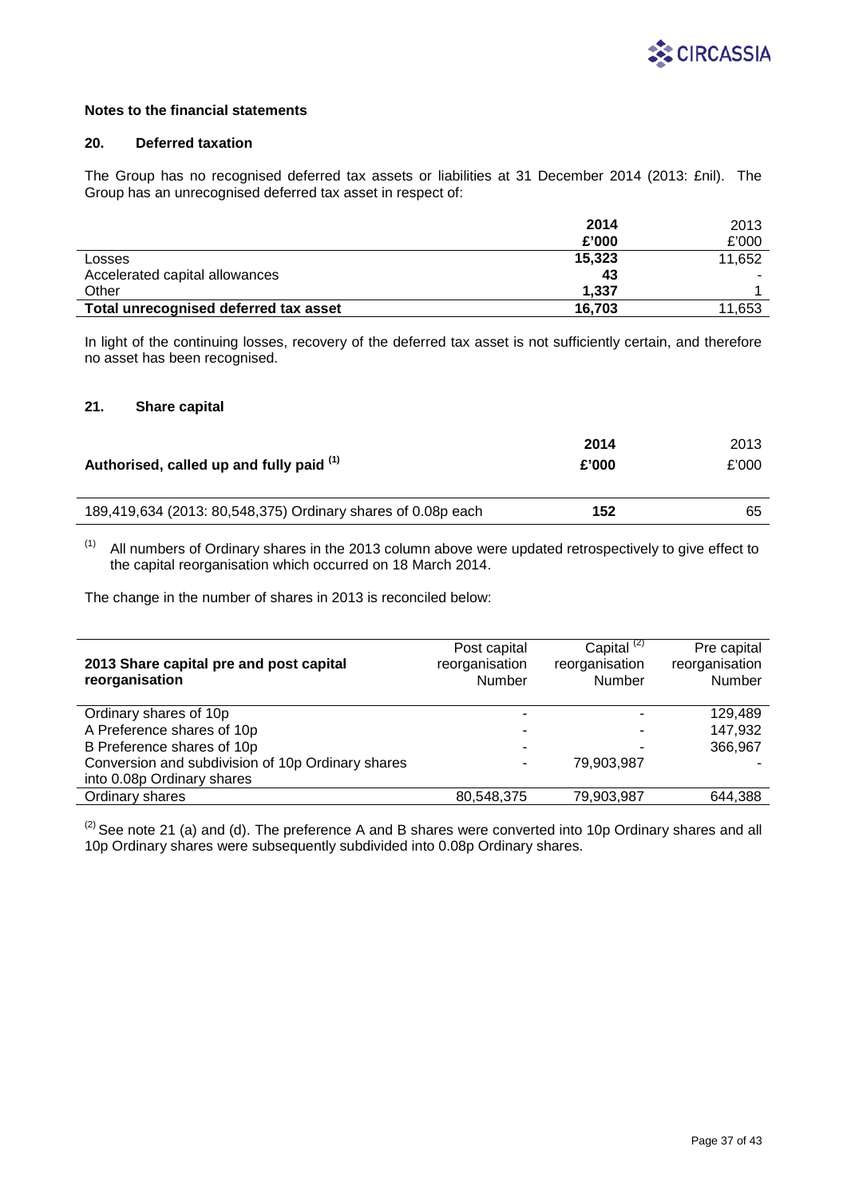**Notes to the financial statements**

## 20. Deferred taxation

The Group has no recognised deferred tax assets or liabilities at 31 December 2014 (2013: £nil). The Group has an unrecognised deferred tax asset in respect of:

| | **2014** | 2013 |
|---|---|---|
| | **£'000** | £'000 |
| Losses | **15,323** | 11,652 |
| Accelerated capital allowances | **43** | - |
| Other | **1,337** | 1 |
| **Total unrecognised deferred tax asset** | **16,703** | 11,653 |

In light of the continuing losses, recovery of the deferred tax asset is not sufficiently certain, and therefore no asset has been recognised.

## 21. Share capital

| **Authorised, called up and fully paid [(1)]** | **2014 £'000** | 2013 £'000 |
|---|---|---|
| 189,419,634 (2013: 80,548,375) Ordinary shares of 0.08p each | **152** | 65 |

[(1)] All numbers of Ordinary shares in the 2013 column above were updated retrospectively to give effect to the capital reorganisation which occurred on 18 March 2014.

The change in the number of shares in 2013 is reconciled below:

| **2013 Share capital pre and post capital reorganisation** | Post capital reorganisation Number | Capital [(2)] reorganisation Number | Pre capital reorganisation Number |
|---|---|---|---|
| Ordinary shares of 10p | - | - | 129,489 |
| A Preference shares of 10p | - | - | 147,932 |
| B Preference shares of 10p | - | - | 366,967 |
| Conversion and subdivision of 10p Ordinary shares into 0.08p Ordinary shares | - | 79,903,987 | - |
| Ordinary shares | 80,548,375 | 79,903,987 | 644,388 |

[(2)] See note 21 (a) and (d). The preference A and B shares were converted into 10p Ordinary shares and all 10p Ordinary shares were subsequently subdivided into 0.08p Ordinary shares.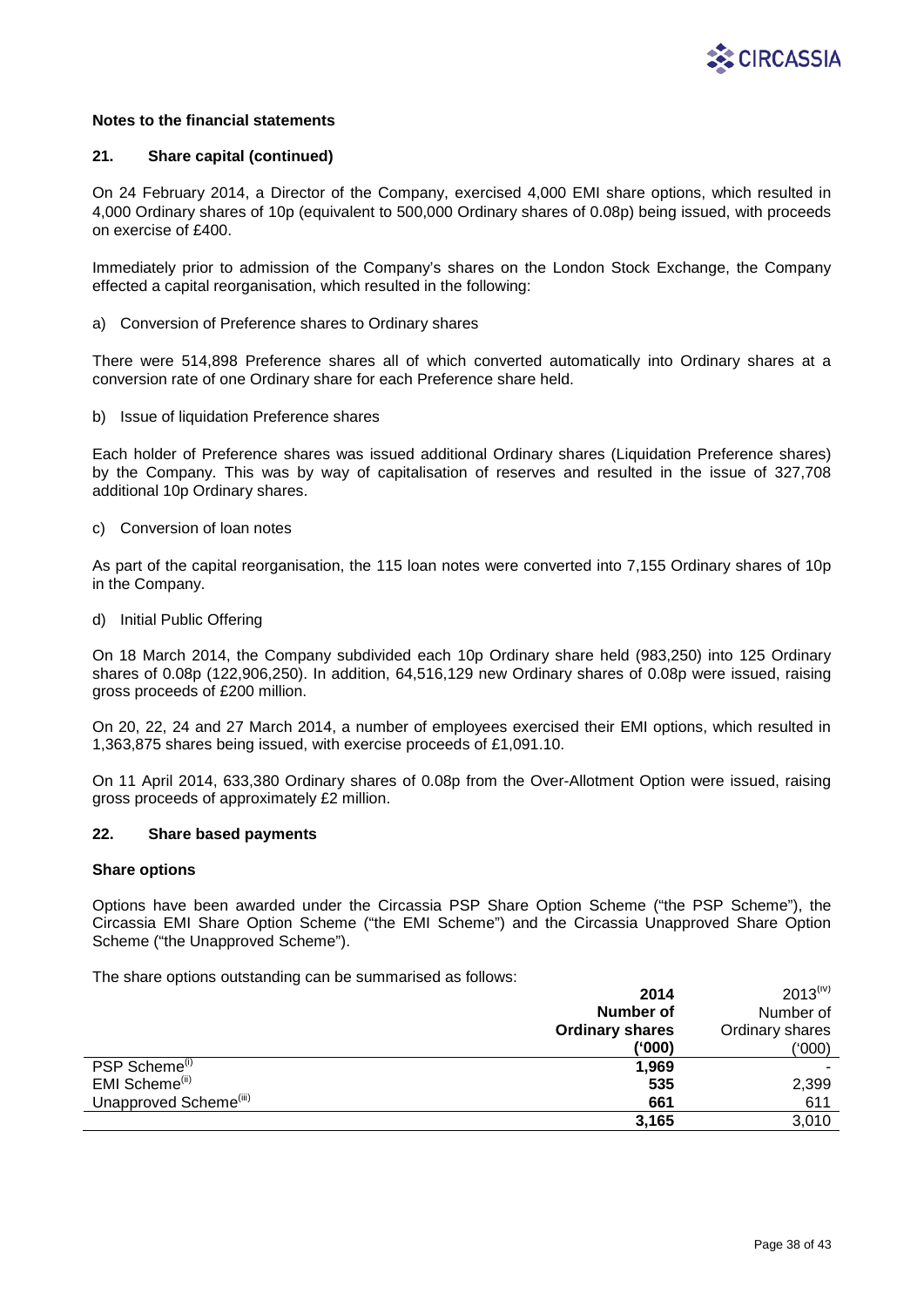**Notes to the financial statements**

**21. Share capital (continued)**

On 24 February 2014, a Director of the Company, exercised 4,000 EMI share options, which resulted in 4,000 Ordinary shares of 10p (equivalent to 500,000 Ordinary shares of 0.08p) being issued, with proceeds on exercise of £400.

Immediately prior to admission of the Company's shares on the London Stock Exchange, the Company effected a capital reorganisation, which resulted in the following:

a) Conversion of Preference shares to Ordinary shares

There were 514,898 Preference shares all of which converted automatically into Ordinary shares at a conversion rate of one Ordinary share for each Preference share held.

b) Issue of liquidation Preference shares

Each holder of Preference shares was issued additional Ordinary shares (Liquidation Preference shares) by the Company. This was by way of capitalisation of reserves and resulted in the issue of 327,708 additional 10p Ordinary shares.

c) Conversion of loan notes

As part of the capital reorganisation, the 115 loan notes were converted into 7,155 Ordinary shares of 10p in the Company.

d) Initial Public Offering

On 18 March 2014, the Company subdivided each 10p Ordinary share held (983,250) into 125 Ordinary shares of 0.08p (122,906,250). In addition, 64,516,129 new Ordinary shares of 0.08p were issued, raising gross proceeds of £200 million.

On 20, 22, 24 and 27 March 2014, a number of employees exercised their EMI options, which resulted in 1,363,875 shares being issued, with exercise proceeds of £1,091.10.

On 11 April 2014, 633,380 Ordinary shares of 0.08p from the Over-Allotment Option were issued, raising gross proceeds of approximately £2 million.

**22. Share based payments**

**Share options**

Options have been awarded under the Circassia PSP Share Option Scheme ("the PSP Scheme"), the Circassia EMI Share Option Scheme ("the EMI Scheme") and the Circassia Unapproved Share Option Scheme ("the Unapproved Scheme").

The share options outstanding can be summarised as follows:

| | **2014** Number of Ordinary shares ('000) | 2013[(iv)] Number of Ordinary shares ('000) |
|---|---|---|
| PSP Scheme[(i)] | **1,969** | - |
| EMI Scheme[(ii)] | **535** | 2,399 |
| Unapproved Scheme[(iii)] | **661** | 611 |
| | **3,165** | 3,010 |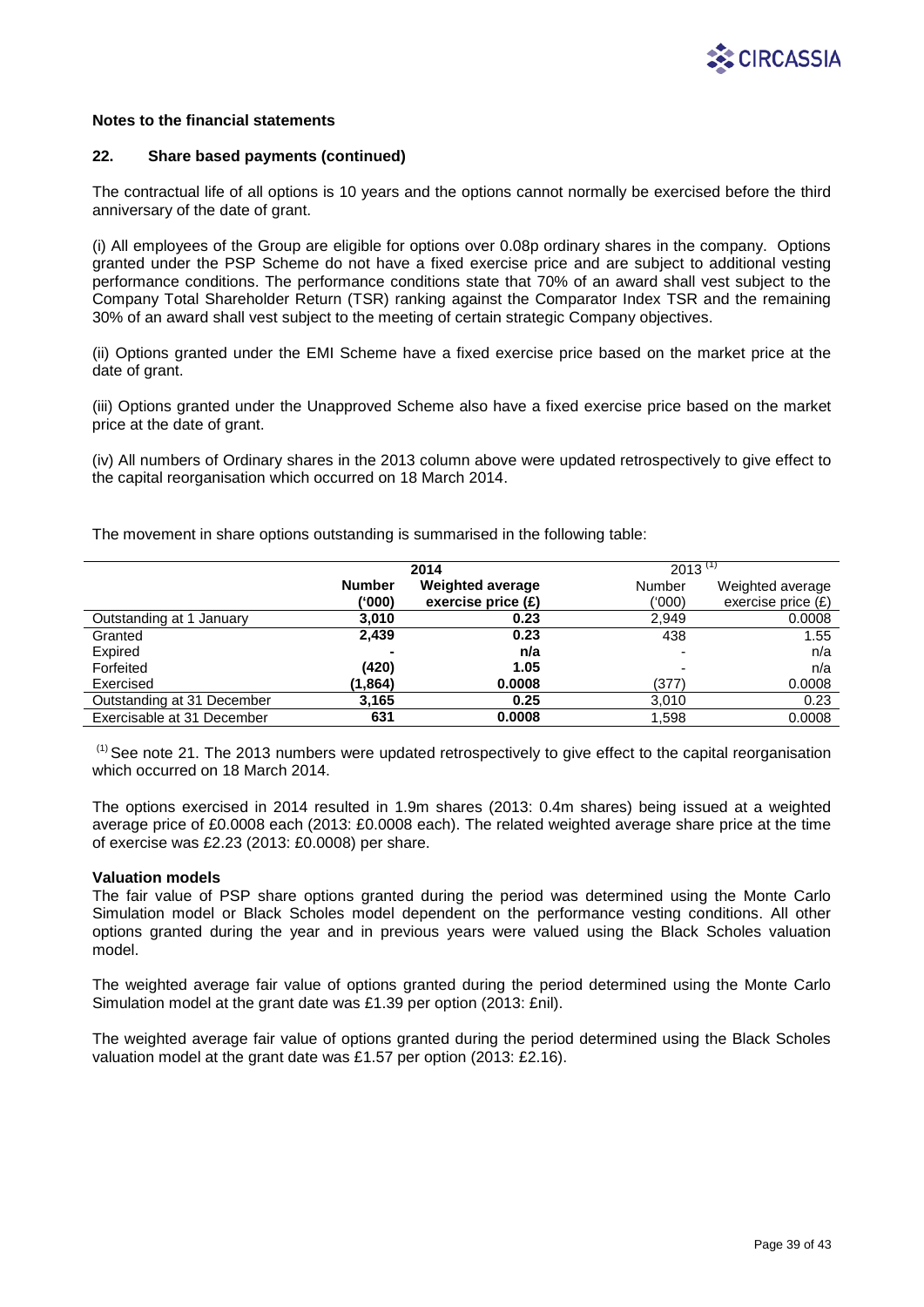**Notes to the financial statements**

**22. Share based payments (continued)**

The contractual life of all options is 10 years and the options cannot normally be exercised before the third anniversary of the date of grant.

(i) All employees of the Group are eligible for options over 0.08p ordinary shares in the company. Options granted under the PSP Scheme do not have a fixed exercise price and are subject to additional vesting performance conditions. The performance conditions state that 70% of an award shall vest subject to the Company Total Shareholder Return (TSR) ranking against the Comparator Index TSR and the remaining 30% of an award shall vest subject to the meeting of certain strategic Company objectives.

(ii) Options granted under the EMI Scheme have a fixed exercise price based on the market price at the date of grant.

(iii) Options granted under the Unapproved Scheme also have a fixed exercise price based on the market price at the date of grant.

(iv) All numbers of Ordinary shares in the 2013 column above were updated retrospectively to give effect to the capital reorganisation which occurred on 18 March 2014.

The movement in share options outstanding is summarised in the following table:

| | **2014** | | 2013 [(1)] | |
|---|---|---|---|---|
| | **Number ('000)** | **Weighted average exercise price (£)** | Number ('000) | Weighted average exercise price (£) |
| Outstanding at 1 January | **3,010** | **0.23** | 2,949 | 0.0008 |
| Granted | **2,439** | **0.23** | 438 | 1.55 |
| Expired | **-** | **n/a** | - | n/a |
| Forfeited | **(420)** | **1.05** | - | n/a |
| Exercised | **(1,864)** | **0.0008** | (377) | 0.0008 |
| Outstanding at 31 December | **3,165** | **0.25** | 3,010 | 0.23 |
| Exercisable at 31 December | **631** | **0.0008** | 1,598 | 0.0008 |

(1) See note 21. The 2013 numbers were updated retrospectively to give effect to the capital reorganisation which occurred on 18 March 2014.

The options exercised in 2014 resulted in 1.9m shares (2013: 0.4m shares) being issued at a weighted average price of £0.0008 each (2013: £0.0008 each). The related weighted average share price at the time of exercise was £2.23 (2013: £0.0008) per share.

**Valuation models**

The fair value of PSP share options granted during the period was determined using the Monte Carlo Simulation model or Black Scholes model dependent on the performance vesting conditions. All other options granted during the year and in previous years were valued using the Black Scholes valuation model.

The weighted average fair value of options granted during the period determined using the Monte Carlo Simulation model at the grant date was £1.39 per option (2013: £nil).

The weighted average fair value of options granted during the period determined using the Black Scholes valuation model at the grant date was £1.57 per option (2013: £2.16).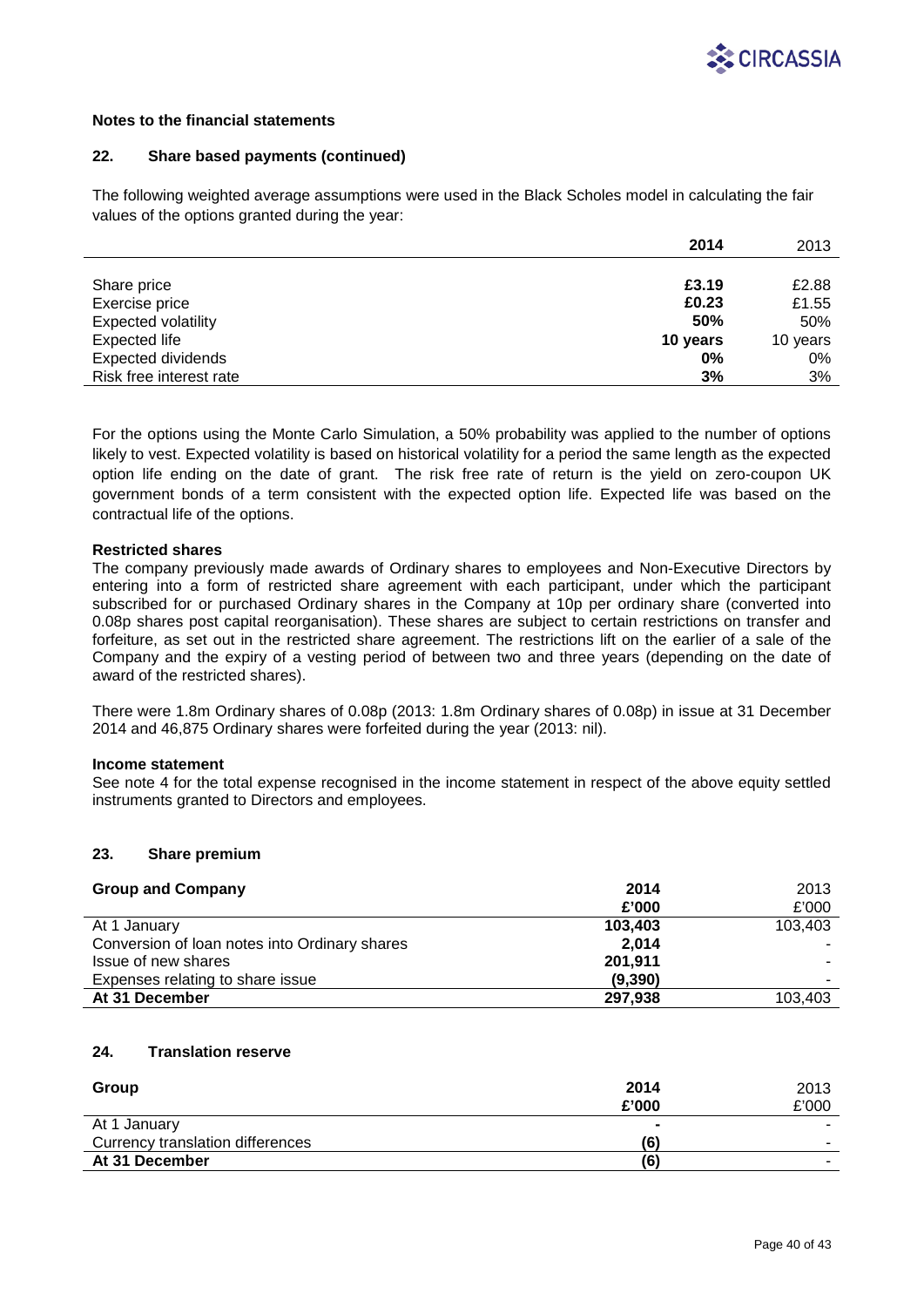**Notes to the financial statements**

## 22. Share based payments (continued)

The following weighted average assumptions were used in the Black Scholes model in calculating the fair values of the options granted during the year:

| | **2014** | 2013 |
|---|---|---|
| Share price | **£3.19** | £2.88 |
| Exercise price | **£0.23** | £1.55 |
| Expected volatility | **50%** | 50% |
| Expected life | **10 years** | 10 years |
| Expected dividends | **0%** | 0% |
| Risk free interest rate | **3%** | 3% |

For the options using the Monte Carlo Simulation, a 50% probability was applied to the number of options likely to vest. Expected volatility is based on historical volatility for a period the same length as the expected option life ending on the date of grant. The risk free rate of return is the yield on zero-coupon UK government bonds of a term consistent with the expected option life. Expected life was based on the contractual life of the options.

**Restricted shares**

The company previously made awards of Ordinary shares to employees and Non-Executive Directors by entering into a form of restricted share agreement with each participant, under which the participant subscribed for or purchased Ordinary shares in the Company at 10p per ordinary share (converted into 0.08p shares post capital reorganisation). These shares are subject to certain restrictions on transfer and forfeiture, as set out in the restricted share agreement. The restrictions lift on the earlier of a sale of the Company and the expiry of a vesting period of between two and three years (depending on the date of award of the restricted shares).

There were 1.8m Ordinary shares of 0.08p (2013: 1.8m Ordinary shares of 0.08p) in issue at 31 December 2014 and 46,875 Ordinary shares were forfeited during the year (2013: nil).

**Income statement**

See note 4 for the total expense recognised in the income statement in respect of the above equity settled instruments granted to Directors and employees.

## 23. Share premium

| **Group and Company** | **2014** | 2013 |
|---|---|---|
| | **£'000** | £'000 |
| At 1 January | **103,403** | 103,403 |
| Conversion of loan notes into Ordinary shares | **2,014** | - |
| Issue of new shares | **201,911** | - |
| Expenses relating to share issue | **(9,390)** | - |
| **At 31 December** | **297,938** | 103,403 |

## 24. Translation reserve

| **Group** | **2014** | 2013 |
|---|---|---|
| | **£'000** | £'000 |
| At 1 January | **-** | - |
| Currency translation differences | **(6)** | - |
| **At 31 December** | **(6)** | - |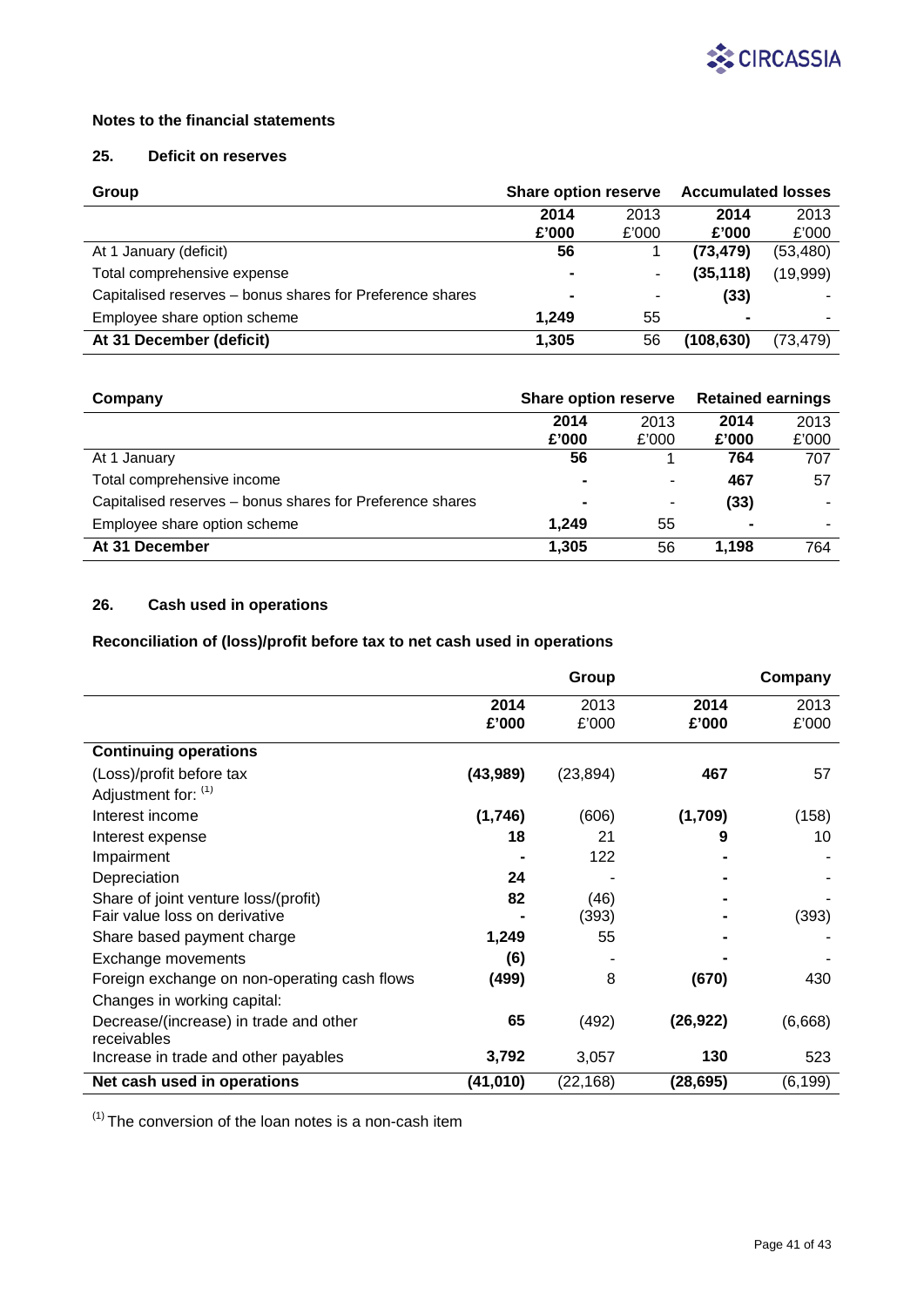### Notes to the financial statements

### 25. Deficit on reserves

| Group | Share option reserve | | Accumulated losses | |
|---|---|---|---|---|
| | **2014 £'000** | 2013 £'000 | **2014 £'000** | 2013 £'000 |
| At 1 January (deficit) | **56** | 1 | **(73,479)** | (53,480) |
| Total comprehensive expense | **-** | - | **(35,118)** | (19,999) |
| Capitalised reserves – bonus shares for Preference shares | **-** | - | **(33)** | - |
| Employee share option scheme | **1,249** | 55 | **-** | - |
| **At 31 December (deficit)** | **1,305** | 56 | **(108,630)** | (73,479) |

| Company | Share option reserve | | Retained earnings | |
|---|---|---|---|---|
| | **2014 £'000** | 2013 £'000 | **2014 £'000** | 2013 £'000 |
| At 1 January | **56** | 1 | **764** | 707 |
| Total comprehensive income | **-** | - | **467** | 57 |
| Capitalised reserves – bonus shares for Preference shares | **-** | - | **(33)** | - |
| Employee share option scheme | **1,249** | 55 | **-** | - |
| **At 31 December** | **1,305** | 56 | **1,198** | 764 |

### 26. Cash used in operations

**Reconciliation of (loss)/profit before tax to net cash used in operations**

| | Group | | Company | |
|---|---|---|---|---|
| | **2014 £'000** | 2013 £'000 | **2014 £'000** | 2013 £'000 |
| **Continuing operations** | | | | |
| (Loss)/profit before tax | **(43,989)** | (23,894) | **467** | 57 |
| Adjustment for: [(1)] | | | | |
| Interest income | **(1,746)** | (606) | **(1,709)** | (158) |
| Interest expense | **18** | 21 | **9** | 10 |
| Impairment | **-** | 122 | **-** | - |
| Depreciation | **24** | - | **-** | - |
| Share of joint venture loss/(profit) | **82** | (46) | **-** | - |
| Fair value loss on derivative | **-** | (393) | **-** | (393) |
| Share based payment charge | **1,249** | 55 | **-** | - |
| Exchange movements | **(6)** | - | **-** | - |
| Foreign exchange on non-operating cash flows | **(499)** | 8 | **(670)** | 430 |
| Changes in working capital: | | | | |
| Decrease/(increase) in trade and other receivables | **65** | (492) | **(26,922)** | (6,668) |
| Increase in trade and other payables | **3,792** | 3,057 | **130** | 523 |
| **Net cash used in operations** | **(41,010)** | (22,168) | **(28,695)** | (6,199) |

[(1)] The conversion of the loan notes is a non-cash item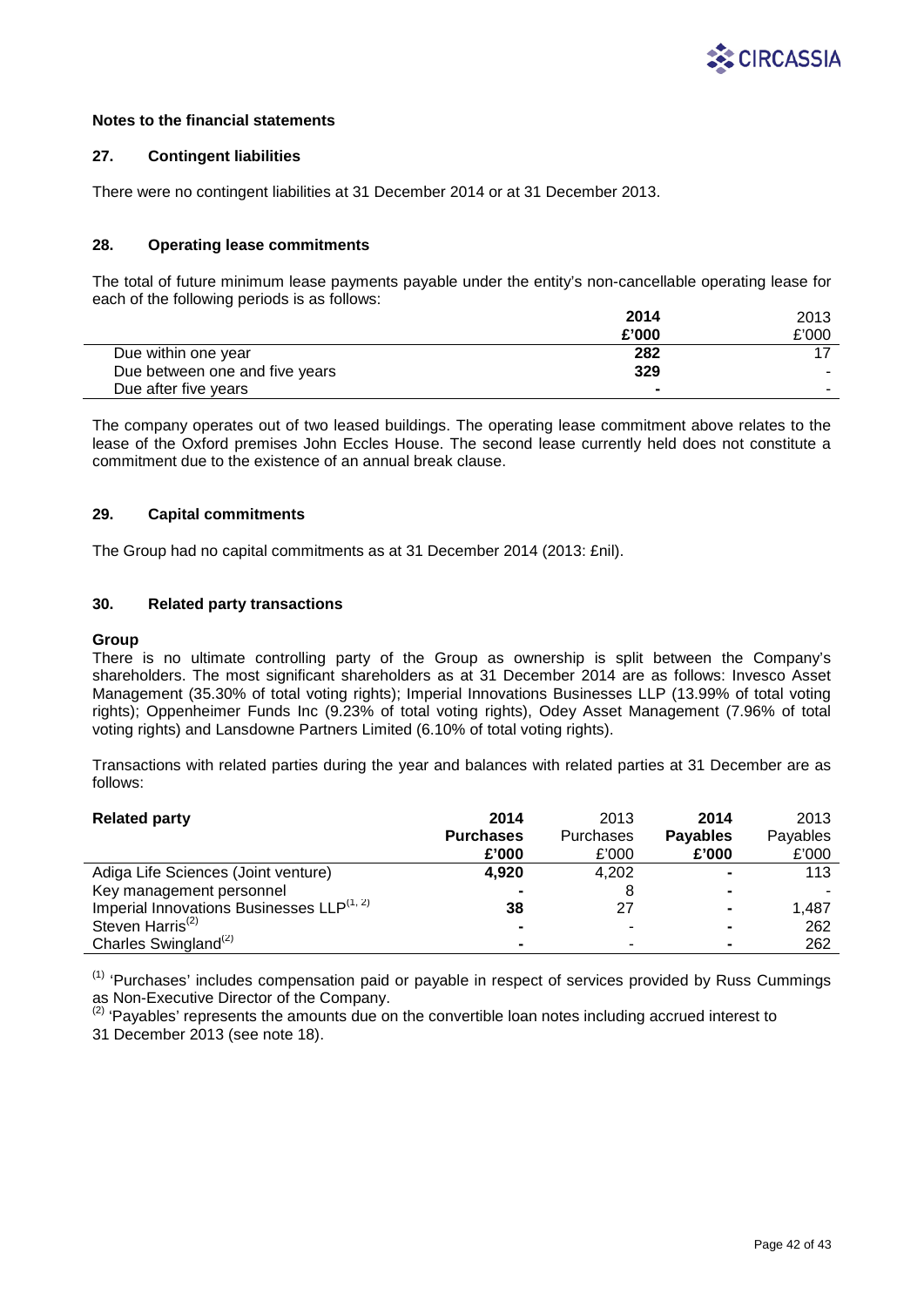## Notes to the financial statements

### 27. Contingent liabilities

There were no contingent liabilities at 31 December 2014 or at 31 December 2013.

### 28. Operating lease commitments

The total of future minimum lease payments payable under the entity's non-cancellable operating lease for each of the following periods is as follows:

| | **2014** | 2013 |
|---|---|---|
| | **£'000** | £'000 |
| Due within one year | **282** | 17 |
| Due between one and five years | **329** | - |
| Due after five years | **-** | - |

The company operates out of two leased buildings. The operating lease commitment above relates to the lease of the Oxford premises John Eccles House. The second lease currently held does not constitute a commitment due to the existence of an annual break clause.

### 29. Capital commitments

The Group had no capital commitments as at 31 December 2014 (2013: £nil).

### 30. Related party transactions

**Group**

There is no ultimate controlling party of the Group as ownership is split between the Company's shareholders. The most significant shareholders as at 31 December 2014 are as follows: Invesco Asset Management (35.30% of total voting rights); Imperial Innovations Businesses LLP (13.99% of total voting rights); Oppenheimer Funds Inc (9.23% of total voting rights), Odey Asset Management (7.96% of total voting rights) and Lansdowne Partners Limited (6.10% of total voting rights).

Transactions with related parties during the year and balances with related parties at 31 December are as follows:

| **Related party** | **2014 Purchases** | 2013 Purchases | **2014 Payables** | 2013 Payables |
|---|---|---|---|---|
| | **£'000** | £'000 | **£'000** | £'000 |
| Adiga Life Sciences (Joint venture) | **4,920** | 4,202 | **-** | 113 |
| Key management personnel | **-** | 8 | **-** | - |
| Imperial Innovations Businesses LLP[1, 2] | **38** | 27 | **-** | 1,487 |
| Steven Harris[2] | **-** | - | **-** | 262 |
| Charles Swingland[2] | **-** | - | **-** | 262 |

[1] 'Purchases' includes compensation paid or payable in respect of services provided by Russ Cummings as Non-Executive Director of the Company.

[2] 'Payables' represents the amounts due on the convertible loan notes including accrued interest to 31 December 2013 (see note 18).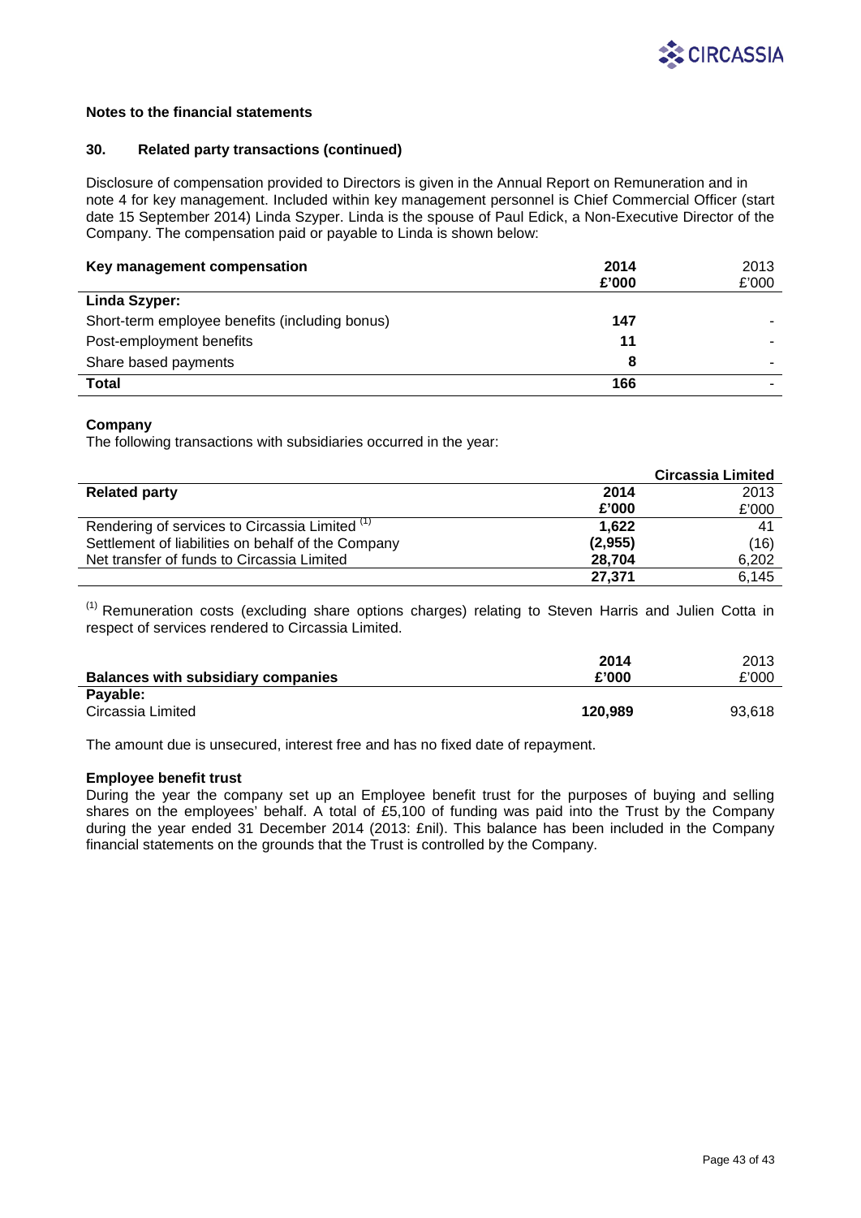**Notes to the financial statements**

## 30. Related party transactions (continued)

Disclosure of compensation provided to Directors is given in the Annual Report on Remuneration and in note 4 for key management. Included within key management personnel is Chief Commercial Officer (start date 15 September 2014) Linda Szyper. Linda is the spouse of Paul Edick, a Non-Executive Director of the Company. The compensation paid or payable to Linda is shown below:

| Key management compensation | 2014 £'000 | 2013 £'000 |
|---|---|---|
| **Linda Szyper:** | | |
| Short-term employee benefits (including bonus) | **147** | - |
| Post-employment benefits | **11** | - |
| Share based payments | **8** | - |
| **Total** | **166** | - |

### Company

The following transactions with subsidiaries occurred in the year:

| | Circassia Limited | |
|---|---|---|
| **Related party** | **2014 £'000** | 2013 £'000 |
| Rendering of services to Circassia Limited [(1)] | **1,622** | 41 |
| Settlement of liabilities on behalf of the Company | **(2,955)** | (16) |
| Net transfer of funds to Circassia Limited | **28,704** | 6,202 |
| | **27,371** | 6,145 |

[(1)] Remuneration costs (excluding share options charges) relating to Steven Harris and Julien Cotta in respect of services rendered to Circassia Limited.

| Balances with subsidiary companies | 2014 £'000 | 2013 £'000 |
|---|---|---|
| **Payable:** | | |
| Circassia Limited | **120,989** | 93,618 |

The amount due is unsecured, interest free and has no fixed date of repayment.

### Employee benefit trust

During the year the company set up an Employee benefit trust for the purposes of buying and selling shares on the employees' behalf. A total of £5,100 of funding was paid into the Trust by the Company during the year ended 31 December 2014 (2013: £nil). This balance has been included in the Company financial statements on the grounds that the Trust is controlled by the Company.